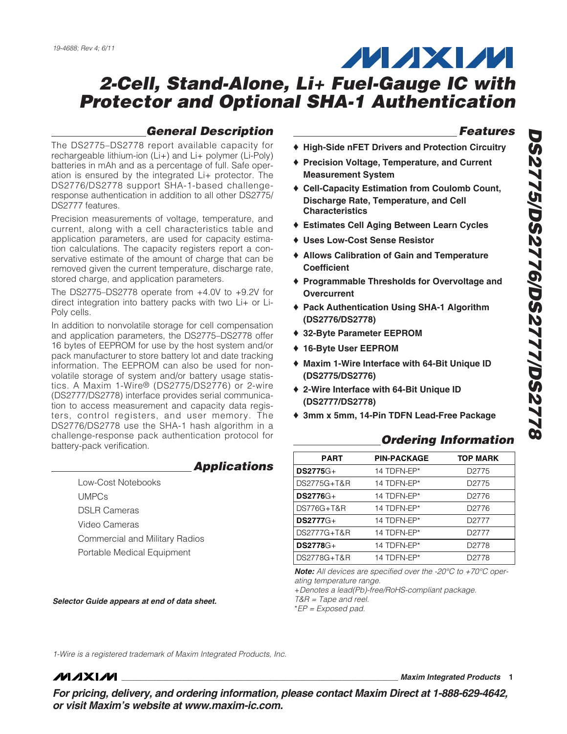19-4688; Rev 4; 6/11

# 2-Cell, Stand-Alone, Li+ Fuel-Gauge IC with Protector and Optional SHA-1 Authentication

## DS2775/DS2776/DS2777/DS2778

## General Description

The DS2775–DS2778 report available capacity for rechargeable lithium-ion (Li+) and Li+ polymer (Li-Poly) batteries in mAh and as a percentage of full. Safe operation is ensured by the integrated Li+ protector. The DS2776/DS2778 support SHA-1-based challenge-response authentication in addition to all other DS2775/DS2777 features.

Precision measurements of voltage, temperature, and current, along with a cell characteristics table and application parameters, are used for capacity estimation calculations. The capacity registers report a conservative estimate of the amount of charge that can be removed given the current temperature, discharge rate, stored charge, and application parameters.

The DS2775–DS2778 operate from +4.0V to +9.2V for direct integration into battery packs with two Li+ or Li-Poly cells.

In addition to nonvolatile storage for cell compensation and application parameters, the DS2775–DS2778 offer 16 bytes of EEPROM for use by the host system and/or pack manufacturer to store battery lot and date tracking information. The EEPROM can also be used for nonvolatile storage of system and/or battery usage statistics. A Maxim 1-Wire® (DS2775/DS2776) or 2-wire (DS2777/DS2778) interface provides serial communication to access measurement and capacity data registers, control registers, and user memory. The DS2776/DS2778 use the SHA-1 hash algorithm in a challenge-response pack authentication protocol for battery-pack verification.

## Applications

- Low-Cost Notebooks
- UMPCs
- DSLR Cameras
- Video Cameras
- Commercial and Military Radios
- Portable Medical Equipment

***Selector Guide appears at end of data sheet.***

## Features

- **High-Side nFET Drivers and Protection Circuitry**
- **Precision Voltage, Temperature, and Current Measurement System**
- **Cell-Capacity Estimation from Coulomb Count, Discharge Rate, Temperature, and Cell Characteristics**
- **Estimates Cell Aging Between Learn Cycles**
- **Uses Low-Cost Sense Resistor**
- **Allows Calibration of Gain and Temperature Coefficient**
- **Programmable Thresholds for Overvoltage and Overcurrent**
- **Pack Authentication Using SHA-1 Algorithm (DS2776/DS2778)**
- **32-Byte Parameter EEPROM**
- **16-Byte User EEPROM**
- **Maxim 1-Wire Interface with 64-Bit Unique ID (DS2775/DS2776)**
- **2-Wire Interface with 64-Bit Unique ID (DS2777/DS2778)**
- **3mm x 5mm, 14-Pin TDFN Lead-Free Package**

## Ordering Information

| PART | PIN-PACKAGE | TOP MARK |
|---|---|---|
| **DS2775**G+ | 14 TDFN-EP* | D2775 |
| DS2775G+T&R | 14 TDFN-EP* | D2775 |
| **DS2776**G+ | 14 TDFN-EP* | D2776 |
| DS776G+T&R | 14 TDFN-EP* | D2776 |
| **DS2777**G+ | 14 TDFN-EP* | D2777 |
| DS2777G+T&R | 14 TDFN-EP* | D2777 |
| **DS2778**G+ | 14 TDFN-EP* | D2778 |
| DS2778G+T&R | 14 TDFN-EP* | D2778 |

***Note:*** *All devices are specified over the -20°C to +70°C operating temperature range.*
*+Denotes a lead(Pb)-free/RoHS-compliant package.*
*T&R = Tape and reel.*
*\*EP = Exposed pad.*

*1-Wire is a registered trademark of Maxim Integrated Products, Inc.*

***For pricing, delivery, and ordering information, please contact Maxim Direct at 1-888-629-4642, or visit Maxim's website at www.maxim-ic.com.***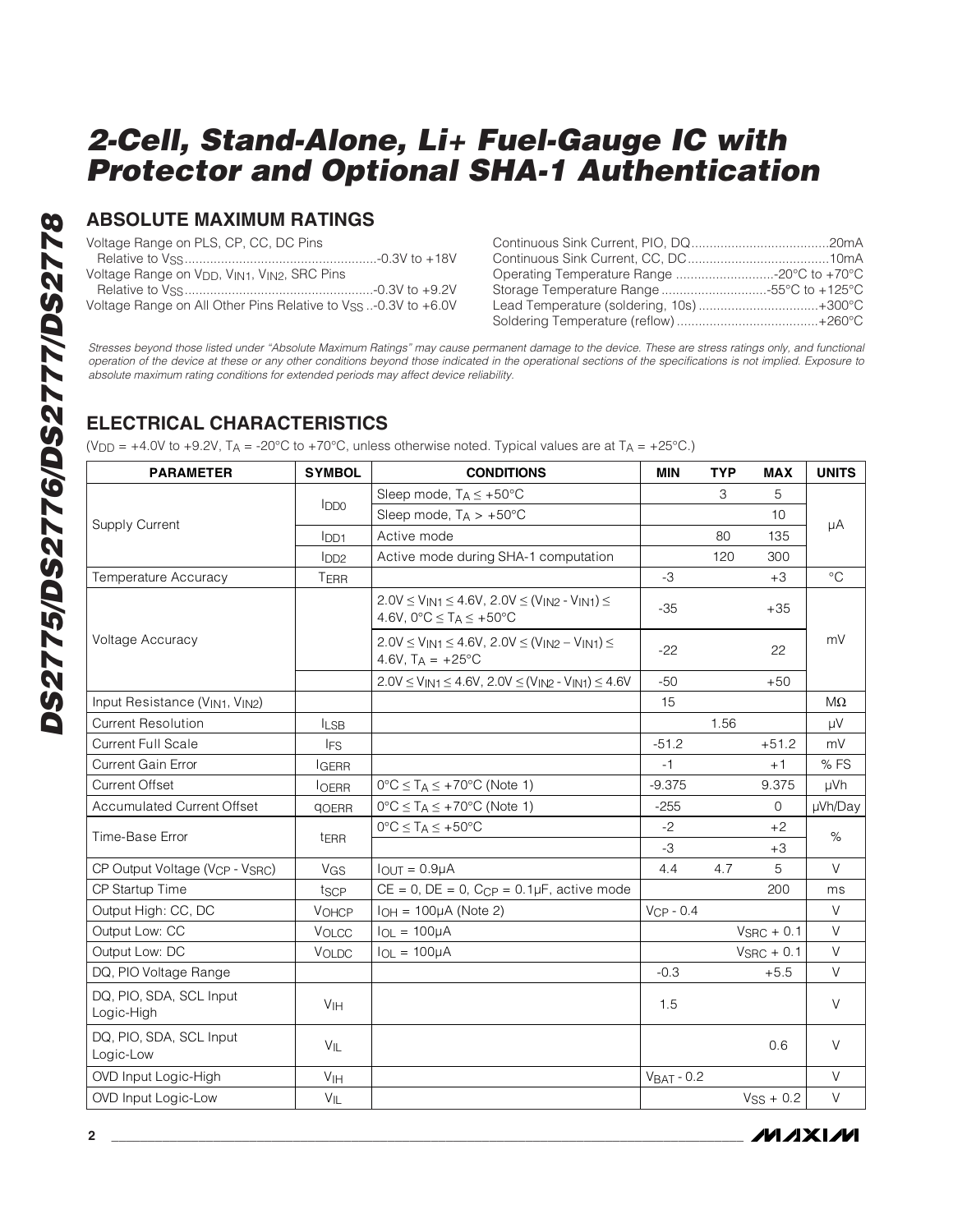# 2-Cell, Stand-Alone, Li+ Fuel-Gauge IC with Protector and Optional SHA-1 Authentication

## ABSOLUTE MAXIMUM RATINGS

Voltage Range on PLS, CP, CC, DC Pins Relative to $V_{SS}$ .......................................-0.3V to +18V
Voltage Range on $V_{DD}$, $V_{IN1}$, $V_{IN2}$, SRC Pins Relative to $V_{SS}$ .......................................-0.3V to +9.2V
Voltage Range on All Other Pins Relative to $V_{SS}$ ..-0.3V to +6.0V
Continuous Sink Current, PIO, DQ.......................................20mA
Continuous Sink Current, CC, DC.......................................10mA
Operating Temperature Range ...........................-20°C to +70°C
Storage Temperature Range .............................-55°C to +125°C
Lead Temperature (soldering, 10s) ...................................+300°C
Soldering Temperature (reflow) .......................................+260°C

*Stresses beyond those listed under "Absolute Maximum Ratings" may cause permanent damage to the device. These are stress ratings only, and functional operation of the device at these or any other conditions beyond those indicated in the operational sections of the specifications is not implied. Exposure to absolute maximum rating conditions for extended periods may affect device reliability.*

## ELECTRICAL CHARACTERISTICS

($V_{DD}$ = +4.0V to +9.2V, $T_A$ = -20°C to +70°C, unless otherwise noted. Typical values are at $T_A$ = +25°C.)

| PARAMETER | SYMBOL | CONDITIONS | MIN | TYP | MAX | UNITS |
|---|---|---|---|---|---|---|
| Supply Current | $I_{DD0}$ | Sleep mode, $T_A \leq +50°C$ | | 3 | 5 | µA |
| | | Sleep mode, $T_A > +50°C$ | | | 10 | |
| | $I_{DD1}$ | Active mode | | 80 | 135 | |
| | $I_{DD2}$ | Active mode during SHA-1 computation | | 120 | 300 | |
| Temperature Accuracy | $T_{ERR}$ | | -3 | | +3 | °C |
| Voltage Accuracy | | $2.0V \leq V_{IN1} \leq 4.6V$, $2.0V \leq (V_{IN2} - V_{IN1}) \leq 4.6V$, $0°C \leq T_A \leq +50°C$ | -35 | | +35 | mV |
| | | $2.0V \leq V_{IN1} \leq 4.6V$, $2.0V \leq (V_{IN2} - V_{IN1}) \leq 4.6V$, $T_A = +25°C$ | -22 | | 22 | |
| | | $2.0V \leq V_{IN1} \leq 4.6V$, $2.0V \leq (V_{IN2} - V_{IN1}) \leq 4.6V$ | -50 | | +50 | |
| Input Resistance ($V_{IN1}$, $V_{IN2}$) | | | 15 | | | MΩ |
| Current Resolution | $I_{LSB}$ | | | 1.56 | | µV |
| Current Full Scale | $I_{FS}$ | | -51.2 | | +51.2 | mV |
| Current Gain Error | $I_{GERR}$ | | -1 | | +1 | % FS |
| Current Offset | $I_{OERR}$ | $0°C \leq T_A \leq +70°C$ (Note 1) | -9.375 | | 9.375 | µVh |
| Accumulated Current Offset | $q_{OERR}$ | $0°C \leq T_A \leq +70°C$ (Note 1) | -255 | | 0 | µVh/Day |
| Time-Base Error | $t_{ERR}$ | $0°C \leq T_A \leq +50°C$ | -2 | | +2 | % |
| | | | -3 | | +3 | |
| CP Output Voltage ($V_{CP}$ - $V_{SRC}$) | $V_{GS}$ | $I_{OUT}$ = 0.9µA | 4.4 | 4.7 | 5 | V |
| CP Startup Time | $t_{SCP}$ | CE = 0, DE = 0, $C_{CP}$ = 0.1µF, active mode | | | 200 | ms |
| Output High: CC, DC | $V_{OHCP}$ | $I_{OH}$ = 100µA (Note 2) | $V_{CP}$ - 0.4 | | | V |
| Output Low: CC | $V_{OLCC}$ | $I_{OL}$ = 100µA | | | $V_{SRC}$ + 0.1 | V |
| Output Low: DC | $V_{OLDC}$ | $I_{OL}$ = 100µA | | | $V_{SRC}$ + 0.1 | V |
| DQ, PIO Voltage Range | | | -0.3 | | +5.5 | V |
| DQ, PIO, SDA, SCL Input Logic-High | $V_{IH}$ | | 1.5 | | | V |
| DQ, PIO, SDA, SCL Input Logic-Low | $V_{IL}$ | | | | 0.6 | V |
| OVD Input Logic-High | $V_{IH}$ | | $V_{BAT}$ - 0.2 | | | V |
| OVD Input Logic-Low | $V_{IL}$ | | | | $V_{SS}$ + 0.2 | V |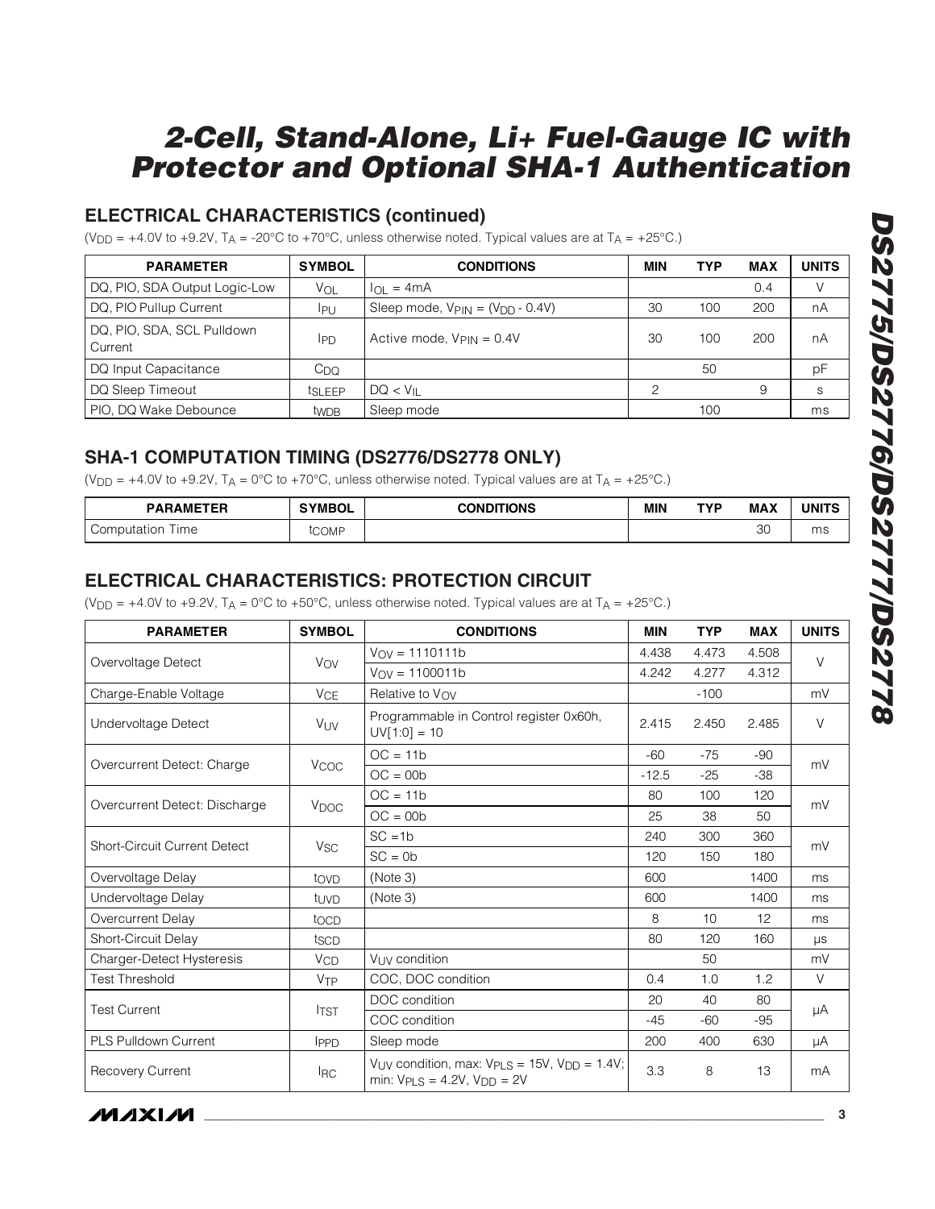## ELECTRICAL CHARACTERISTICS (continued)

($V_{DD}$ = +4.0V to +9.2V, $T_A$ = -20°C to +70°C, unless otherwise noted. Typical values are at $T_A$ = +25°C.)

| PARAMETER | SYMBOL | CONDITIONS | MIN | TYP | MAX | UNITS |
|---|---|---|---|---|---|---|
| DQ, PIO, SDA Output Logic-Low | $V_{OL}$ | $I_{OL}$ = 4mA | | | 0.4 | V |
| DQ, PIO Pullup Current | $I_{PU}$ | Sleep mode, $V_{PIN}$ = ($V_{DD}$ - 0.4V) | 30 | 100 | 200 | nA |
| DQ, PIO, SDA, SCL Pulldown Current | $I_{PD}$ | Active mode, $V_{PIN}$ = 0.4V | 30 | 100 | 200 | nA |
| DQ Input Capacitance | $C_{DQ}$ | | | 50 | | pF |
| DQ Sleep Timeout | $t_{SLEEP}$ | DQ < $V_{IL}$ | 2 | | 9 | s |
| PIO, DQ Wake Debounce | $t_{WDB}$ | Sleep mode | | 100 | | ms |

## SHA-1 COMPUTATION TIMING (DS2776/DS2778 ONLY)

($V_{DD}$ = +4.0V to +9.2V, $T_A$ = 0°C to +70°C, unless otherwise noted. Typical values are at $T_A$ = +25°C.)

| PARAMETER | SYMBOL | CONDITIONS | MIN | TYP | MAX | UNITS |
|---|---|---|---|---|---|---|
| Computation Time | $t_{COMP}$ | | | | 30 | ms |

## ELECTRICAL CHARACTERISTICS: PROTECTION CIRCUIT

($V_{DD}$ = +4.0V to +9.2V, $T_A$ = 0°C to +50°C, unless otherwise noted. Typical values are at $T_A$ = +25°C.)

| PARAMETER | SYMBOL | CONDITIONS | MIN | TYP | MAX | UNITS |
|---|---|---|---|---|---|---|
| Overvoltage Detect | $V_{OV}$ | $V_{OV}$ = 1110111b | 4.438 | 4.473 | 4.508 | V |
| | | $V_{OV}$ = 1100011b | 4.242 | 4.277 | 4.312 | |
| Charge-Enable Voltage | $V_{CE}$ | Relative to $V_{OV}$ | | -100 | | mV |
| Undervoltage Detect | $V_{UV}$ | Programmable in Control register 0x60h, UV[1:0] = 10 | 2.415 | 2.450 | 2.485 | V |
| Overcurrent Detect: Charge | $V_{COC}$ | OC = 11b | -60 | -75 | -90 | mV |
| | | OC = 00b | -12.5 | -25 | -38 | |
| Overcurrent Detect: Discharge | $V_{DOC}$ | OC = 11b | 80 | 100 | 120 | mV |
| | | OC = 00b | 25 | 38 | 50 | |
| Short-Circuit Current Detect | $V_{SC}$ | SC =1b | 240 | 300 | 360 | mV |
| | | SC = 0b | 120 | 150 | 180 | |
| Overvoltage Delay | $t_{OVD}$ | (Note 3) | 600 | | 1400 | ms |
| Undervoltage Delay | $t_{UVD}$ | (Note 3) | 600 | | 1400 | ms |
| Overcurrent Delay | $t_{OCD}$ | | 8 | 10 | 12 | ms |
| Short-Circuit Delay | $t_{SCD}$ | | 80 | 120 | 160 | µs |
| Charger-Detect Hysteresis | $V_{CD}$ | $V_{UV}$ condition | | 50 | | mV |
| Test Threshold | $V_{TP}$ | COC, DOC condition | 0.4 | 1.0 | 1.2 | V |
| Test Current | $I_{TST}$ | DOC condition | 20 | 40 | 80 | µA |
| | | COC condition | -45 | -60 | -95 | |
| PLS Pulldown Current | $I_{PPD}$ | Sleep mode | 200 | 400 | 630 | µA |
| Recovery Current | $I_{RC}$ | $V_{UV}$ condition, max: $V_{PLS}$ = 15V, $V_{DD}$ = 1.4V; min: $V_{PLS}$ = 4.2V, $V_{DD}$ = 2V | 3.3 | 8 | 13 | mA |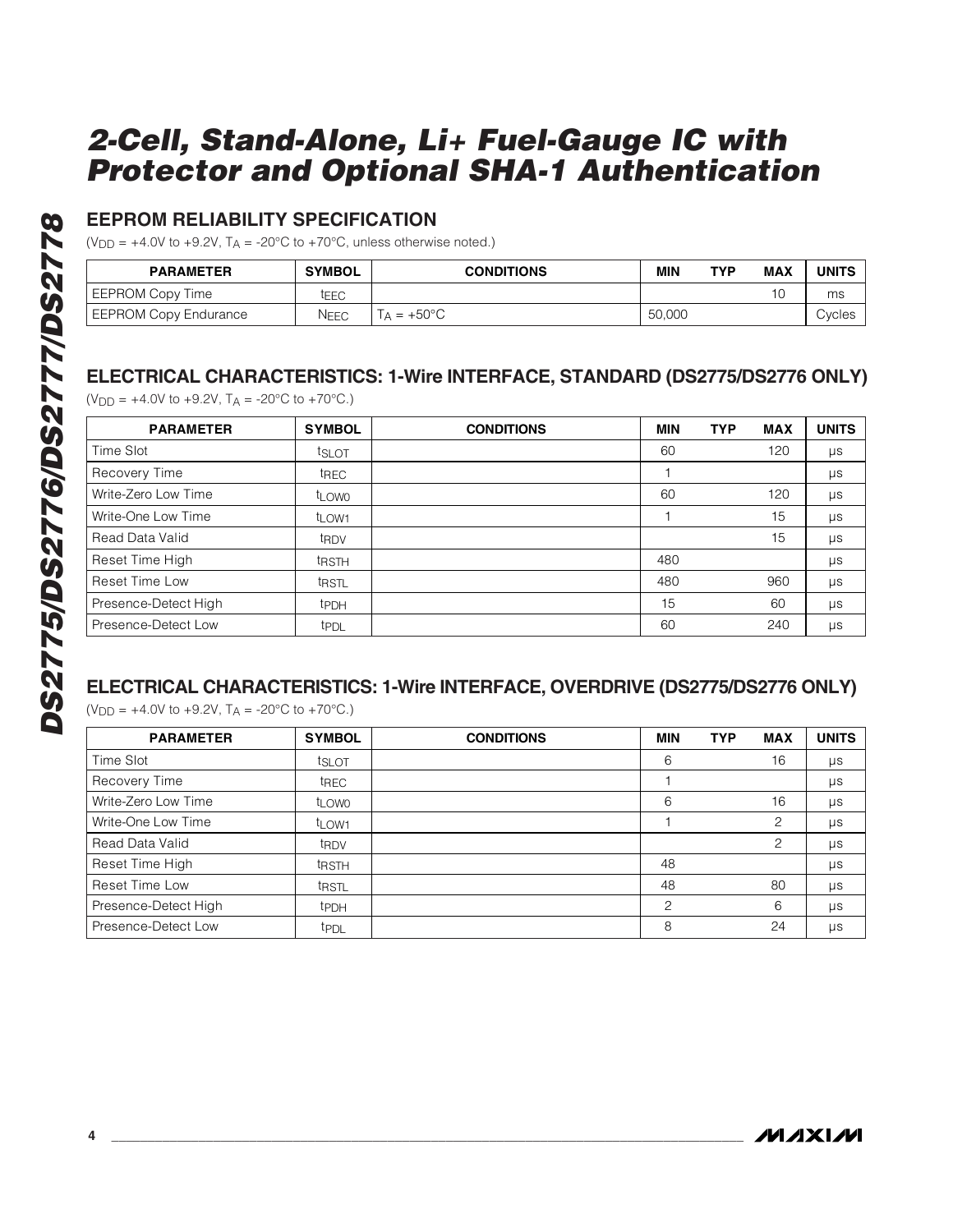## EEPROM RELIABILITY SPECIFICATION

($V_{DD}$ = +4.0V to +9.2V, $T_A$ = -20°C to +70°C, unless otherwise noted.)

| PARAMETER | SYMBOL | CONDITIONS | MIN | TYP | MAX | UNITS |
|---|---|---|---|---|---|---|
| EEPROM Copy Time | $t_{EEC}$ | | | | 10 | ms |
| EEPROM Copy Endurance | $N_{EEC}$ | $T_A$ = +50°C | 50,000 | | | Cycles |

## ELECTRICAL CHARACTERISTICS: 1-Wire INTERFACE, STANDARD (DS2775/DS2776 ONLY)

($V_{DD}$ = +4.0V to +9.2V, $T_A$ = -20°C to +70°C.)

| PARAMETER | SYMBOL | CONDITIONS | MIN | TYP | MAX | UNITS |
|---|---|---|---|---|---|---|
| Time Slot | $t_{SLOT}$ | | 60 | | 120 | µs |
| Recovery Time | $t_{REC}$ | | 1 | | | µs |
| Write-Zero Low Time | $t_{LOW0}$ | | 60 | | 120 | µs |
| Write-One Low Time | $t_{LOW1}$ | | 1 | | 15 | µs |
| Read Data Valid | $t_{RDV}$ | | | | 15 | µs |
| Reset Time High | $t_{RSTH}$ | | 480 | | | µs |
| Reset Time Low | $t_{RSTL}$ | | 480 | | 960 | µs |
| Presence-Detect High | $t_{PDH}$ | | 15 | | 60 | µs |
| Presence-Detect Low | $t_{PDL}$ | | 60 | | 240 | µs |

## ELECTRICAL CHARACTERISTICS: 1-Wire INTERFACE, OVERDRIVE (DS2775/DS2776 ONLY)

($V_{DD}$ = +4.0V to +9.2V, $T_A$ = -20°C to +70°C.)

| PARAMETER | SYMBOL | CONDITIONS | MIN | TYP | MAX | UNITS |
|---|---|---|---|---|---|---|
| Time Slot | $t_{SLOT}$ | | 6 | | 16 | µs |
| Recovery Time | $t_{REC}$ | | 1 | | | µs |
| Write-Zero Low Time | $t_{LOW0}$ | | 6 | | 16 | µs |
| Write-One Low Time | $t_{LOW1}$ | | 1 | | 2 | µs |
| Read Data Valid | $t_{RDV}$ | | | | 2 | µs |
| Reset Time High | $t_{RSTH}$ | | 48 | | | µs |
| Reset Time Low | $t_{RSTL}$ | | 48 | | 80 | µs |
| Presence-Detect High | $t_{PDH}$ | | 2 | | 6 | µs |
| Presence-Detect Low | $t_{PDL}$ | | 8 | | 24 | µs |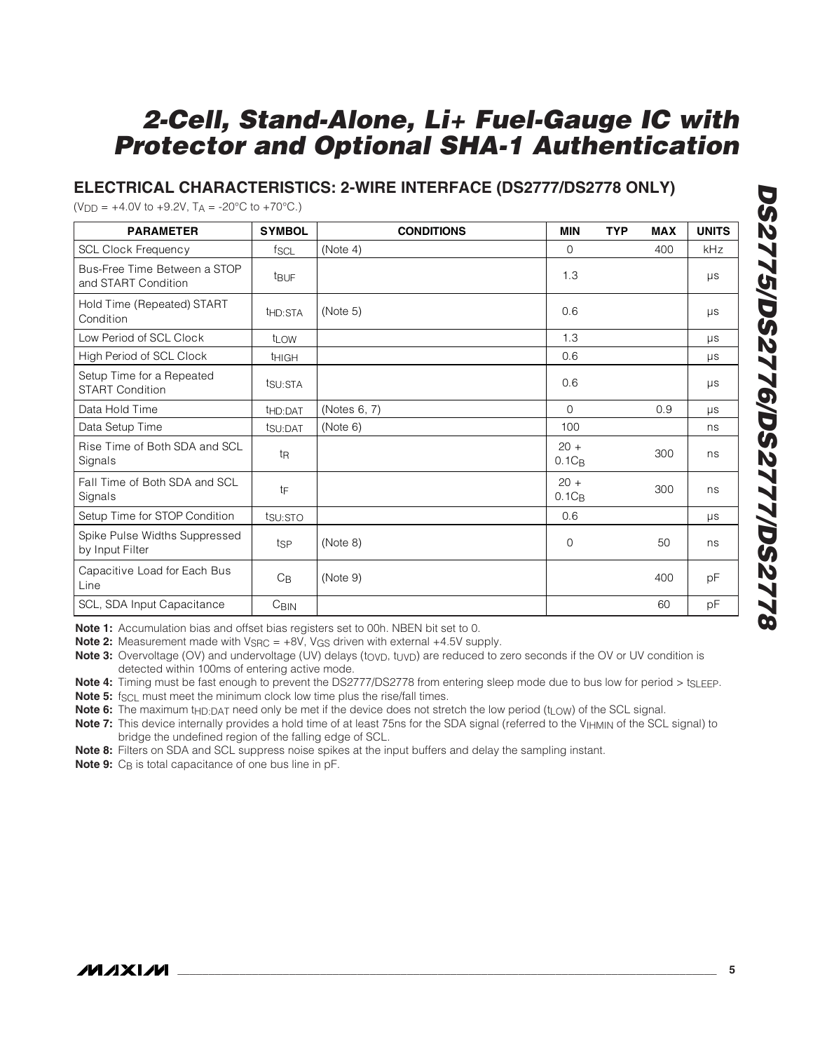## ELECTRICAL CHARACTERISTICS: 2-WIRE INTERFACE (DS2777/DS2778 ONLY)

($V_{DD}$ = +4.0V to +9.2V, $T_A$ = -20°C to +70°C.)

| PARAMETER | SYMBOL | CONDITIONS | MIN | TYP | MAX | UNITS |
|---|---|---|---|---|---|---|
| SCL Clock Frequency | $f_{SCL}$ | (Note 4) | 0 | | 400 | kHz |
| Bus-Free Time Between a STOP and START Condition | $t_{BUF}$ | | 1.3 | | | µs |
| Hold Time (Repeated) START Condition | $t_{HD:STA}$ | (Note 5) | 0.6 | | | µs |
| Low Period of SCL Clock | $t_{LOW}$ | | 1.3 | | | µs |
| High Period of SCL Clock | $t_{HIGH}$ | | 0.6 | | | µs |
| Setup Time for a Repeated START Condition | $t_{SU:STA}$ | | 0.6 | | | µs |
| Data Hold Time | $t_{HD:DAT}$ | (Notes 6, 7) | 0 | | 0.9 | µs |
| Data Setup Time | $t_{SU:DAT}$ | (Note 6) | 100 | | | ns |
| Rise Time of Both SDA and SCL Signals | $t_R$ | | $20 + 0.1C_B$ | | 300 | ns |
| Fall Time of Both SDA and SCL Signals | $t_F$ | | $20 + 0.1C_B$ | | 300 | ns |
| Setup Time for STOP Condition | $t_{SU:STO}$ | | 0.6 | | | µs |
| Spike Pulse Widths Suppressed by Input Filter | $t_{SP}$ | (Note 8) | 0 | | 50 | ns |
| Capacitive Load for Each Bus Line | $C_B$ | (Note 9) | | | 400 | pF |
| SCL, SDA Input Capacitance | $C_{BIN}$ | | | | 60 | pF |

**Note 1:** Accumulation bias and offset bias registers set to 00h. NBEN bit set to 0.

**Note 2:** Measurement made with $V_{SRC}$ = +8V, $V_{GS}$ driven with external +4.5V supply.

**Note 3:** Overvoltage (OV) and undervoltage (UV) delays ($t_{OVD}$, $t_{UVD}$) are reduced to zero seconds if the OV or UV condition is detected within 100ms of entering active mode.

**Note 4:** Timing must be fast enough to prevent the DS2777/DS2778 from entering sleep mode due to bus low for period > $t_{SLEEP}$.

**Note 5:** $f_{SCL}$ must meet the minimum clock low time plus the rise/fall times.

**Note 6:** The maximum $t_{HD:DAT}$ need only be met if the device does not stretch the low period ($t_{LOW}$) of the SCL signal.

**Note 7:** This device internally provides a hold time of at least 75ns for the SDA signal (referred to the $V_{IHMIN}$ of the SCL signal) to bridge the undefined region of the falling edge of SCL.

**Note 8:** Filters on SDA and SCL suppress noise spikes at the input buffers and delay the sampling instant.

**Note 9:** $C_B$ is total capacitance of one bus line in pF.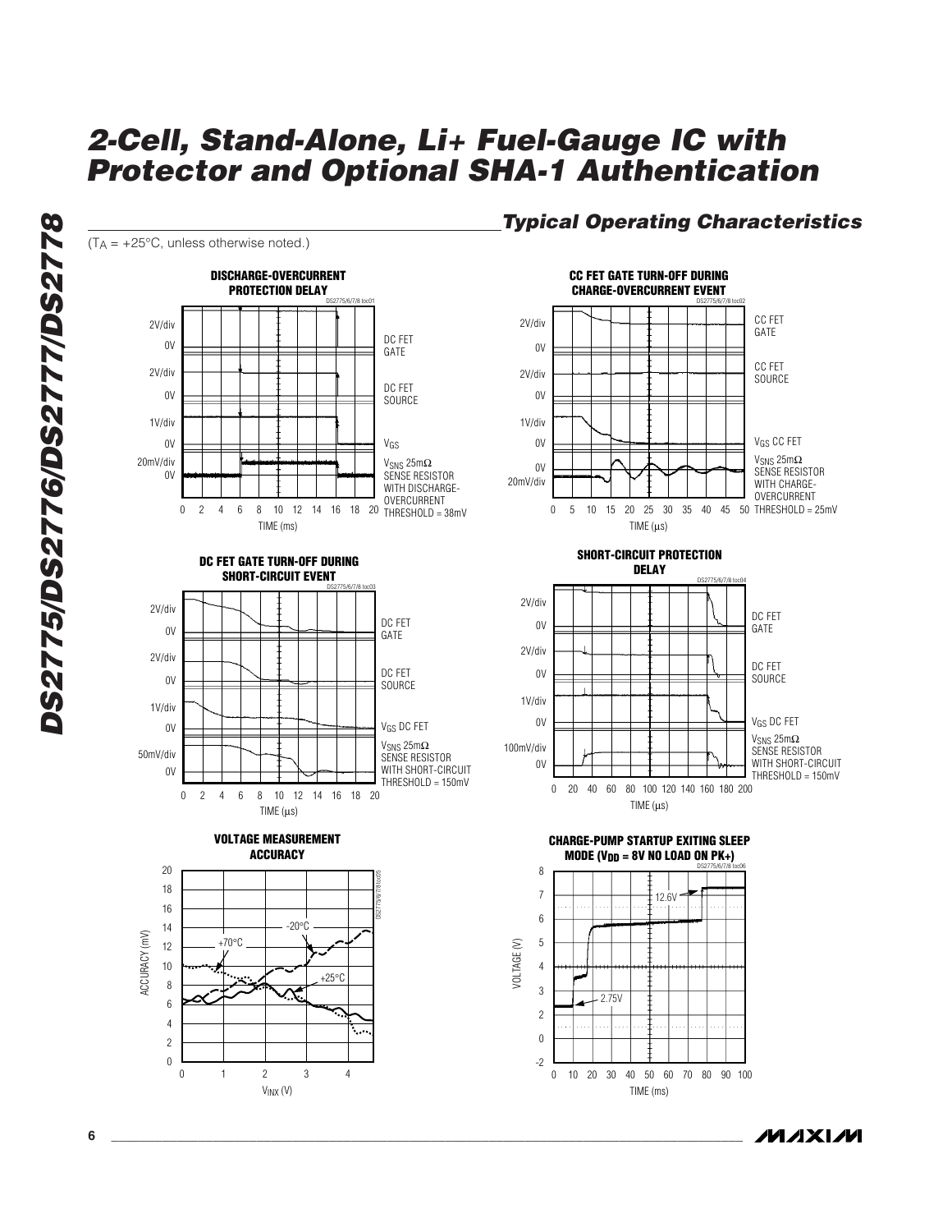## Typical Operating Characteristics

($T_A$ = +25°C, unless otherwise noted.)

**DISCHARGE-OVERCURRENT PROTECTION DELAY**

DC FET GATE (2V/div), DC FET SOURCE (2V/div), $V_{GS}$ (1V/div), $V_{SNS}$ 25mΩ SENSE RESISTOR WITH DISCHARGE-OVERCURRENT THRESHOLD = 38mV (20mV/div); TIME (ms)

**CC FET GATE TURN-OFF DURING CHARGE-OVERCURRENT EVENT**

CC FET GATE (2V/div), CC FET SOURCE (2V/div), $V_{GS}$ CC FET (1V/div), $V_{SNS}$ 25mΩ SENSE RESISTOR WITH CHARGE-OVERCURRENT THRESHOLD = 25mV (20mV/div); TIME (µs)

**DC FET GATE TURN-OFF DURING SHORT-CIRCUIT EVENT**

DC FET GATE (2V/div), DC FET SOURCE (2V/div), $V_{GS}$ DC FET (1V/div), $V_{SNS}$ 25mΩ SENSE RESISTOR WITH SHORT-CIRCUIT THRESHOLD = 150mV (50mV/div); TIME (µs)

**SHORT-CIRCUIT PROTECTION DELAY**

DC FET GATE (2V/div), DC FET SOURCE (2V/div), $V_{GS}$ DC FET (1V/div), $V_{SNS}$ 25mΩ SENSE RESISTOR WITH SHORT-CIRCUIT THRESHOLD = 150mV (100mV/div); TIME (µs)

**VOLTAGE MEASUREMENT ACCURACY**

ACCURACY (mV) vs. $V_{INX}$ (V); curves: +70°C, -20°C, +25°C

**CHARGE-PUMP STARTUP EXITING SLEEP MODE ($V_{DD}$ = 8V NO LOAD ON PK+)**

VOLTAGE (V) vs. TIME (ms); levels: 2.75V, 12.6V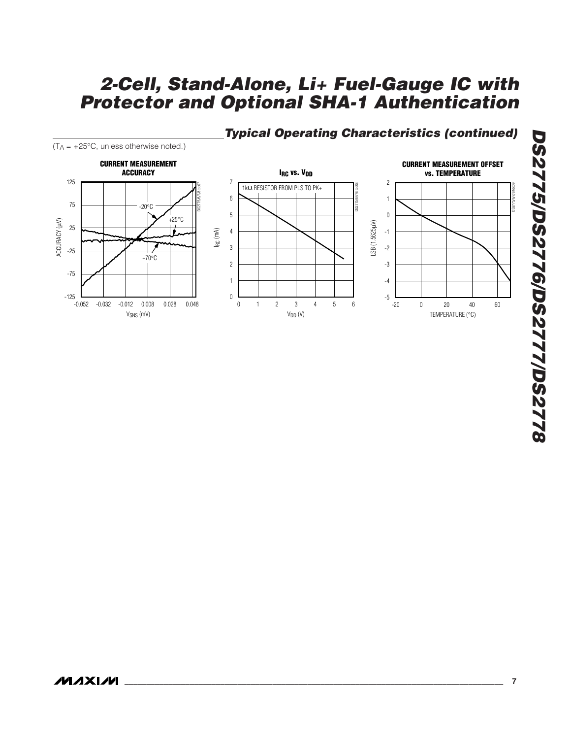## Typical Operating Characteristics (continued)

($T_A$ = +25°C, unless otherwise noted.)

**CURRENT MEASUREMENT ACCURACY**

**$I_{RC}$ vs. $V_{DD}$**

1kΩ RESISTOR FROM PLS TO PK+

**CURRENT MEASUREMENT OFFSET vs. TEMPERATURE**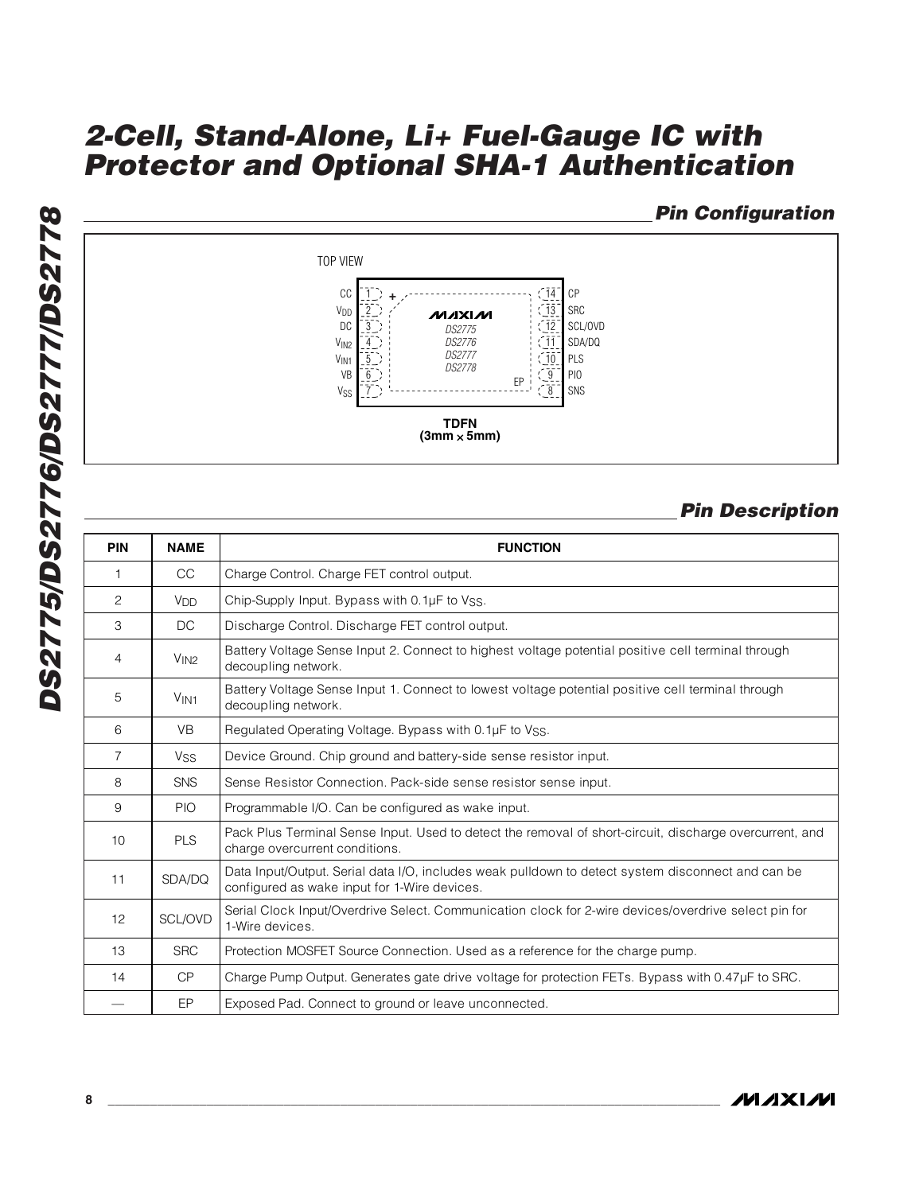## Pin Configuration

TOP VIEW

| Pin | Name | | Pin | Name |
|---|---|---|---|---|
| 1 | CC | | 14 | CP |
| 2 | $V_{DD}$ | | 13 | SRC |
| 3 | DC | | 12 | SCL/OVD |
| 4 | $V_{IN2}$ | | 11 | SDA/DQ |
| 5 | $V_{IN1}$ | | 10 | PLS |
| 6 | VB | | 9 | PIO |
| 7 | $V_{SS}$ | | 8 | SNS |

MAXIM DS2775 DS2776 DS2777 DS2778, EP

**TDFN (3mm × 5mm)**

## Pin Description

| PIN | NAME | FUNCTION |
|---|---|---|
| 1 | CC | Charge Control. Charge FET control output. |
| 2 | $V_{DD}$ | Chip-Supply Input. Bypass with 0.1µF to $V_{SS}$. |
| 3 | DC | Discharge Control. Discharge FET control output. |
| 4 | $V_{IN2}$ | Battery Voltage Sense Input 2. Connect to highest voltage potential positive cell terminal through decoupling network. |
| 5 | $V_{IN1}$ | Battery Voltage Sense Input 1. Connect to lowest voltage potential positive cell terminal through decoupling network. |
| 6 | VB | Regulated Operating Voltage. Bypass with 0.1µF to $V_{SS}$. |
| 7 | $V_{SS}$ | Device Ground. Chip ground and battery-side sense resistor input. |
| 8 | SNS | Sense Resistor Connection. Pack-side sense resistor sense input. |
| 9 | PIO | Programmable I/O. Can be configured as wake input. |
| 10 | PLS | Pack Plus Terminal Sense Input. Used to detect the removal of short-circuit, discharge overcurrent, and charge overcurrent conditions. |
| 11 | SDA/DQ | Data Input/Output. Serial data I/O, includes weak pulldown to detect system disconnect and can be configured as wake input for 1-Wire devices. |
| 12 | SCL/OVD | Serial Clock Input/Overdrive Select. Communication clock for 2-wire devices/overdrive select pin for 1-Wire devices. |
| 13 | SRC | Protection MOSFET Source Connection. Used as a reference for the charge pump. |
| 14 | CP | Charge Pump Output. Generates gate drive voltage for protection FETs. Bypass with 0.47µF to SRC. |
| — | EP | Exposed Pad. Connect to ground or leave unconnected. |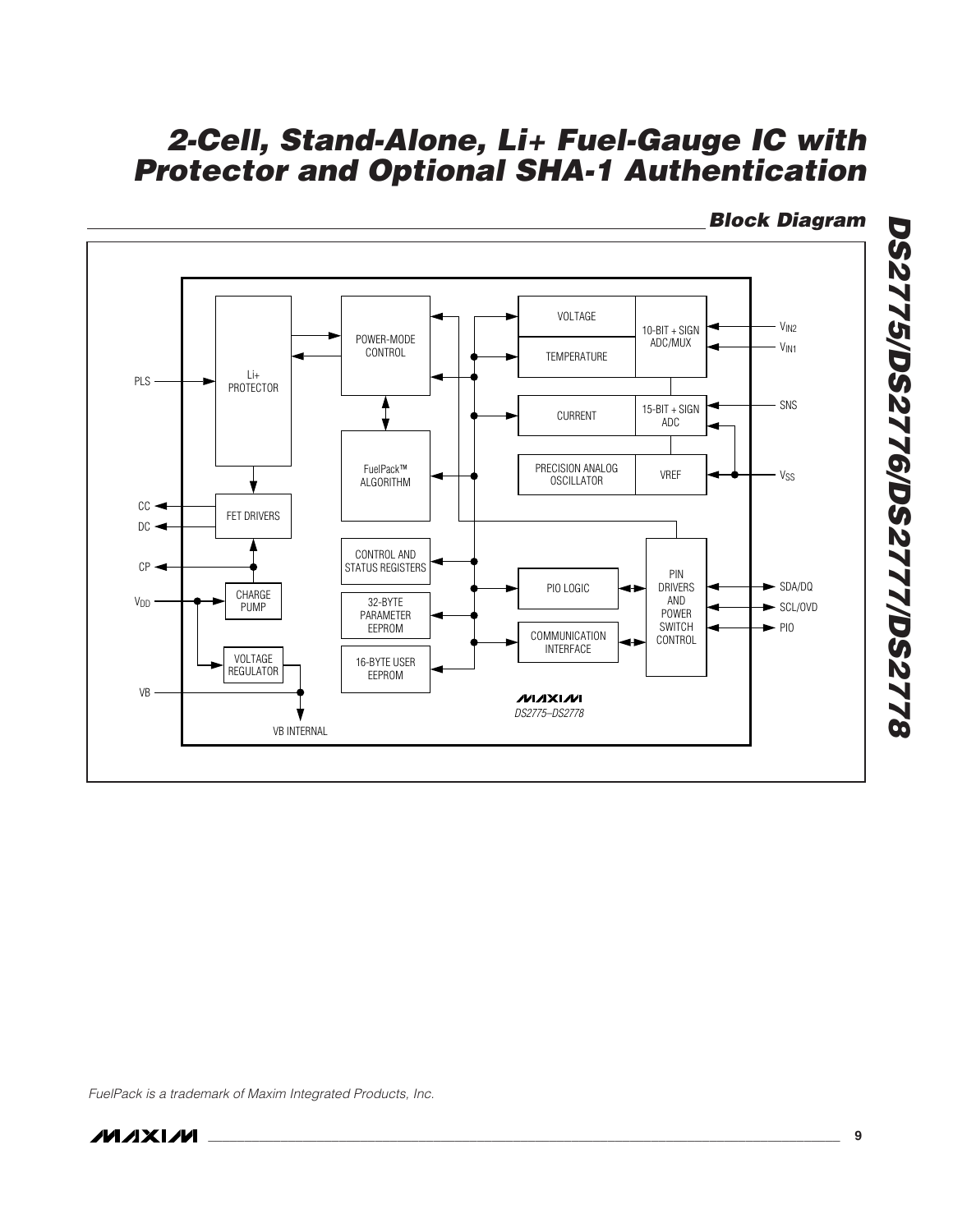## Block Diagram

FuelPack is a trademark of Maxim Integrated Products, Inc.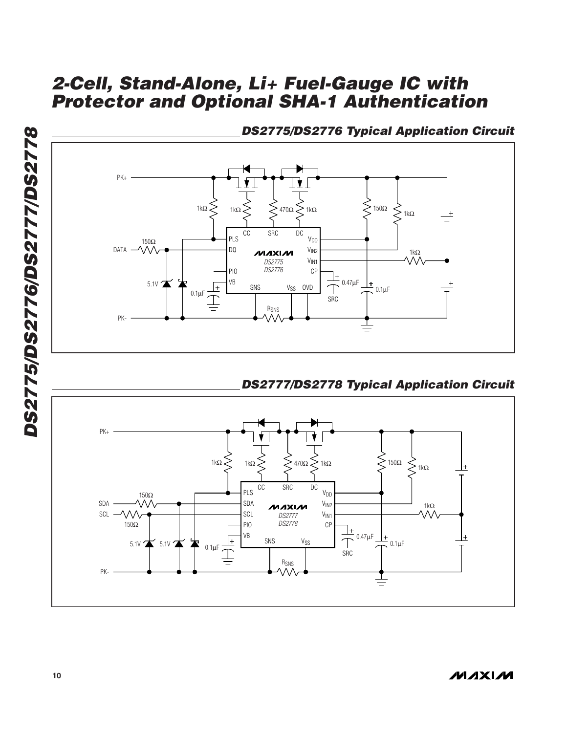## DS2775/DS2776 Typical Application Circuit

## DS2777/DS2778 Typical Application Circuit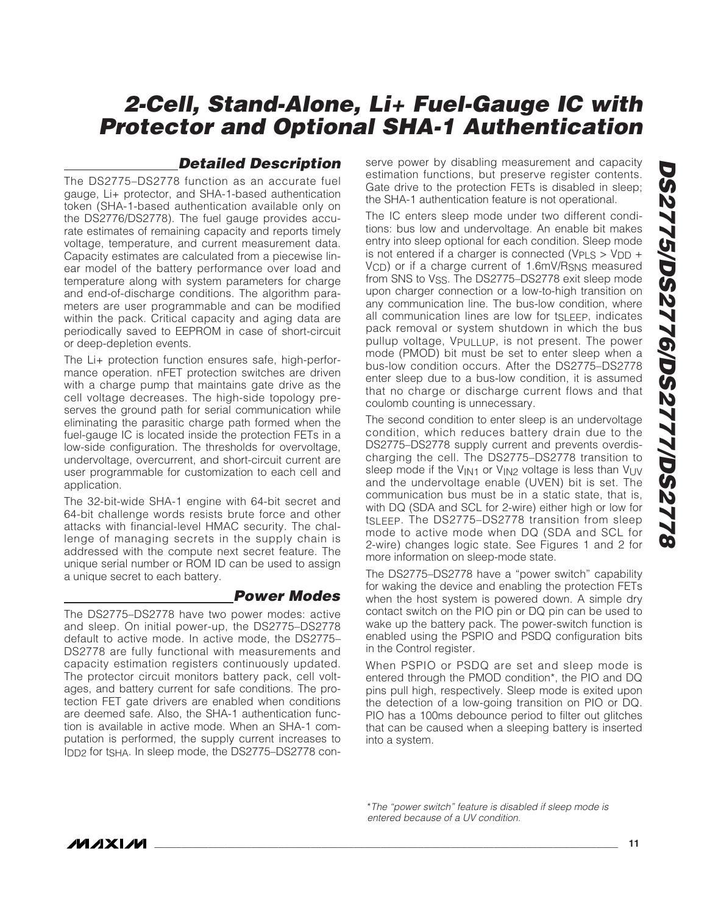## Detailed Description

The DS2775–DS2778 function as an accurate fuel gauge, Li+ protector, and SHA-1-based authentication token (SHA-1-based authentication available only on the DS2776/DS2778). The fuel gauge provides accurate estimates of remaining capacity and reports timely voltage, temperature, and current measurement data. Capacity estimates are calculated from a piecewise linear model of the battery performance over load and temperature along with system parameters for charge and end-of-discharge conditions. The algorithm parameters are user programmable and can be modified within the pack. Critical capacity and aging data are periodically saved to EEPROM in case of short-circuit or deep-depletion events.

The Li+ protection function ensures safe, high-performance operation. nFET protection switches are driven with a charge pump that maintains gate drive as the cell voltage decreases. The high-side topology preserves the ground path for serial communication while eliminating the parasitic charge path formed when the fuel-gauge IC is located inside the protection FETs in a low-side configuration. The thresholds for overvoltage, undervoltage, overcurrent, and short-circuit current are user programmable for customization to each cell and application.

The 32-bit-wide SHA-1 engine with 64-bit secret and 64-bit challenge words resists brute force and other attacks with financial-level HMAC security. The challenge of managing secrets in the supply chain is addressed with the compute next secret feature. The unique serial number or ROM ID can be used to assign a unique secret to each battery.

## Power Modes

The DS2775–DS2778 have two power modes: active and sleep. On initial power-up, the DS2775–DS2778 default to active mode. In active mode, the DS2775–DS2778 are fully functional with measurements and capacity estimation registers continuously updated. The protector circuit monitors battery pack, cell voltages, and battery current for safe conditions. The protection FET gate drivers are enabled when conditions are deemed safe. Also, the SHA-1 authentication function is available in active mode. When an SHA-1 computation is performed, the supply current increases to $I_{DD2}$ for $t_{SHA}$. In sleep mode, the DS2775–DS2778 conserve power by disabling measurement and capacity estimation functions, but preserve register contents. Gate drive to the protection FETs is disabled in sleep; the SHA-1 authentication feature is not operational.

The IC enters sleep mode under two different conditions: bus low and undervoltage. An enable bit makes entry into sleep optional for each condition. Sleep mode is not entered if a charger is connected ($V_{PLS} > V_{DD} + V_{CD}$) or if a charge current of $1.6mV/R_{SNS}$ measured from SNS to $V_{SS}$. The DS2775–DS2778 exit sleep mode upon charger connection or a low-to-high transition on any communication line. The bus-low condition, where all communication lines are low for $t_{SLEEP}$, indicates pack removal or system shutdown in which the bus pullup voltage, $V_{PULLUP}$, is not present. The power mode (PMOD) bit must be set to enter sleep when a bus-low condition occurs. After the DS2775–DS2778 enter sleep due to a bus-low condition, it is assumed that no charge or discharge current flows and that coulomb counting is unnecessary.

The second condition to enter sleep is an undervoltage condition, which reduces battery drain due to the DS2775–DS2778 supply current and prevents overdischarging the cell. The DS2775–DS2778 transition to sleep mode if the $V_{IN1}$ or $V_{IN2}$ voltage is less than $V_{UV}$ and the undervoltage enable (UVEN) bit is set. The communication bus must be in a static state, that is, with DQ (SDA and SCL for 2-wire) either high or low for $t_{SLEEP}$. The DS2775–DS2778 transition from sleep mode to active mode when DQ (SDA and SCL for 2-wire) changes logic state. See Figures 1 and 2 for more information on sleep-mode state.

The DS2775–DS2778 have a "power switch" capability for waking the device and enabling the protection FETs when the host system is powered down. A simple dry contact switch on the PIO pin or DQ pin can be used to wake up the battery pack. The power-switch function is enabled using the PSPIO and PSDQ configuration bits in the Control register.

When PSPIO or PSDQ are set and sleep mode is entered through the PMOD condition*, the PIO and DQ pins pull high, respectively. Sleep mode is exited upon the detection of a low-going transition on PIO or DQ. PIO has a 100ms debounce period to filter out glitches that can be caused when a sleeping battery is inserted into a system.

*\*The "power switch" feature is disabled if sleep mode is entered because of a UV condition.*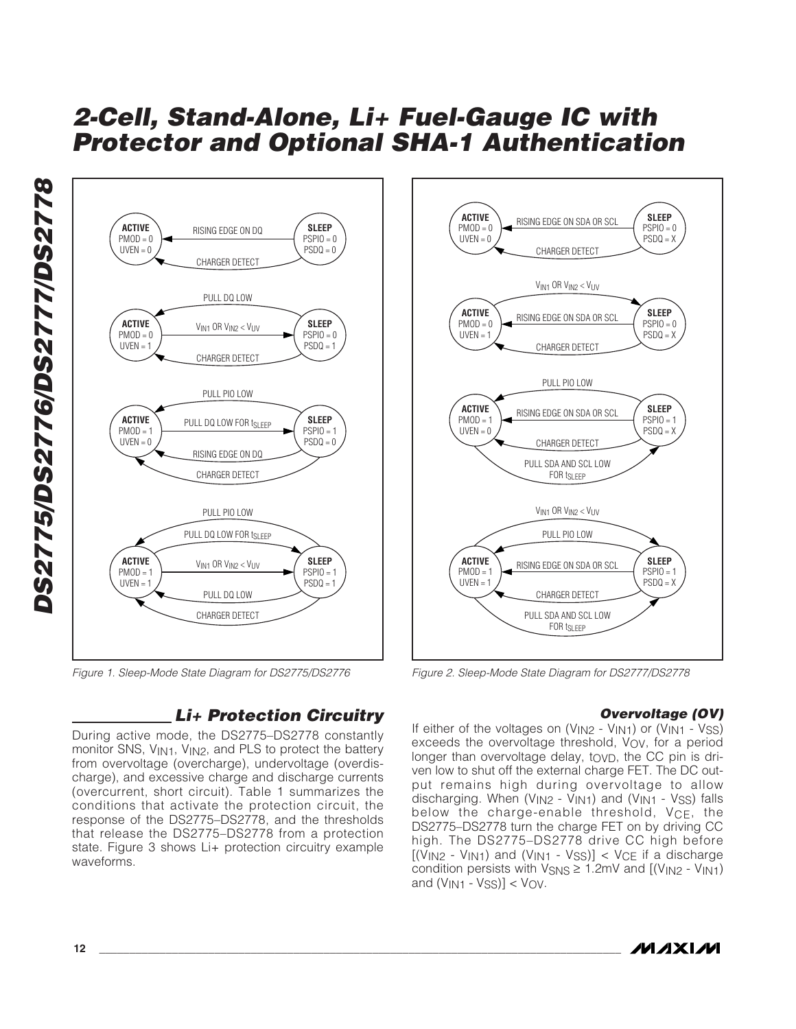Figure 1. Sleep-Mode State Diagram for DS2775/DS2776

Figure 2. Sleep-Mode State Diagram for DS2777/DS2778

## Li+ Protection Circuitry

During active mode, the DS2775–DS2778 constantly monitor SNS, $V_{IN1}$, $V_{IN2}$, and PLS to protect the battery from overvoltage (overcharge), undervoltage (overdischarge), and excessive charge and discharge currents (overcurrent, short circuit). Table 1 summarizes the conditions that activate the protection circuit, the response of the DS2775–DS2778, and the thresholds that release the DS2775–DS2778 from a protection state. Figure 3 shows Li+ protection circuitry example waveforms.

### Overvoltage (OV)

If either of the voltages on ($V_{IN2}$ - $V_{IN1}$) or ($V_{IN1}$ - $V_{SS}$) exceeds the overvoltage threshold, $V_{OV}$, for a period longer than overvoltage delay, $t_{OVD}$, the CC pin is driven low to shut off the external charge FET. The DC output remains high during overvoltage to allow discharging. When ($V_{IN2}$ - $V_{IN1}$) and ($V_{IN1}$ - $V_{SS}$) falls below the charge-enable threshold, $V_{CE}$, the DS2775–DS2778 turn the charge FET on by driving CC high. The DS2775–DS2778 drive CC high before [($V_{IN2}$ - $V_{IN1}$) and ($V_{IN1}$ - $V_{SS}$)] < $V_{CE}$ if a discharge condition persists with $V_{SNS}$ ≥ 1.2mV and [($V_{IN2}$ - $V_{IN1}$) and ($V_{IN1}$ - $V_{SS}$)] < $V_{OV}$.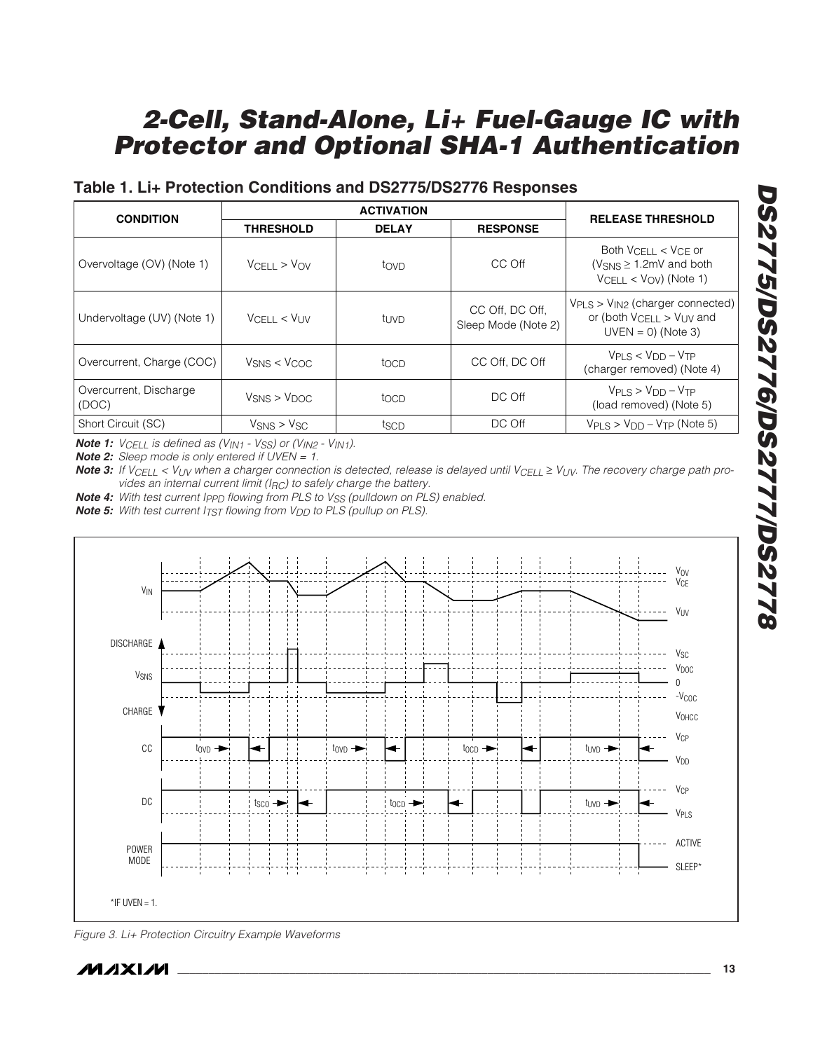## Table 1. Li+ Protection Conditions and DS2775/DS2776 Responses

| CONDITION | ACTIVATION | | | RELEASE THRESHOLD |
|---|---|---|---|---|
| | THRESHOLD | DELAY | RESPONSE | |
| Overvoltage (OV) (Note 1) | $V_{CELL} > V_{OV}$ | $t_{OVD}$ | CC Off | Both $V_{CELL} < V_{CE}$ or ($V_{SNS} \geq 1.2mV$ and both $V_{CELL} < V_{OV}$) (Note 1) |
| Undervoltage (UV) (Note 1) | $V_{CELL} < V_{UV}$ | $t_{UVD}$ | CC Off, DC Off, Sleep Mode (Note 2) | $V_{PLS} > V_{IN2}$ (charger connected) or (both $V_{CELL} > V_{UV}$ and UVEN = 0) (Note 3) |
| Overcurrent, Charge (COC) | $V_{SNS} < V_{COC}$ | $t_{OCD}$ | CC Off, DC Off | $V_{PLS} < V_{DD} - V_{TP}$ (charger removed) (Note 4) |
| Overcurrent, Discharge (DOC) | $V_{SNS} > V_{DOC}$ | $t_{OCD}$ | DC Off | $V_{PLS} > V_{DD} - V_{TP}$ (load removed) (Note 5) |
| Short Circuit (SC) | $V_{SNS} > V_{SC}$ | $t_{SCD}$ | DC Off | $V_{PLS} > V_{DD} - V_{TP}$ (Note 5) |

***Note 1:*** *$V_{CELL}$ is defined as ($V_{IN1}$ - $V_{SS}$) or ($V_{IN2}$ - $V_{IN1}$).*

***Note 2:*** *Sleep mode is only entered if UVEN = 1.*

***Note 3:*** *If $V_{CELL} < V_{UV}$ when a charger connection is detected, release is delayed until $V_{CELL} \geq V_{UV}$. The recovery charge path provides an internal current limit ($I_{RC}$) to safely charge the battery.*

***Note 4:*** *With test current $I_{PPD}$ flowing from PLS to $V_{SS}$ (pulldown on PLS) enabled.*

***Note 5:*** *With test current $I_{TST}$ flowing from $V_{DD}$ to PLS (pullup on PLS).*

*Figure 3. Li+ Protection Circuitry Example Waveforms*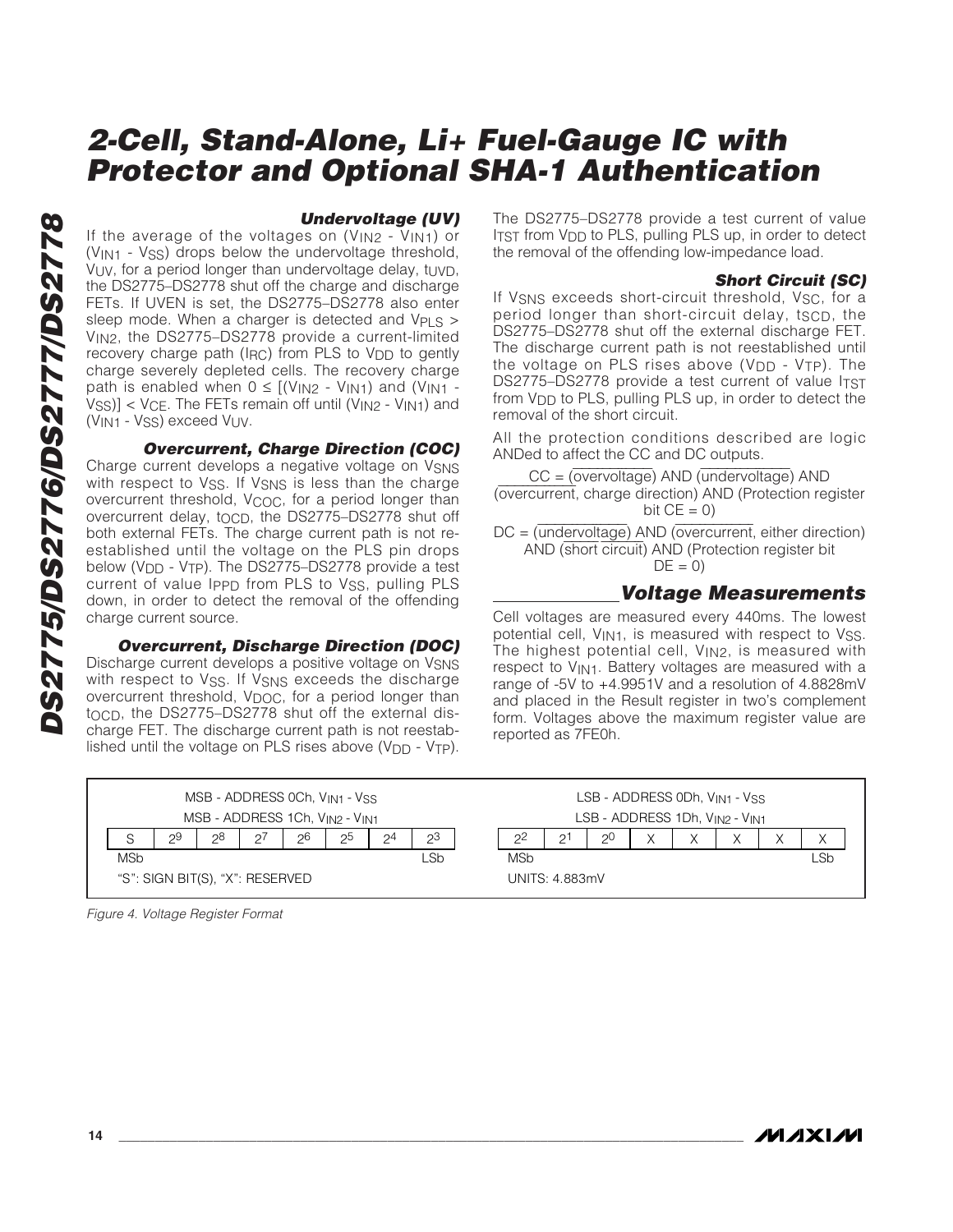#### Undervoltage (UV)

If the average of the voltages on ($V_{IN2}$ - $V_{IN1}$) or ($V_{IN1}$ - $V_{SS}$) drops below the undervoltage threshold, $V_{UV}$, for a period longer than undervoltage delay, $t_{UVD}$, the DS2775–DS2778 shut off the charge and discharge FETs. If UVEN is set, the DS2775–DS2778 also enter sleep mode. When a charger is detected and $V_{PLS}$ > $V_{IN2}$, the DS2775–DS2778 provide a current-limited recovery charge path ($I_{RC}$) from PLS to $V_{DD}$ to gently charge severely depleted cells. The recovery charge path is enabled when $0 \leq [(V_{IN2} - V_{IN1})$ and $(V_{IN1} - V_{SS})] < V_{CE}$. The FETs remain off until ($V_{IN2}$ - $V_{IN1}$) and ($V_{IN1}$ - $V_{SS}$) exceed $V_{UV}$.

#### Overcurrent, Charge Direction (COC)

Charge current develops a negative voltage on $V_{SNS}$ with respect to $V_{SS}$. If $V_{SNS}$ is less than the charge overcurrent threshold, $V_{COC}$, for a period longer than overcurrent delay, $t_{OCD}$, the DS2775–DS2778 shut off both external FETs. The charge current path is not reestablished until the voltage on the PLS pin drops below ($V_{DD}$ - $V_{TP}$). The DS2775–DS2778 provide a test current of value $I_{PPD}$ from PLS to $V_{SS}$, pulling PLS down, in order to detect the removal of the offending charge current source.

#### Overcurrent, Discharge Direction (DOC)

Discharge current develops a positive voltage on $V_{SNS}$ with respect to $V_{SS}$. If $V_{SNS}$ exceeds the discharge overcurrent threshold, $V_{DOC}$, for a period longer than $t_{OCD}$, the DS2775–DS2778 shut off the external discharge FET. The discharge current path is not reestablished until the voltage on PLS rises above ($V_{DD}$ - $V_{TP}$). The DS2775–DS2778 provide a test current of value $I_{TST}$ from $V_{DD}$ to PLS, pulling PLS up, in order to detect the removal of the offending low-impedance load.

#### Short Circuit (SC)

If $V_{SNS}$ exceeds short-circuit threshold, $V_{SC}$, for a period longer than short-circuit delay, $t_{SCD}$, the DS2775–DS2778 shut off the external discharge FET. The discharge current path is not reestablished until the voltage on PLS rises above ($V_{DD}$ - $V_{TP}$). The DS2775–DS2778 provide a test current of value $I_{TST}$ from $V_{DD}$ to PLS, pulling PLS up, in order to detect the removal of the short circuit.

All the protection conditions described are logic ANDed to affect the CC and DC outputs.

$$\overline{CC} = (\overline{\text{overvoltage}})\ \text{AND}\ (\overline{\text{undervoltage}})\ \text{AND}\ (\overline{\text{overcurrent, charge direction}})\ \text{AND (Protection register bit CE = 0)}$$

$$\overline{DC} = (\overline{\text{undervoltage}})\ \text{AND}\ (\overline{\text{overcurrent, either direction}})\ \text{AND}\ (\overline{\text{short circuit}})\ \text{AND (Protection register bit DE = 0)}$$

## Voltage Measurements

Cell voltages are measured every 440ms. The lowest potential cell, $V_{IN1}$, is measured with respect to $V_{SS}$. The highest potential cell, $V_{IN2}$, is measured with respect to $V_{IN1}$. Battery voltages are measured with a range of -5V to +4.9951V and a resolution of 4.8828mV and placed in the Result register in two's complement form. Voltages above the maximum register value are reported as 7FE0h.

| MSB - ADDRESS 0Ch, $V_{IN1}$ - $V_{SS}$ / MSB - ADDRESS 1Ch, $V_{IN2}$ - $V_{IN1}$ | | | | | | | | LSB - ADDRESS 0Dh, $V_{IN1}$ - $V_{SS}$ / LSB - ADDRESS 1Dh, $V_{IN2}$ - $V_{IN1}$ | | | | | | | |
|---|---|---|---|---|---|---|---|---|---|---|---|---|---|---|---|
| S | $2^9$ | $2^8$ | $2^7$ | $2^6$ | $2^5$ | $2^4$ | $2^3$ | $2^2$ | $2^1$ | $2^0$ | X | X | X | X | X |
| MSb | | | | | | | LSb | MSb | | | | | | | LSb |

"S": SIGN BIT(S), "X": RESERVED

UNITS: 4.883mV

*Figure 4. Voltage Register Format*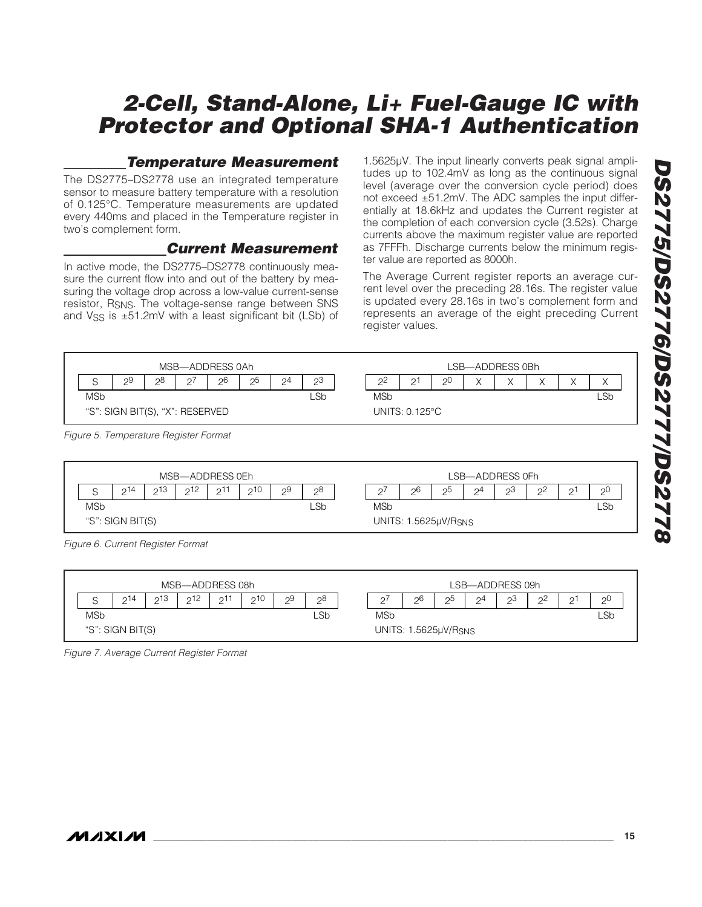## Temperature Measurement

The DS2775–DS2778 use an integrated temperature sensor to measure battery temperature with a resolution of 0.125°C. Temperature measurements are updated every 440ms and placed in the Temperature register in two's complement form.

## Current Measurement

In active mode, the DS2775–DS2778 continuously measure the current flow into and out of the battery by measuring the voltage drop across a low-value current-sense resistor, $R_{SNS}$. The voltage-sense range between SNS and $V_{SS}$ is ±51.2mV with a least significant bit (LSb) of 1.5625µV. The input linearly converts peak signal amplitudes up to 102.4mV as long as the continuous signal level (average over the conversion cycle period) does not exceed ±51.2mV. The ADC samples the input differentially at 18.6kHz and updates the Current register at the completion of each conversion cycle (3.52s). Charge currents above the maximum register value are reported as 7FFFh. Discharge currents below the minimum register value are reported as 8000h.

The Average Current register reports an average current level over the preceding 28.16s. The register value is updated every 28.16s in two's complement form and represents an average of the eight preceding Current register values.

| MSB—ADDRESS 0Ah | | | | | | | | LSB—ADDRESS 0Bh | | | | | | | |
|---|---|---|---|---|---|---|---|---|---|---|---|---|---|---|---|
| S | $2^9$ | $2^8$ | $2^7$ | $2^6$ | $2^5$ | $2^4$ | $2^3$ | $2^2$ | $2^1$ | $2^0$ | X | X | X | X | X |
| MSb | | | | | | | LSb | MSb | | | | | | | LSb |

"S": SIGN BIT(S), "X": RESERVED — UNITS: 0.125°C

*Figure 5. Temperature Register Format*

| MSB—ADDRESS 0Eh | | | | | | | | LSB—ADDRESS 0Fh | | | | | | | |
|---|---|---|---|---|---|---|---|---|---|---|---|---|---|---|---|
| S | $2^{14}$ | $2^{13}$ | $2^{12}$ | $2^{11}$ | $2^{10}$ | $2^9$ | $2^8$ | $2^7$ | $2^6$ | $2^5$ | $2^4$ | $2^3$ | $2^2$ | $2^1$ | $2^0$ |
| MSb | | | | | | | LSb | MSb | | | | | | | LSb |

"S": SIGN BIT(S) — UNITS: 1.5625µV/$R_{SNS}$

*Figure 6. Current Register Format*

| MSB—ADDRESS 08h | | | | | | | | LSB—ADDRESS 09h | | | | | | | |
|---|---|---|---|---|---|---|---|---|---|---|---|---|---|---|---|
| S | $2^{14}$ | $2^{13}$ | $2^{12}$ | $2^{11}$ | $2^{10}$ | $2^9$ | $2^8$ | $2^7$ | $2^6$ | $2^5$ | $2^4$ | $2^3$ | $2^2$ | $2^1$ | $2^0$ |
| MSb | | | | | | | LSb | MSb | | | | | | | LSb |

"S": SIGN BIT(S) — UNITS: 1.5625µV/$R_{SNS}$

*Figure 7. Average Current Register Format*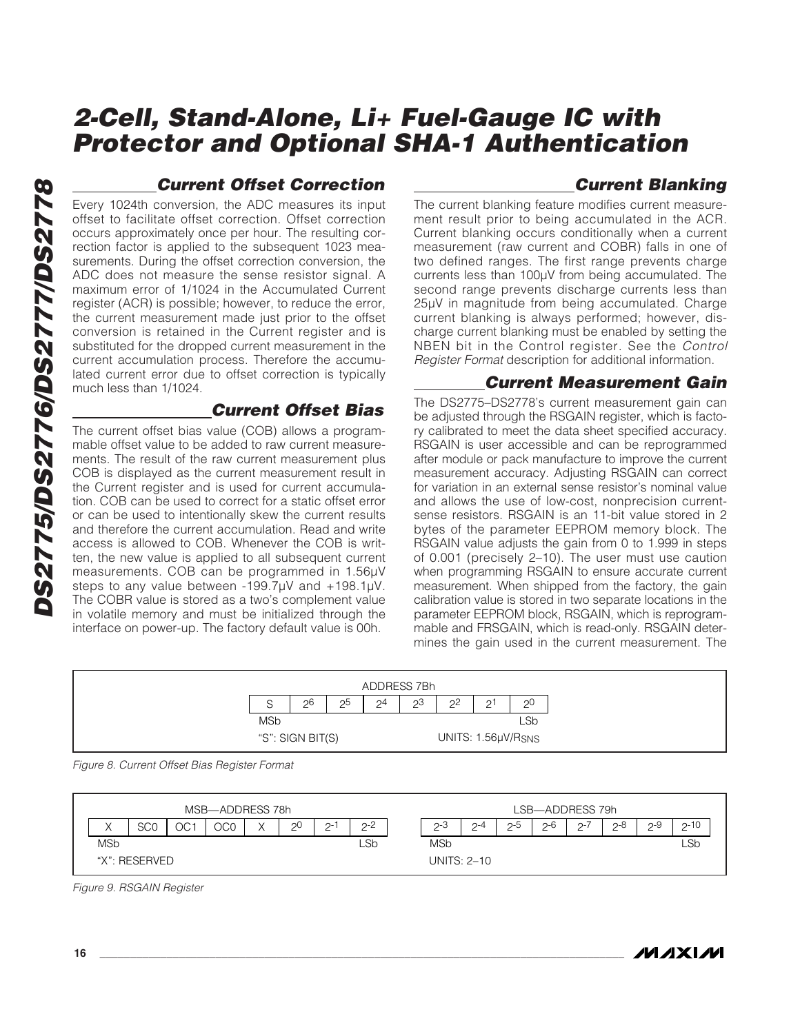## Current Offset Correction

Every 1024th conversion, the ADC measures its input offset to facilitate offset correction. Offset correction occurs approximately once per hour. The resulting correction factor is applied to the subsequent 1023 measurements. During the offset correction conversion, the ADC does not measure the sense resistor signal. A maximum error of 1/1024 in the Accumulated Current register (ACR) is possible; however, to reduce the error, the current measurement made just prior to the offset conversion is retained in the Current register and is substituted for the dropped current measurement in the current accumulation process. Therefore the accumulated current error due to offset correction is typically much less than 1/1024.

## Current Offset Bias

The current offset bias value (COB) allows a programmable offset value to be added to raw current measurements. The result of the raw current measurement plus COB is displayed as the current measurement result in the Current register and is used for current accumulation. COB can be used to correct for a static offset error or can be used to intentionally skew the current results and therefore the current accumulation. Read and write access is allowed to COB. Whenever the COB is written, the new value is applied to all subsequent current measurements. COB can be programmed in 1.56µV steps to any value between -199.7µV and +198.1µV. The COBR value is stored as a two's complement value in volatile memory and must be initialized through the interface on power-up. The factory default value is 00h.

## Current Blanking

The current blanking feature modifies current measurement result prior to being accumulated in the ACR. Current blanking occurs conditionally when a current measurement (raw current and COBR) falls in one of two defined ranges. The first range prevents charge currents less than 100µV from being accumulated. The second range prevents discharge currents less than 25µV in magnitude from being accumulated. Charge current blanking is always performed; however, discharge current blanking must be enabled by setting the NBEN bit in the Control register. See the *Control Register Format* description for additional information.

## Current Measurement Gain

The DS2775–DS2778's current measurement gain can be adjusted through the RSGAIN register, which is factory calibrated to meet the data sheet specified accuracy. RSGAIN is user accessible and can be reprogrammed after module or pack manufacture to improve the current measurement accuracy. Adjusting RSGAIN can correct for variation in an external sense resistor's nominal value and allows the use of low-cost, nonprecision current-sense resistors. RSGAIN is an 11-bit value stored in 2 bytes of the parameter EEPROM memory block. The RSGAIN value adjusts the gain from 0 to 1.999 in steps of 0.001 (precisely $2^{-10}$). The user must use caution when programming RSGAIN to ensure accurate current measurement. When shipped from the factory, the gain calibration value is stored in two separate locations in the parameter EEPROM block, RSGAIN, which is reprogrammable and FRSGAIN, which is read-only. RSGAIN determines the gain used in the current measurement. The

| ADDRESS 7Bh | | | | | | | |
|---|---|---|---|---|---|---|---|
| S | $2^6$ | $2^5$ | $2^4$ | $2^3$ | $2^2$ | $2^1$ | $2^0$ |
| MSb | | | | | | | LSb |
| "S": SIGN BIT(S) | | | | | UNITS: 1.56µV/$R_{SNS}$ | | |

*Figure 8. Current Offset Bias Register Format*

| MSB—ADDRESS 78h | | | | | | | |
|---|---|---|---|---|---|---|---|
| X | SC0 | OC1 | OC0 | X | $2^0$ | $2^{-1}$ | $2^{-2}$ |
| MSb | | | | | | | LSb |
| "X": RESERVED | | | | | | | |

| LSB—ADDRESS 79h | | | | | | | |
|---|---|---|---|---|---|---|---|
| $2^{-3}$ | $2^{-4}$ | $2^{-5}$ | $2^{-6}$ | $2^{-7}$ | $2^{-8}$ | $2^{-9}$ | $2^{-10}$ |
| MSb | | | | | | | LSb |
| UNITS: $2^{-10}$ | | | | | | | |

*Figure 9. RSGAIN Register*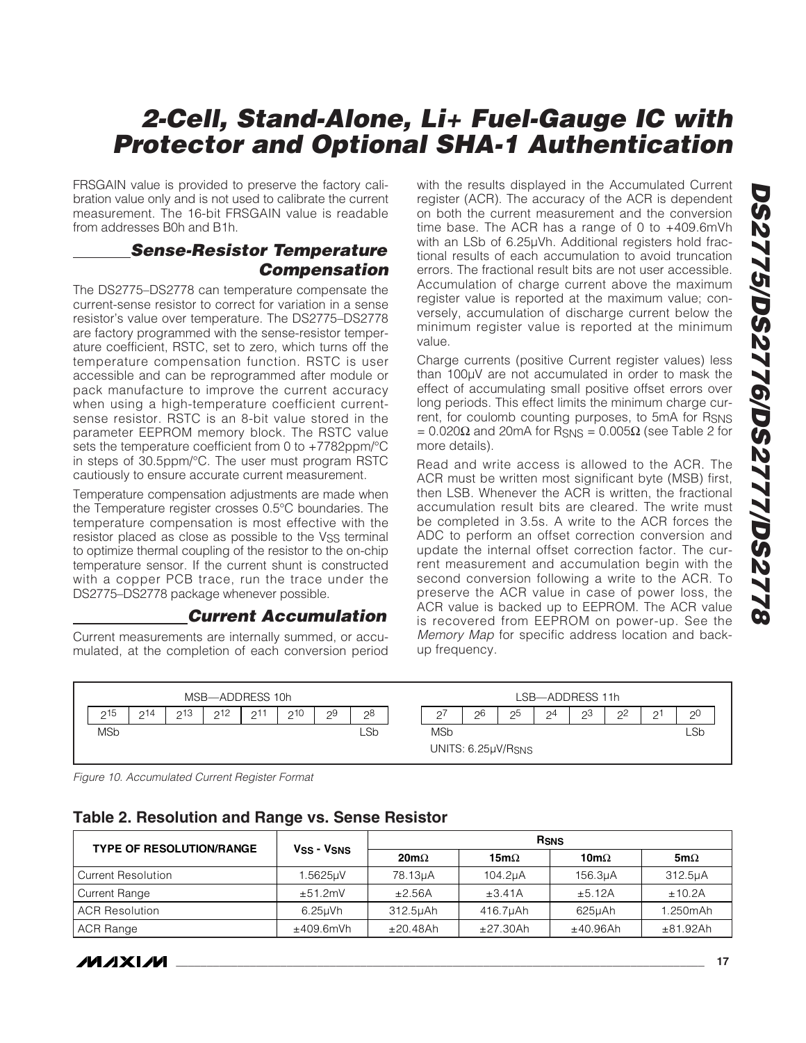FRSGAIN value is provided to preserve the factory calibration value only and is not used to calibrate the current measurement. The 16-bit FRSGAIN value is readable from addresses B0h and B1h.

## Sense-Resistor Temperature Compensation

The DS2775–DS2778 can temperature compensate the current-sense resistor to correct for variation in a sense resistor's value over temperature. The DS2775–DS2778 are factory programmed with the sense-resistor temperature coefficient, RSTC, set to zero, which turns off the temperature compensation function. RSTC is user accessible and can be reprogrammed after module or pack manufacture to improve the current accuracy when using a high-temperature coefficient current-sense resistor. RSTC is an 8-bit value stored in the parameter EEPROM memory block. The RSTC value sets the temperature coefficient from 0 to +7782ppm/°C in steps of 30.5ppm/°C. The user must program RSTC cautiously to ensure accurate current measurement.

Temperature compensation adjustments are made when the Temperature register crosses 0.5°C boundaries. The temperature compensation is most effective with the resistor placed as close as possible to the $V_{SS}$ terminal to optimize thermal coupling of the resistor to the on-chip temperature sensor. If the current shunt is constructed with a copper PCB trace, run the trace under the DS2775–DS2778 package whenever possible.

## Current Accumulation

Current measurements are internally summed, or accumulated, at the completion of each conversion period with the results displayed in the Accumulated Current register (ACR). The accuracy of the ACR is dependent on both the current measurement and the conversion time base. The ACR has a range of 0 to +409.6mVh with an LSb of 6.25µVh. Additional registers hold fractional results of each accumulation to avoid truncation errors. The fractional result bits are not user accessible. Accumulation of charge current above the maximum register value is reported at the maximum value; conversely, accumulation of discharge current below the minimum register value is reported at the minimum value.

Charge currents (positive Current register values) less than 100µV are not accumulated in order to mask the effect of accumulating small positive offset errors over long periods. This effect limits the minimum charge current, for coulomb counting purposes, to 5mA for $R_{SNS}$ = 0.020Ω and 20mA for $R_{SNS}$ = 0.005Ω (see Table 2 for more details).

Read and write access is allowed to the ACR. The ACR must be written most significant byte (MSB) first, then LSB. Whenever the ACR is written, the fractional accumulation result bits are cleared. The write must be completed in 3.5s. A write to the ACR forces the ADC to perform an offset correction conversion and update the internal offset correction factor. The current measurement and accumulation begin with the second conversion following a write to the ACR. To preserve the ACR value in case of power loss, the ACR value is backed up to EEPROM. The ACR value is recovered from EEPROM on power-up. See the *Memory Map* for specific address location and backup frequency.

| MSB—ADDRESS 10h | | | | | | | |
|---|---|---|---|---|---|---|---|
| $2^{15}$ | $2^{14}$ | $2^{13}$ | $2^{12}$ | $2^{11}$ | $2^{10}$ | $2^{9}$ | $2^{8}$ |
| MSb | | | | | | | LSb |

| LSB—ADDRESS 11h | | | | | | | |
|---|---|---|---|---|---|---|---|
| $2^{7}$ | $2^{6}$ | $2^{5}$ | $2^{4}$ | $2^{3}$ | $2^{2}$ | $2^{1}$ | $2^{0}$ |
| MSb | | | | | | | LSb |

UNITS: 6.25µV/$R_{SNS}$

*Figure 10. Accumulated Current Register Format*

### Table 2. Resolution and Range vs. Sense Resistor

| TYPE OF RESOLUTION/RANGE | $V_{SS}$ - $V_{SNS}$ | $R_{SNS}$ | | | |
|---|---|---|---|---|---|
| | | 20mΩ | 15mΩ | 10mΩ | 5mΩ |
| Current Resolution | 1.5625µV | 78.13µA | 104.2µA | 156.3µA | 312.5µA |
| Current Range | ±51.2mV | ±2.56A | ±3.41A | ±5.12A | ±10.2A |
| ACR Resolution | 6.25µVh | 312.5µAh | 416.7µAh | 625µAh | 1.250mAh |
| ACR Range | ±409.6mVh | ±20.48Ah | ±27.30Ah | ±40.96Ah | ±81.92Ah |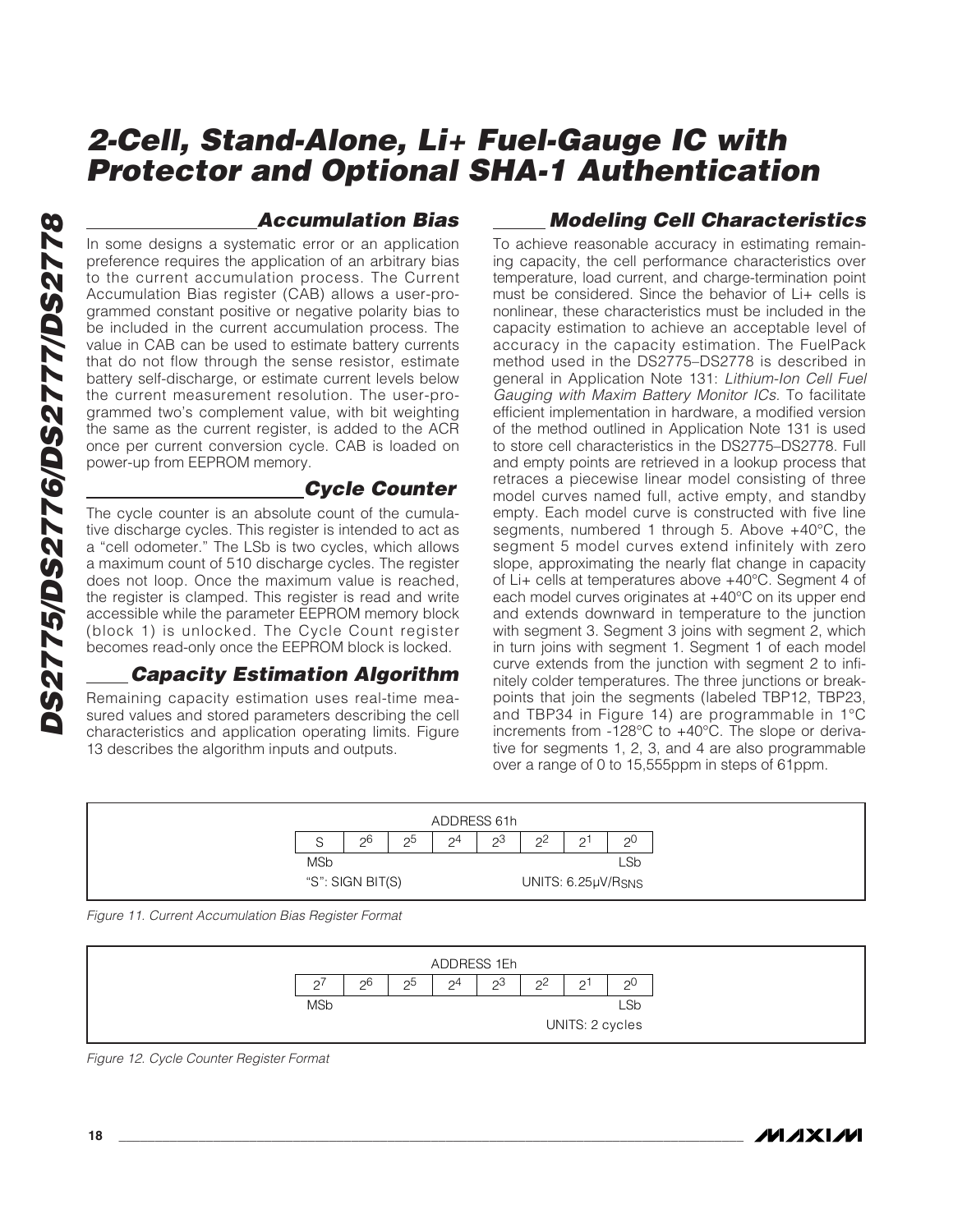## Accumulation Bias

In some designs a systematic error or an application preference requires the application of an arbitrary bias to the current accumulation process. The Current Accumulation Bias register (CAB) allows a user-programmed constant positive or negative polarity bias to be included in the current accumulation process. The value in CAB can be used to estimate battery currents that do not flow through the sense resistor, estimate battery self-discharge, or estimate current levels below the current measurement resolution. The user-programmed two's complement value, with bit weighting the same as the current register, is added to the ACR once per current conversion cycle. CAB is loaded on power-up from EEPROM memory.

## Cycle Counter

The cycle counter is an absolute count of the cumulative discharge cycles. This register is intended to act as a "cell odometer." The LSb is two cycles, which allows a maximum count of 510 discharge cycles. The register does not loop. Once the maximum value is reached, the register is clamped. This register is read and write accessible while the parameter EEPROM memory block (block 1) is unlocked. The Cycle Count register becomes read-only once the EEPROM block is locked.

## Capacity Estimation Algorithm

Remaining capacity estimation uses real-time measured values and stored parameters describing the cell characteristics and application operating limits. Figure 13 describes the algorithm inputs and outputs.

## Modeling Cell Characteristics

To achieve reasonable accuracy in estimating remaining capacity, the cell performance characteristics over temperature, load current, and charge-termination point must be considered. Since the behavior of Li+ cells is nonlinear, these characteristics must be included in the capacity estimation to achieve an acceptable level of accuracy in the capacity estimation. The FuelPack method used in the DS2775–DS2778 is described in general in Application Note 131: *Lithium-Ion Cell Fuel Gauging with Maxim Battery Monitor ICs*. To facilitate efficient implementation in hardware, a modified version of the method outlined in Application Note 131 is used to store cell characteristics in the DS2775–DS2778. Full and empty points are retrieved in a lookup process that retraces a piecewise linear model consisting of three model curves named full, active empty, and standby empty. Each model curve is constructed with five line segments, numbered 1 through 5. Above +40°C, the segment 5 model curves extend infinitely with zero slope, approximating the nearly flat change in capacity of Li+ cells at temperatures above +40°C. Segment 4 of each model curves originates at +40°C on its upper end and extends downward in temperature to the junction with segment 3. Segment 3 joins with segment 2, which in turn joins with segment 1. Segment 1 of each model curve extends from the junction with segment 2 to infinitely colder temperatures. The three junctions or breakpoints that join the segments (labeled TBP12, TBP23, and TBP34 in Figure 14) are programmable in 1°C increments from -128°C to +40°C. The slope or derivative for segments 1, 2, 3, and 4 are also programmable over a range of 0 to 15,555ppm in steps of 61ppm.

ADDRESS 61h

| S | $2^6$ | $2^5$ | $2^4$ | $2^3$ | $2^2$ | $2^1$ | $2^0$ |
|---|---|---|---|---|---|---|---|
| MSb | | | | | | | LSb |

"S": SIGN BIT(S) — UNITS: $6.25\mu V/R_{SNS}$

*Figure 11. Current Accumulation Bias Register Format*

ADDRESS 1Eh

| $2^7$ | $2^6$ | $2^5$ | $2^4$ | $2^3$ | $2^2$ | $2^1$ | $2^0$ |
|---|---|---|---|---|---|---|---|
| MSb | | | | | | | LSb |

UNITS: 2 cycles

*Figure 12. Cycle Counter Register Format*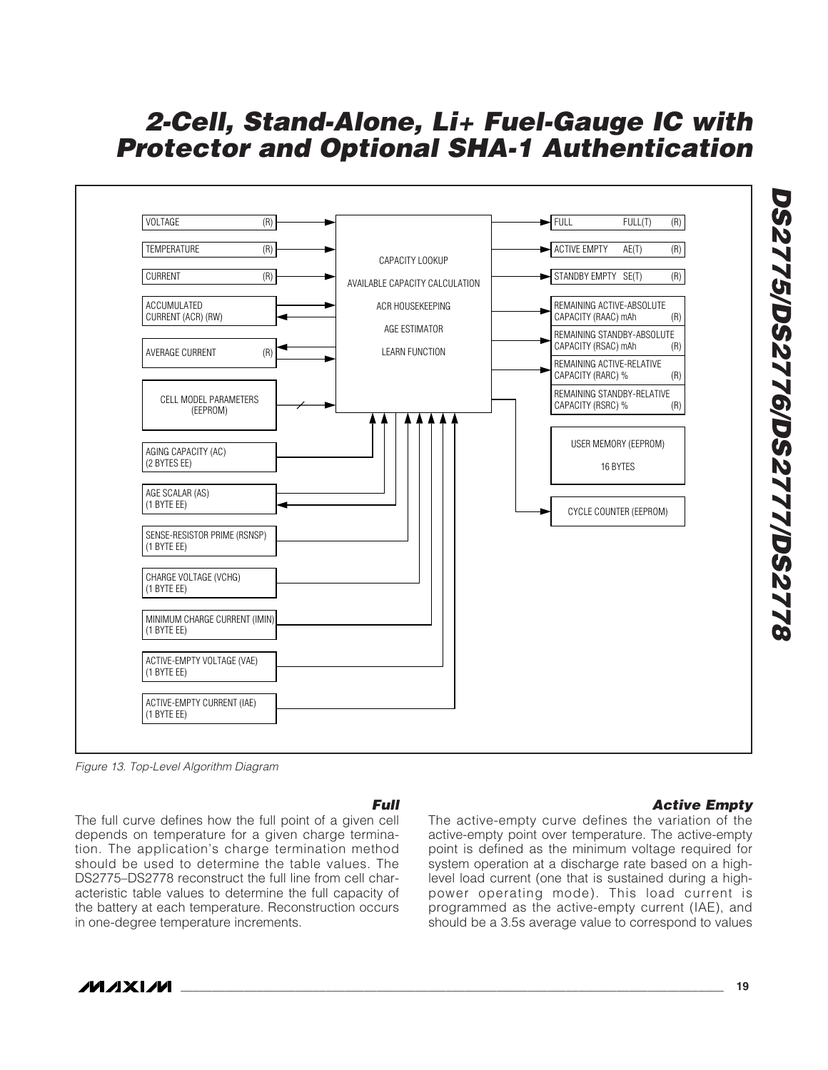VOLTAGE (R)

TEMPERATURE (R)

CURRENT (R)

ACCUMULATED CURRENT (ACR) (RW)

AVERAGE CURRENT (R)

CELL MODEL PARAMETERS (EEPROM)

AGING CAPACITY (AC) (2 BYTES EE)

AGE SCALAR (AS) (1 BYTE EE)

SENSE-RESISTOR PRIME (RSNSP) (1 BYTE EE)

CHARGE VOLTAGE (VCHG) (1 BYTE EE)

MINIMUM CHARGE CURRENT (IMIN) (1 BYTE EE)

ACTIVE-EMPTY VOLTAGE (VAE) (1 BYTE EE)

ACTIVE-EMPTY CURRENT (IAE) (1 BYTE EE)

CAPACITY LOOKUP

AVAILABLE CAPACITY CALCULATION

ACR HOUSEKEEPING

AGE ESTIMATOR

LEARN FUNCTION

FULL FULL(T) (R)

ACTIVE EMPTY AE(T) (R)

STANDBY EMPTY SE(T) (R)

REMAINING ACTIVE-ABSOLUTE CAPACITY (RAAC) mAh (R)

REMAINING STANDBY-ABSOLUTE CAPACITY (RSAC) mAh (R)

REMAINING ACTIVE-RELATIVE CAPACITY (RARC) % (R)

REMAINING STANDBY-RELATIVE CAPACITY (RSRC) % (R)

USER MEMORY (EEPROM) 16 BYTES

CYCLE COUNTER (EEPROM)

*Figure 13. Top-Level Algorithm Diagram*

### Full

The full curve defines how the full point of a given cell depends on temperature for a given charge termination. The application's charge termination method should be used to determine the table values. The DS2775–DS2778 reconstruct the full line from cell characteristic table values to determine the full capacity of the battery at each temperature. Reconstruction occurs in one-degree temperature increments.

### Active Empty

The active-empty curve defines the variation of the active-empty point over temperature. The active-empty point is defined as the minimum voltage required for system operation at a discharge rate based on a high-level load current (one that is sustained during a high-power operating mode). This load current is programmed as the active-empty current (IAE), and should be a 3.5s average value to correspond to values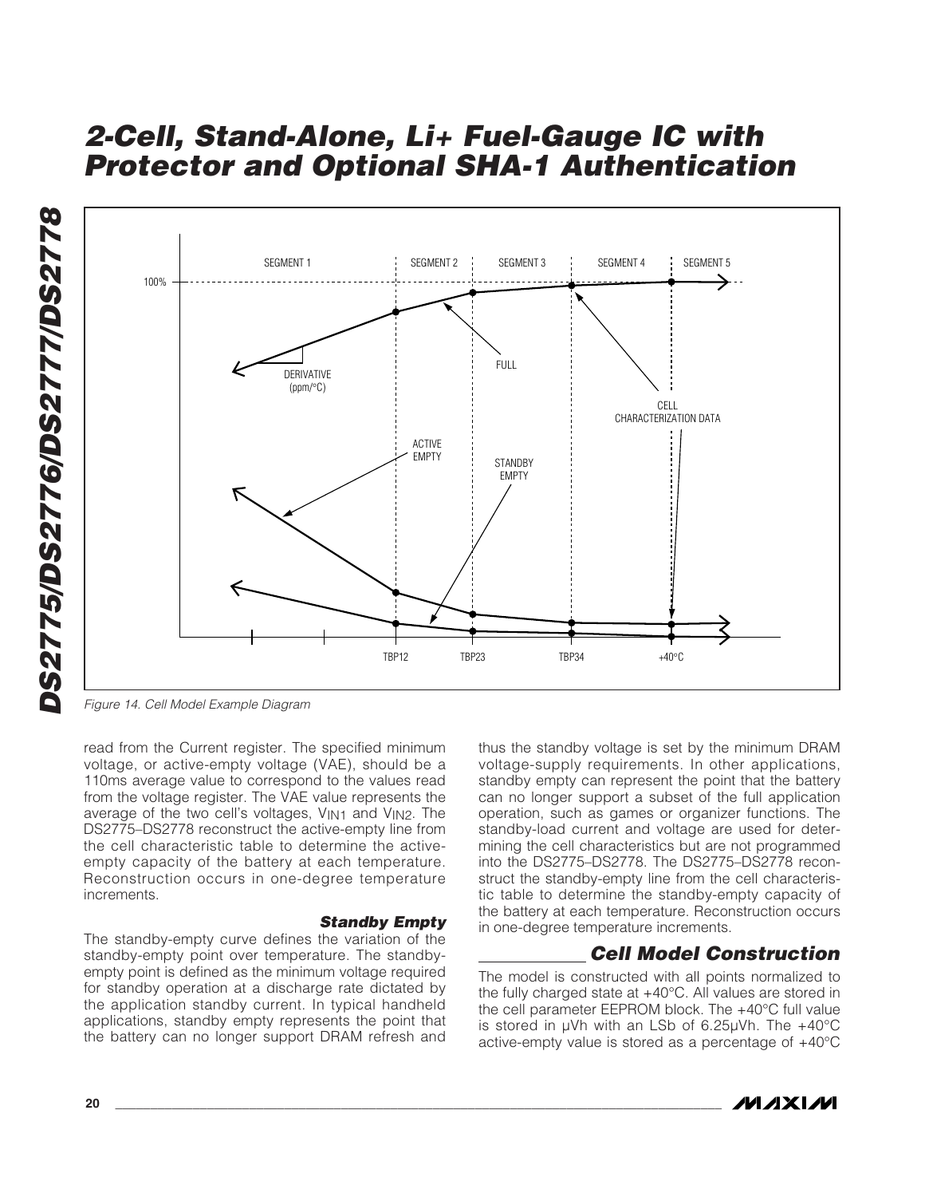Figure 14. Cell Model Example Diagram

read from the Current register. The specified minimum voltage, or active-empty voltage (VAE), should be a 110ms average value to correspond to the values read from the voltage register. The VAE value represents the average of the two cell's voltages, $V_{IN1}$ and $V_{IN2}$. The DS2775–DS2778 reconstruct the active-empty line from the cell characteristic table to determine the active-empty capacity of the battery at each temperature. Reconstruction occurs in one-degree temperature increments.

### Standby Empty

The standby-empty curve defines the variation of the standby-empty point over temperature. The standby-empty point is defined as the minimum voltage required for standby operation at a discharge rate dictated by the application standby current. In typical handheld applications, standby empty represents the point that the battery can no longer support DRAM refresh and thus the standby voltage is set by the minimum DRAM voltage-supply requirements. In other applications, standby empty can represent the point that the battery can no longer support a subset of the full application operation, such as games or organizer functions. The standby-load current and voltage are used for determining the cell characteristics but are not programmed into the DS2775–DS2778. The DS2775–DS2778 reconstruct the standby-empty line from the cell characteristic table to determine the standby-empty capacity of the battery at each temperature. Reconstruction occurs in one-degree temperature increments.

## Cell Model Construction

The model is constructed with all points normalized to the fully charged state at +40°C. All values are stored in the cell parameter EEPROM block. The +40°C full value is stored in µVh with an LSb of 6.25µVh. The +40°C active-empty value is stored as a percentage of +40°C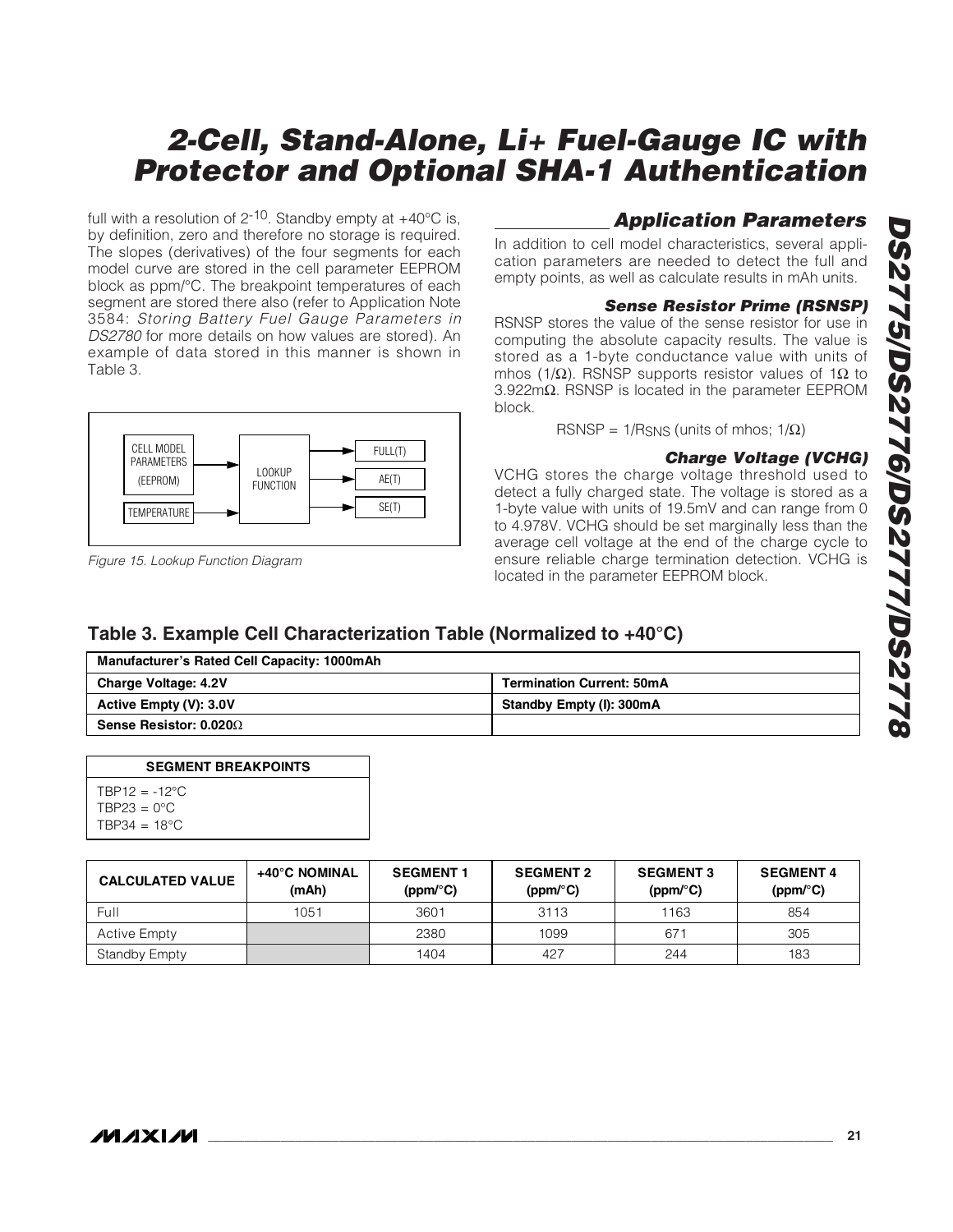full with a resolution of $2^{-10}$. Standby empty at +40°C is, by definition, zero and therefore no storage is required. The slopes (derivatives) of the four segments for each model curve are stored in the cell parameter EEPROM block as ppm/°C. The breakpoint temperatures of each segment are stored there also (refer to Application Note 3584: *Storing Battery Fuel Gauge Parameters in DS2780* for more details on how values are stored). An example of data stored in this manner is shown in Table 3.

CELL MODEL PARAMETERS (EEPROM) → LOOKUP FUNCTION → FULL(T), AE(T), SE(T)

TEMPERATURE → LOOKUP FUNCTION

*Figure 15. Lookup Function Diagram*

## Application Parameters

In addition to cell model characteristics, several application parameters are needed to detect the full and empty points, as well as calculate results in mAh units.

### Sense Resistor Prime (RSNSP)

RSNSP stores the value of the sense resistor for use in computing the absolute capacity results. The value is stored as a 1-byte conductance value with units of mhos (1/Ω). RSNSP supports resistor values of 1Ω to 3.922mΩ. RSNSP is located in the parameter EEPROM block.

$$RSNSP = 1/R_{SNS} \text{ (units of mhos; } 1/\Omega\text{)}$$

### Charge Voltage (VCHG)

VCHG stores the charge voltage threshold used to detect a fully charged state. The voltage is stored as a 1-byte value with units of 19.5mV and can range from 0 to 4.978V. VCHG should be set marginally less than the average cell voltage at the end of the charge cycle to ensure reliable charge termination detection. VCHG is located in the parameter EEPROM block.

### Table 3. Example Cell Characterization Table (Normalized to +40°C)

| **Manufacturer's Rated Cell Capacity: 1000mAh** | |
|---|---|
| **Charge Voltage: 4.2V** | **Termination Current: 50mA** |
| **Active Empty (V): 3.0V** | **Standby Empty (I): 300mA** |
| **Sense Resistor: 0.020Ω** | |

| **SEGMENT BREAKPOINTS** |
|---|
| TBP12 = -12°C |
| TBP23 = 0°C |
| TBP34 = 18°C |

| CALCULATED VALUE | +40°C NOMINAL (mAh) | SEGMENT 1 (ppm/°C) | SEGMENT 2 (ppm/°C) | SEGMENT 3 (ppm/°C) | SEGMENT 4 (ppm/°C) |
|---|---|---|---|---|---|
| Full | 1051 | 3601 | 3113 | 1163 | 854 |
| Active Empty | | 2380 | 1099 | 671 | 305 |
| Standby Empty | | 1404 | 427 | 244 | 183 |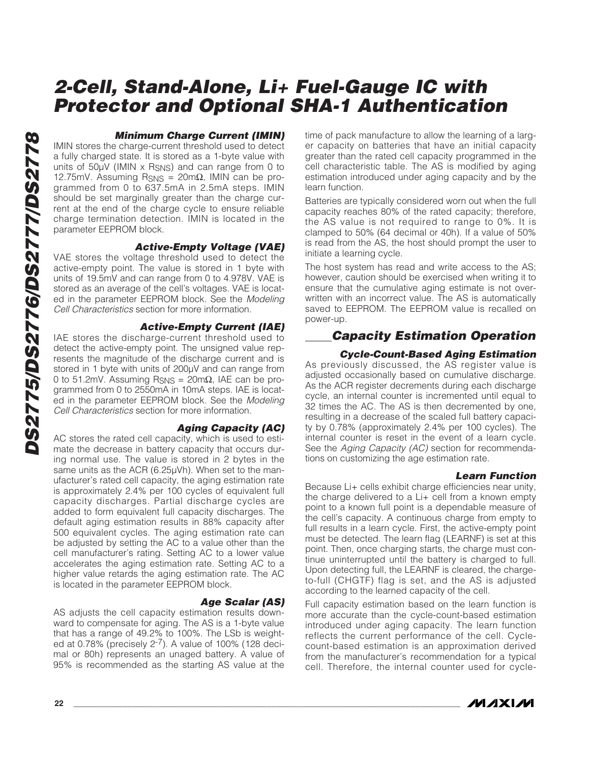### Minimum Charge Current (IMIN)

IMIN stores the charge-current threshold used to detect a fully charged state. It is stored as a 1-byte value with units of 50µV (IMIN x $R_{SNS}$) and can range from 0 to 12.75mV. Assuming $R_{SNS}$ = 20mΩ, IMIN can be programmed from 0 to 637.5mA in 2.5mA steps. IMIN should be set marginally greater than the charge current at the end of the charge cycle to ensure reliable charge termination detection. IMIN is located in the parameter EEPROM block.

### Active-Empty Voltage (VAE)

VAE stores the voltage threshold used to detect the active-empty point. The value is stored in 1 byte with units of 19.5mV and can range from 0 to 4.978V. VAE is stored as an average of the cell's voltages. VAE is located in the parameter EEPROM block. See the *Modeling Cell Characteristics* section for more information.

### Active-Empty Current (IAE)

IAE stores the discharge-current threshold used to detect the active-empty point. The unsigned value represents the magnitude of the discharge current and is stored in 1 byte with units of 200µV and can range from 0 to 51.2mV. Assuming $R_{SNS}$ = 20mΩ, IAE can be programmed from 0 to 2550mA in 10mA steps. IAE is located in the parameter EEPROM block. See the *Modeling Cell Characteristics* section for more information.

### Aging Capacity (AC)

AC stores the rated cell capacity, which is used to estimate the decrease in battery capacity that occurs during normal use. The value is stored in 2 bytes in the same units as the ACR (6.25µVh). When set to the manufacturer's rated cell capacity, the aging estimation rate is approximately 2.4% per 100 cycles of equivalent full capacity discharges. Partial discharge cycles are added to form equivalent full capacity discharges. The default aging estimation results in 88% capacity after 500 equivalent cycles. The aging estimation rate can be adjusted by setting the AC to a value other than the cell manufacturer's rating. Setting AC to a lower value accelerates the aging estimation rate. Setting AC to a higher value retards the aging estimation rate. The AC is located in the parameter EEPROM block.

### Age Scalar (AS)

AS adjusts the cell capacity estimation results downward to compensate for aging. The AS is a 1-byte value that has a range of 49.2% to 100%. The LSb is weighted at 0.78% (precisely $2^{-7}$). A value of 100% (128 decimal or 80h) represents an unaged battery. A value of 95% is recommended as the starting AS value at the time of pack manufacture to allow the learning of a larger capacity on batteries that have an initial capacity greater than the rated cell capacity programmed in the cell characteristic table. The AS is modified by aging estimation introduced under aging capacity and by the learn function.

Batteries are typically considered worn out when the full capacity reaches 80% of the rated capacity; therefore, the AS value is not required to range to 0%. It is clamped to 50% (64 decimal or 40h). If a value of 50% is read from the AS, the host should prompt the user to initiate a learning cycle.

The host system has read and write access to the AS; however, caution should be exercised when writing it to ensure that the cumulative aging estimate is not overwritten with an incorrect value. The AS is automatically saved to EEPROM. The EEPROM value is recalled on power-up.

## Capacity Estimation Operation

### Cycle-Count-Based Aging Estimation

As previously discussed, the AS register value is adjusted occasionally based on cumulative discharge. As the ACR register decrements during each discharge cycle, an internal counter is incremented until equal to 32 times the AC. The AS is then decremented by one, resulting in a decrease of the scaled full battery capacity by 0.78% (approximately 2.4% per 100 cycles). The internal counter is reset in the event of a learn cycle. See the *Aging Capacity (AC)* section for recommendations on customizing the age estimation rate.

### Learn Function

Because Li+ cells exhibit charge efficiencies near unity, the charge delivered to a Li+ cell from a known empty point to a known full point is a dependable measure of the cell's capacity. A continuous charge from empty to full results in a learn cycle. First, the active-empty point must be detected. The learn flag (LEARNF) is set at this point. Then, once charging starts, the charge must continue uninterrupted until the battery is charged to full. Upon detecting full, the LEARNF is cleared, the charge-to-full (CHGTF) flag is set, and the AS is adjusted according to the learned capacity of the cell.

Full capacity estimation based on the learn function is more accurate than the cycle-count-based estimation introduced under aging capacity. The learn function reflects the current performance of the cell. Cycle-count-based estimation is an approximation derived from the manufacturer's recommendation for a typical cell. Therefore, the internal counter used for cycle-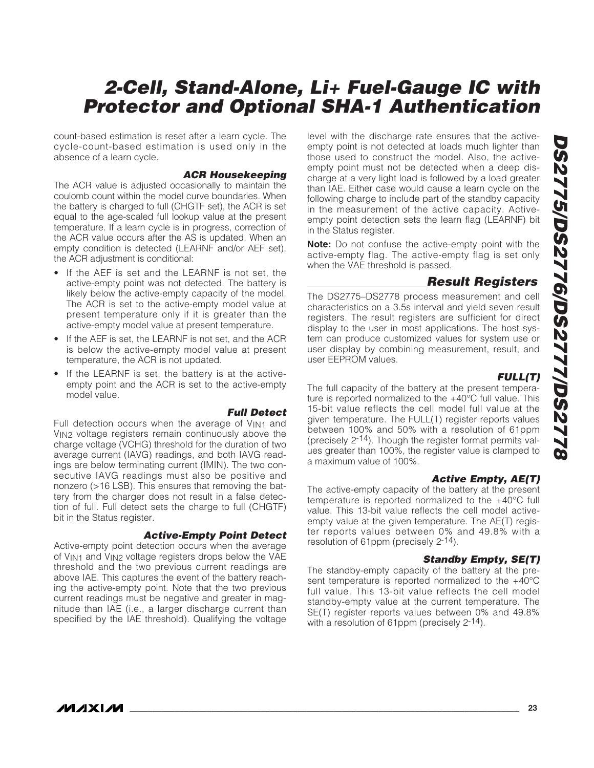count-based estimation is reset after a learn cycle. The cycle-count-based estimation is used only in the absence of a learn cycle.

### ACR Housekeeping

The ACR value is adjusted occasionally to maintain the coulomb count within the model curve boundaries. When the battery is charged to full (CHGTF set), the ACR is set equal to the age-scaled full lookup value at the present temperature. If a learn cycle is in progress, correction of the ACR value occurs after the AS is updated. When an empty condition is detected (LEARNF and/or AEF set), the ACR adjustment is conditional:

- If the AEF is set and the LEARNF is not set, the active-empty point was not detected. The battery is likely below the active-empty capacity of the model. The ACR is set to the active-empty model value at present temperature only if it is greater than the active-empty model value at present temperature.
- If the AEF is set, the LEARNF is not set, and the ACR is below the active-empty model value at present temperature, the ACR is not updated.
- If the LEARNF is set, the battery is at the active-empty point and the ACR is set to the active-empty model value.

### Full Detect

Full detection occurs when the average of $V_{IN1}$ and $V_{IN2}$ voltage registers remain continuously above the charge voltage (VCHG) threshold for the duration of two average current (IAVG) readings, and both IAVG readings are below terminating current (IMIN). The two consecutive IAVG readings must also be positive and nonzero (>16 LSB). This ensures that removing the battery from the charger does not result in a false detection of full. Full detect sets the charge to full (CHGTF) bit in the Status register.

### Active-Empty Point Detect

Active-empty point detection occurs when the average of $V_{IN1}$ and $V_{IN2}$ voltage registers drops below the VAE threshold and the two previous current readings are above IAE. This captures the event of the battery reaching the active-empty point. Note that the two previous current readings must be negative and greater in magnitude than IAE (i.e., a larger discharge current than specified by the IAE threshold). Qualifying the voltage level with the discharge rate ensures that the active-empty point is not detected at loads much lighter than those used to construct the model. Also, the active-empty point must not be detected when a deep discharge at a very light load is followed by a load greater than IAE. Either case would cause a learn cycle on the following charge to include part of the standby capacity in the measurement of the active capacity. Active-empty point detection sets the learn flag (LEARNF) bit in the Status register.

**Note:** Do not confuse the active-empty point with the active-empty flag. The active-empty flag is set only when the VAE threshold is passed.

## Result Registers

The DS2775–DS2778 process measurement and cell characteristics on a 3.5s interval and yield seven result registers. The result registers are sufficient for direct display to the user in most applications. The host system can produce customized values for system use or user display by combining measurement, result, and user EEPROM values.

### FULL(T)

The full capacity of the battery at the present temperature is reported normalized to the +40°C full value. This 15-bit value reflects the cell model full value at the given temperature. The FULL(T) register reports values between 100% and 50% with a resolution of 61ppm (precisely $2^{-14}$). Though the register format permits values greater than 100%, the register value is clamped to a maximum value of 100%.

### Active Empty, AE(T)

The active-empty capacity of the battery at the present temperature is reported normalized to the +40°C full value. This 13-bit value reflects the cell model active-empty value at the given temperature. The AE(T) register reports values between 0% and 49.8% with a resolution of 61ppm (precisely $2^{-14}$).

### Standby Empty, SE(T)

The standby-empty capacity of the battery at the present temperature is reported normalized to the +40°C full value. This 13-bit value reflects the cell model standby-empty value at the current temperature. The SE(T) register reports values between 0% and 49.8% with a resolution of 61ppm (precisely $2^{-14}$).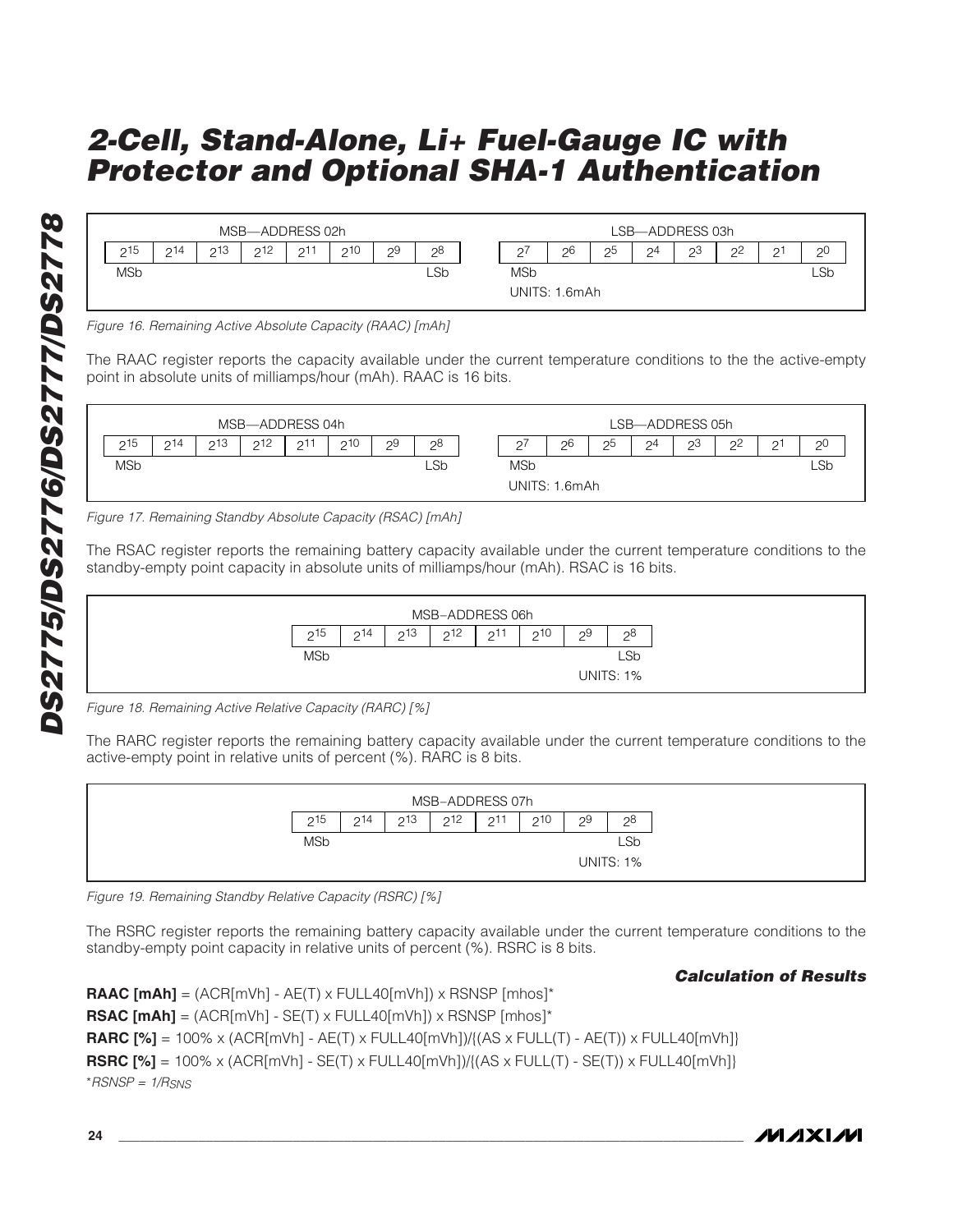| MSB—ADDRESS 02h | | | | | | | |
|---|---|---|---|---|---|---|---|
| $2^{15}$ | $2^{14}$ | $2^{13}$ | $2^{12}$ | $2^{11}$ | $2^{10}$ | $2^9$ | $2^8$ |
| MSb | | | | | | | LSb |

| LSB—ADDRESS 03h | | | | | | | |
|---|---|---|---|---|---|---|---|
| $2^7$ | $2^6$ | $2^5$ | $2^4$ | $2^3$ | $2^2$ | $2^1$ | $2^0$ |
| MSb | | | | | | | LSb |

UNITS: 1.6mAh

*Figure 16. Remaining Active Absolute Capacity (RAAC) [mAh]*

The RAAC register reports the capacity available under the current temperature conditions to the the active-empty point in absolute units of milliamps/hour (mAh). RAAC is 16 bits.

| MSB—ADDRESS 04h | | | | | | | |
|---|---|---|---|---|---|---|---|
| $2^{15}$ | $2^{14}$ | $2^{13}$ | $2^{12}$ | $2^{11}$ | $2^{10}$ | $2^9$ | $2^8$ |
| MSb | | | | | | | LSb |

| LSB—ADDRESS 05h | | | | | | | |
|---|---|---|---|---|---|---|---|
| $2^7$ | $2^6$ | $2^5$ | $2^4$ | $2^3$ | $2^2$ | $2^1$ | $2^0$ |
| MSb | | | | | | | LSb |

UNITS: 1.6mAh

*Figure 17. Remaining Standby Absolute Capacity (RSAC) [mAh]*

The RSAC register reports the remaining battery capacity available under the current temperature conditions to the standby-empty point capacity in absolute units of milliamps/hour (mAh). RSAC is 16 bits.

| MSB–ADDRESS 06h | | | | | | | |
|---|---|---|---|---|---|---|---|
| $2^{15}$ | $2^{14}$ | $2^{13}$ | $2^{12}$ | $2^{11}$ | $2^{10}$ | $2^9$ | $2^8$ |
| MSb | | | | | | | LSb |

UNITS: 1%

*Figure 18. Remaining Active Relative Capacity (RARC) [%]*

The RARC register reports the remaining battery capacity available under the current temperature conditions to the active-empty point in relative units of percent (%). RARC is 8 bits.

| MSB–ADDRESS 07h | | | | | | | |
|---|---|---|---|---|---|---|---|
| $2^{15}$ | $2^{14}$ | $2^{13}$ | $2^{12}$ | $2^{11}$ | $2^{10}$ | $2^9$ | $2^8$ |
| MSb | | | | | | | LSb |

UNITS: 1%

*Figure 19. Remaining Standby Relative Capacity (RSRC) [%]*

The RSRC register reports the remaining battery capacity available under the current temperature conditions to the standby-empty point capacity in relative units of percent (%). RSRC is 8 bits.

### *Calculation of Results*

**RAAC [mAh]** = (ACR[mVh] - AE(T) x FULL40[mVh]) x RSNSP [mhos]*

**RSAC [mAh]** = (ACR[mVh] - SE(T) x FULL40[mVh]) x RSNSP [mhos]*

**RARC [%]** = 100% x (ACR[mVh] - AE(T) x FULL40[mVh])/{(AS x FULL(T) - AE(T)) x FULL40[mVh]}

**RSRC [%]** = 100% x (ACR[mVh] - SE(T) x FULL40[mVh])/{(AS x FULL(T) - SE(T)) x FULL40[mVh]}

**RSNSP = $1/R_{SNS}$*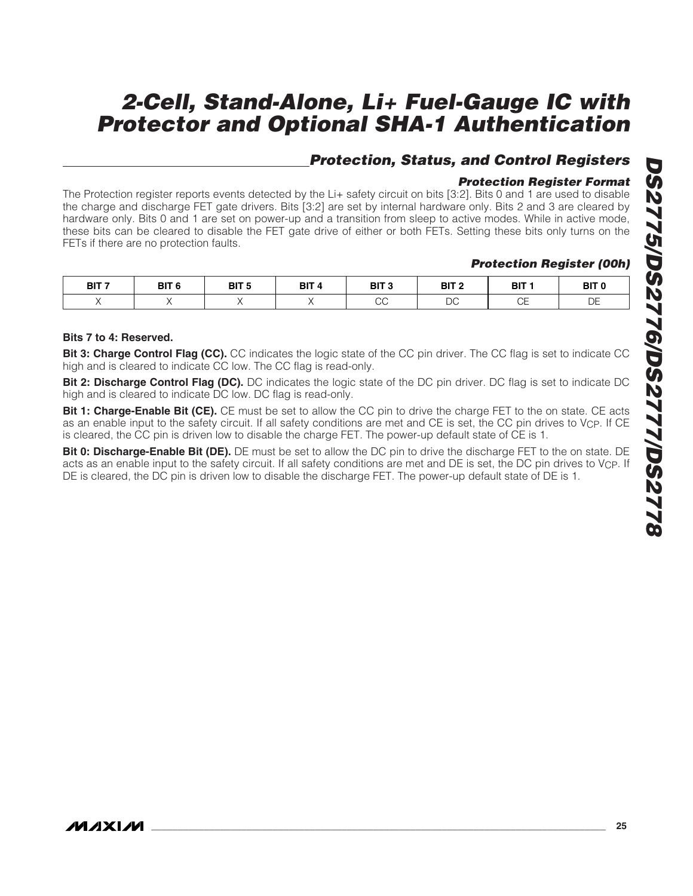## Protection, Status, and Control Registers

### Protection Register Format

The Protection register reports events detected by the Li+ safety circuit on bits [3:2]. Bits 0 and 1 are used to disable the charge and discharge FET gate drivers. Bits [3:2] are set by internal hardware only. Bits 2 and 3 are cleared by hardware only. Bits 0 and 1 are set on power-up and a transition from sleep to active modes. While in active mode, these bits can be cleared to disable the FET gate drive of either or both FETs. Setting these bits only turns on the FETs if there are no protection faults.

### Protection Register (00h)

| BIT 7 | BIT 6 | BIT 5 | BIT 4 | BIT 3 | BIT 2 | BIT 1 | BIT 0 |
|---|---|---|---|---|---|---|---|
| X | X | X | X | CC | DC | CE | DE |

**Bits 7 to 4: Reserved.**

**Bit 3: Charge Control Flag (CC).** CC indicates the logic state of the CC pin driver. The CC flag is set to indicate CC high and is cleared to indicate CC low. The CC flag is read-only.

**Bit 2: Discharge Control Flag (DC).** DC indicates the logic state of the DC pin driver. DC flag is set to indicate DC high and is cleared to indicate DC low. DC flag is read-only.

**Bit 1: Charge-Enable Bit (CE).** CE must be set to allow the CC pin to drive the charge FET to the on state. CE acts as an enable input to the safety circuit. If all safety conditions are met and CE is set, the CC pin drives to $V_{CP}$. If CE is cleared, the CC pin is driven low to disable the charge FET. The power-up default state of CE is 1.

**Bit 0: Discharge-Enable Bit (DE).** DE must be set to allow the DC pin to drive the discharge FET to the on state. DE acts as an enable input to the safety circuit. If all safety conditions are met and DE is set, the DC pin drives to $V_{CP}$. If DE is cleared, the DC pin is driven low to disable the discharge FET. The power-up default state of DE is 1.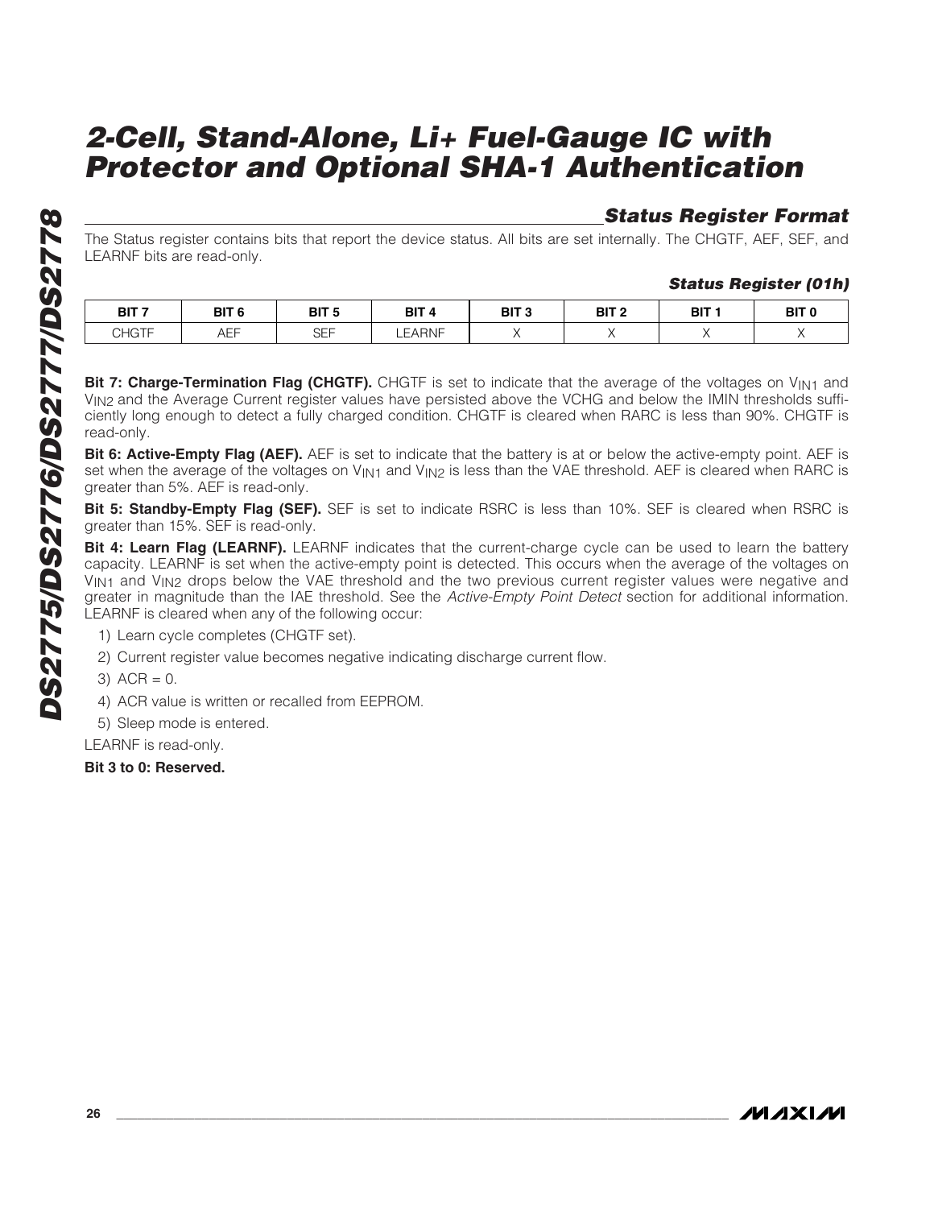## Status Register Format

The Status register contains bits that report the device status. All bits are set internally. The CHGTF, AEF, SEF, and LEARNF bits are read-only.

### Status Register (01h)

| BIT 7 | BIT 6 | BIT 5 | BIT 4 | BIT 3 | BIT 2 | BIT 1 | BIT 0 |
|---|---|---|---|---|---|---|---|
| CHGTF | AEF | SEF | LEARNF | X | X | X | X |

**Bit 7: Charge-Termination Flag (CHGTF).** CHGTF is set to indicate that the average of the voltages on $V_{IN1}$ and $V_{IN2}$ and the Average Current register values have persisted above the VCHG and below the IMIN thresholds sufficiently long enough to detect a fully charged condition. CHGTF is cleared when RARC is less than 90%. CHGTF is read-only.

**Bit 6: Active-Empty Flag (AEF).** AEF is set to indicate that the battery is at or below the active-empty point. AEF is set when the average of the voltages on $V_{IN1}$ and $V_{IN2}$ is less than the VAE threshold. AEF is cleared when RARC is greater than 5%. AEF is read-only.

**Bit 5: Standby-Empty Flag (SEF).** SEF is set to indicate RSRC is less than 10%. SEF is cleared when RSRC is greater than 15%. SEF is read-only.

**Bit 4: Learn Flag (LEARNF).** LEARNF indicates that the current-charge cycle can be used to learn the battery capacity. LEARNF is set when the active-empty point is detected. This occurs when the average of the voltages on $V_{IN1}$ and $V_{IN2}$ drops below the VAE threshold and the two previous current register values were negative and greater in magnitude than the IAE threshold. See the *Active-Empty Point Detect* section for additional information. LEARNF is cleared when any of the following occur:

1) Learn cycle completes (CHGTF set).
2) Current register value becomes negative indicating discharge current flow.
3) ACR = 0.
4) ACR value is written or recalled from EEPROM.
5) Sleep mode is entered.

LEARNF is read-only.

**Bit 3 to 0: Reserved.**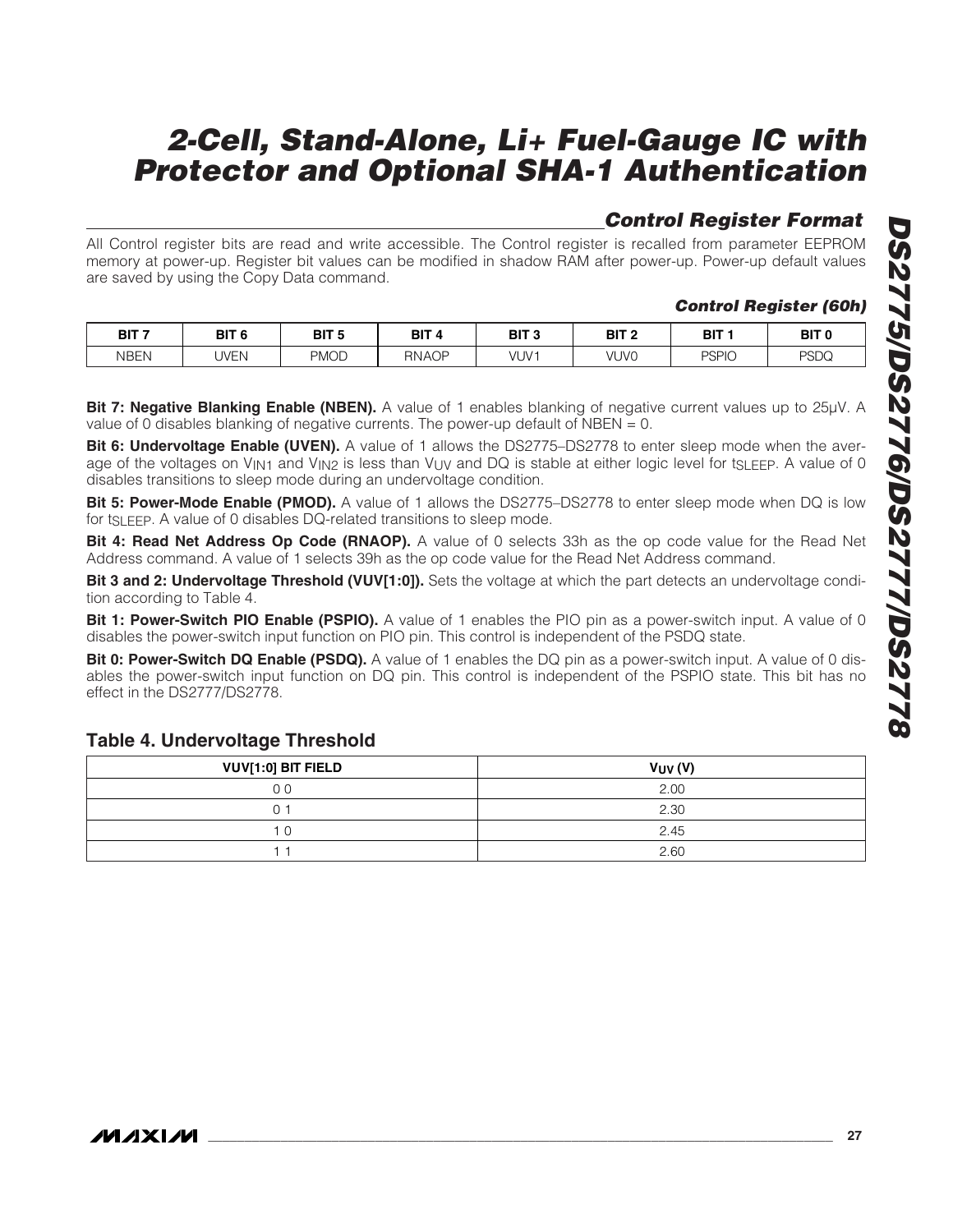## Control Register Format

All Control register bits are read and write accessible. The Control register is recalled from parameter EEPROM memory at power-up. Register bit values can be modified in shadow RAM after power-up. Power-up default values are saved by using the Copy Data command.

### Control Register (60h)

| BIT 7 | BIT 6 | BIT 5 | BIT 4 | BIT 3 | BIT 2 | BIT 1 | BIT 0 |
|---|---|---|---|---|---|---|---|
| NBEN | UVEN | PMOD | RNAOP | VUV1 | VUV0 | PSPIO | PSDQ |

**Bit 7: Negative Blanking Enable (NBEN).** A value of 1 enables blanking of negative current values up to 25µV. A value of 0 disables blanking of negative currents. The power-up default of NBEN = 0.

**Bit 6: Undervoltage Enable (UVEN).** A value of 1 allows the DS2775–DS2778 to enter sleep mode when the average of the voltages on $V_{IN1}$ and $V_{IN2}$ is less than $V_{UV}$ and DQ is stable at either logic level for $t_{SLEEP}$. A value of 0 disables transitions to sleep mode during an undervoltage condition.

**Bit 5: Power-Mode Enable (PMOD).** A value of 1 allows the DS2775–DS2778 to enter sleep mode when DQ is low for $t_{SLEEP}$. A value of 0 disables DQ-related transitions to sleep mode.

**Bit 4: Read Net Address Op Code (RNAOP).** A value of 0 selects 33h as the op code value for the Read Net Address command. A value of 1 selects 39h as the op code value for the Read Net Address command.

**Bit 3 and 2: Undervoltage Threshold (VUV[1:0]).** Sets the voltage at which the part detects an undervoltage condition according to Table 4.

**Bit 1: Power-Switch PIO Enable (PSPIO).** A value of 1 enables the PIO pin as a power-switch input. A value of 0 disables the power-switch input function on PIO pin. This control is independent of the PSDQ state.

**Bit 0: Power-Switch DQ Enable (PSDQ).** A value of 1 enables the DQ pin as a power-switch input. A value of 0 disables the power-switch input function on DQ pin. This control is independent of the PSPIO state. This bit has no effect in the DS2777/DS2778.

### Table 4. Undervoltage Threshold

| VUV[1:0] BIT FIELD | $V_{UV}$ (V) |
|---|---|
| 0 0 | 2.00 |
| 0 1 | 2.30 |
| 1 0 | 2.45 |
| 1 1 | 2.60 |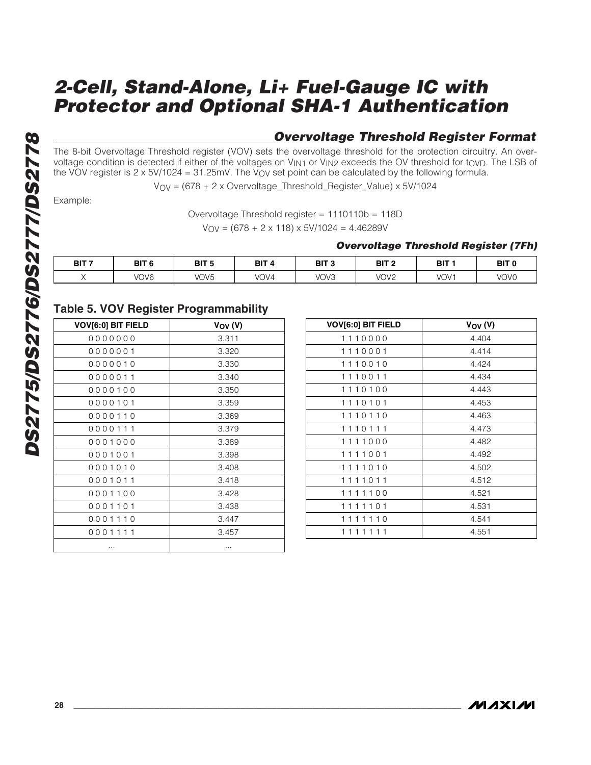## Overvoltage Threshold Register Format

The 8-bit Overvoltage Threshold register (VOV) sets the overvoltage threshold for the protection circuitry. An overvoltage condition is detected if either of the voltages on $V_{IN1}$ or $V_{IN2}$ exceeds the OV threshold for $t_{OVD}$. The LSB of the VOV register is 2 x 5V/1024 = 31.25mV. The $V_{OV}$ set point can be calculated by the following formula.

$$V_{OV} = (678 + 2 \times \text{Overvoltage\_Threshold\_Register\_Value}) \times 5V/1024$$

Example:

Overvoltage Threshold register = 1110110b = 118D

$$V_{OV} = (678 + 2 \times 118) \times 5V/1024 = 4.46289V$$

### Overvoltage Threshold Register (7Fh)

| BIT 7 | BIT 6 | BIT 5 | BIT 4 | BIT 3 | BIT 2 | BIT 1 | BIT 0 |
|---|---|---|---|---|---|---|---|
| X | VOV6 | VOV5 | VOV4 | VOV3 | VOV2 | VOV1 | VOV0 |

### Table 5. VOV Register Programmability

| VOV[6:0] BIT FIELD | $V_{OV}$ (V) |
|---|---|
| 0000000 | 3.311 |
| 0000001 | 3.320 |
| 0000010 | 3.330 |
| 0000011 | 3.340 |
| 0000100 | 3.350 |
| 0000101 | 3.359 |
| 0000110 | 3.369 |
| 0000111 | 3.379 |
| 0001000 | 3.389 |
| 0001001 | 3.398 |
| 0001010 | 3.408 |
| 0001011 | 3.418 |
| 0001100 | 3.428 |
| 0001101 | 3.438 |
| 0001110 | 3.447 |
| 0001111 | 3.457 |
| ... | ... |

| VOV[6:0] BIT FIELD | $V_{OV}$ (V) |
|---|---|
| 1110000 | 4.404 |
| 1110001 | 4.414 |
| 1110010 | 4.424 |
| 1110011 | 4.434 |
| 1110100 | 4.443 |
| 1110101 | 4.453 |
| 1110110 | 4.463 |
| 1110111 | 4.473 |
| 1111000 | 4.482 |
| 1111001 | 4.492 |
| 1111010 | 4.502 |
| 1111011 | 4.512 |
| 1111100 | 4.521 |
| 1111101 | 4.531 |
| 1111110 | 4.541 |
| 1111111 | 4.551 |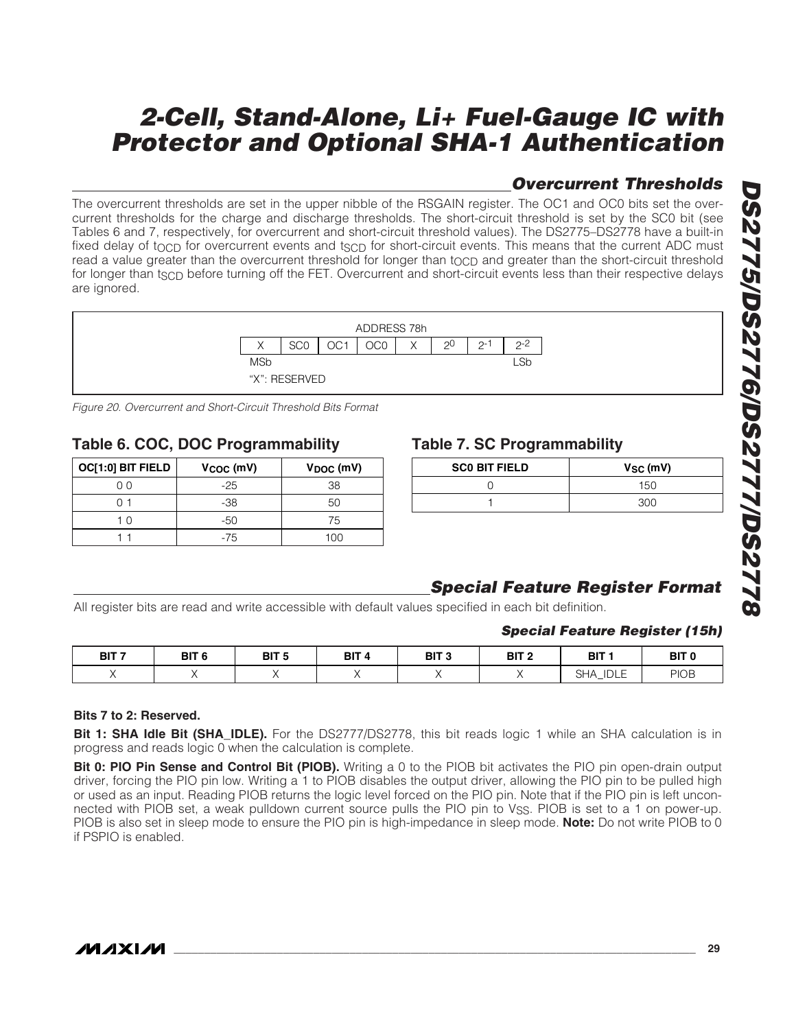## Overcurrent Thresholds

The overcurrent thresholds are set in the upper nibble of the RSGAIN register. The OC1 and OC0 bits set the overcurrent thresholds for the charge and discharge thresholds. The short-circuit threshold is set by the SC0 bit (see Tables 6 and 7, respectively, for overcurrent and short-circuit threshold values). The DS2775–DS2778 have a built-in fixed delay of $t_{OCD}$ for overcurrent events and $t_{SCD}$ for short-circuit events. This means that the current ADC must read a value greater than the overcurrent threshold for longer than $t_{OCD}$ and greater than the short-circuit threshold for longer than $t_{SCD}$ before turning off the FET. Overcurrent and short-circuit events less than their respective delays are ignored.

ADDRESS 78h

| X | SC0 | OC1 | OC0 | X | $2^0$ | $2^{-1}$ | $2^{-2}$ |
|---|---|---|---|---|---|---|---|

MSb ... LSb

"X": RESERVED

*Figure 20. Overcurrent and Short-Circuit Threshold Bits Format*

### Table 6. COC, DOC Programmability

| OC[1:0] BIT FIELD | $V_{COC}$ (mV) | $V_{DOC}$ (mV) |
|---|---|---|
| 0 0 | -25 | 38 |
| 0 1 | -38 | 50 |
| 1 0 | -50 | 75 |
| 1 1 | -75 | 100 |

### Table 7. SC Programmability

| SC0 BIT FIELD | $V_{SC}$ (mV) |
|---|---|
| 0 | 150 |
| 1 | 300 |

## Special Feature Register Format

All register bits are read and write accessible with default values specified in each bit definition.

### Special Feature Register (15h)

| BIT 7 | BIT 6 | BIT 5 | BIT 4 | BIT 3 | BIT 2 | BIT 1 | BIT 0 |
|---|---|---|---|---|---|---|---|
| X | X | X | X | X | X | SHA_IDLE | PIOB |

**Bits 7 to 2: Reserved.**

**Bit 1: SHA Idle Bit (SHA_IDLE).** For the DS2777/DS2778, this bit reads logic 1 while an SHA calculation is in progress and reads logic 0 when the calculation is complete.

**Bit 0: PIO Pin Sense and Control Bit (PIOB).** Writing a 0 to the PIOB bit activates the PIO pin open-drain output driver, forcing the PIO pin low. Writing a 1 to PIOB disables the output driver, allowing the PIO pin to be pulled high or used as an input. Reading PIOB returns the logic level forced on the PIO pin. Note that if the PIO pin is left unconnected with PIOB set, a weak pulldown current source pulls the PIO pin to $V_{SS}$. PIOB is set to a 1 on power-up. PIOB is also set in sleep mode to ensure the PIO pin is high-impedance in sleep mode. **Note:** Do not write PIOB to 0 if PSPIO is enabled.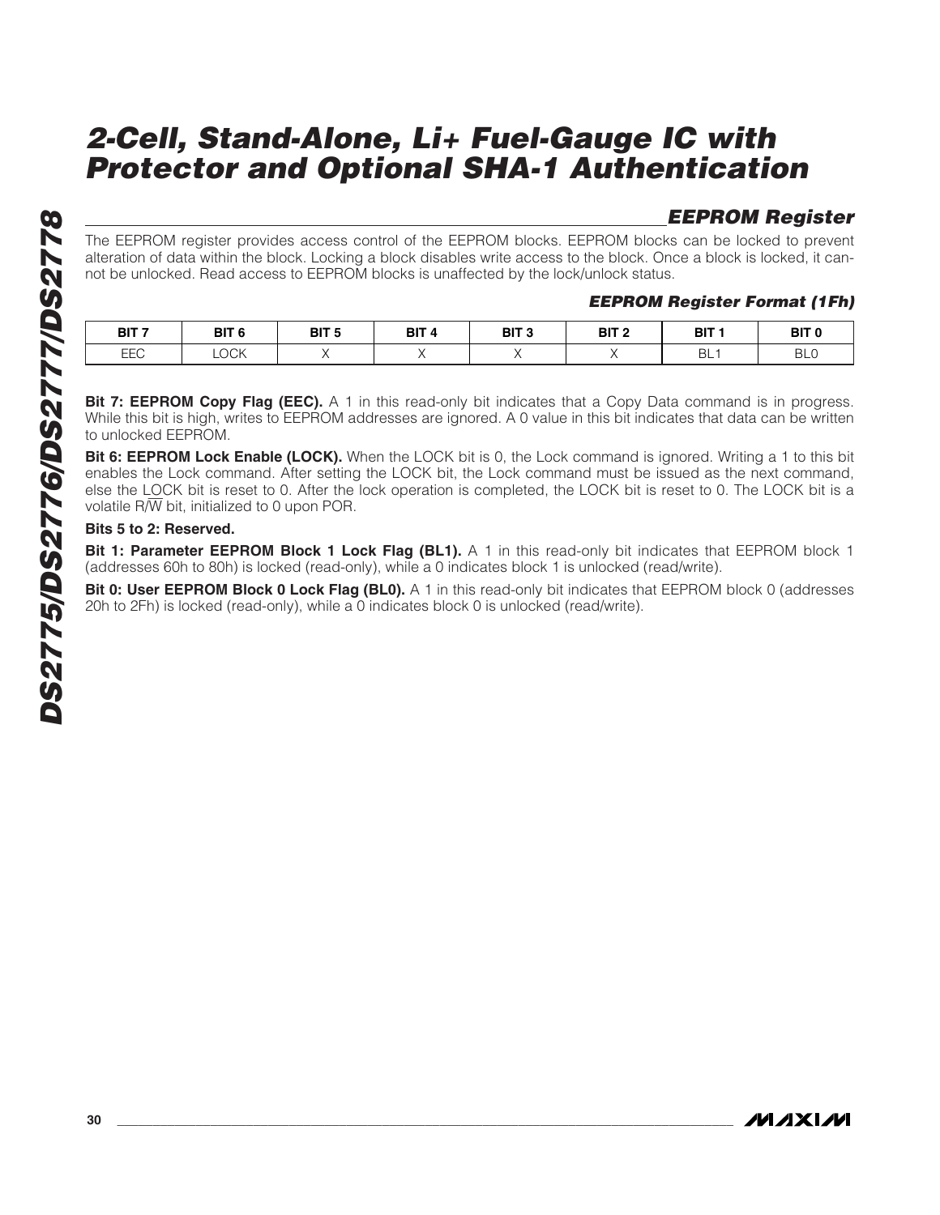## EEPROM Register

The EEPROM register provides access control of the EEPROM blocks. EEPROM blocks can be locked to prevent alteration of data within the block. Locking a block disables write access to the block. Once a block is locked, it cannot be unlocked. Read access to EEPROM blocks is unaffected by the lock/unlock status.

### EEPROM Register Format (1Fh)

| BIT 7 | BIT 6 | BIT 5 | BIT 4 | BIT 3 | BIT 2 | BIT 1 | BIT 0 |
|---|---|---|---|---|---|---|---|
| EEC | LOCK | X | X | X | X | BL1 | BL0 |

**Bit 7: EEPROM Copy Flag (EEC).** A 1 in this read-only bit indicates that a Copy Data command is in progress. While this bit is high, writes to EEPROM addresses are ignored. A 0 value in this bit indicates that data can be written to unlocked EEPROM.

**Bit 6: EEPROM Lock Enable (LOCK).** When the LOCK bit is 0, the Lock command is ignored. Writing a 1 to this bit enables the Lock command. After setting the LOCK bit, the Lock command must be issued as the next command, else the LOCK bit is reset to 0. After the lock operation is completed, the LOCK bit is reset to 0. The LOCK bit is a volatile R/$\overline{W}$ bit, initialized to 0 upon POR.

**Bits 5 to 2: Reserved.**

**Bit 1: Parameter EEPROM Block 1 Lock Flag (BL1).** A 1 in this read-only bit indicates that EEPROM block 1 (addresses 60h to 80h) is locked (read-only), while a 0 indicates block 1 is unlocked (read/write).

**Bit 0: User EEPROM Block 0 Lock Flag (BL0).** A 1 in this read-only bit indicates that EEPROM block 0 (addresses 20h to 2Fh) is locked (read-only), while a 0 indicates block 0 is unlocked (read/write).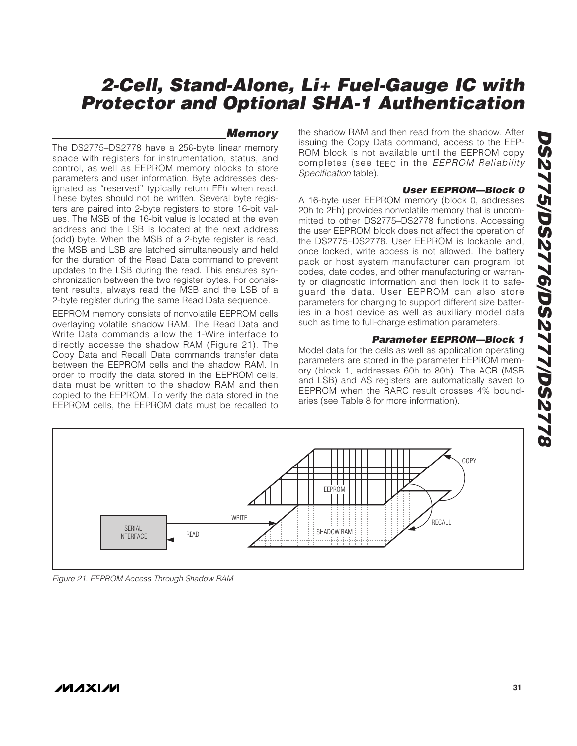## Memory

The DS2775–DS2778 have a 256-byte linear memory space with registers for instrumentation, status, and control, as well as EEPROM memory blocks to store parameters and user information. Byte addresses designated as "reserved" typically return FFh when read. These bytes should not be written. Several byte registers are paired into 2-byte registers to store 16-bit values. The MSB of the 16-bit value is located at the even address and the LSB is located at the next address (odd) byte. When the MSB of a 2-byte register is read, the MSB and LSB are latched simultaneously and held for the duration of the Read Data command to prevent updates to the LSB during the read. This ensures synchronization between the two register bytes. For consistent results, always read the MSB and the LSB of a 2-byte register during the same Read Data sequence.

EEPROM memory consists of nonvolatile EEPROM cells overlaying volatile shadow RAM. The Read Data and Write Data commands allow the 1-Wire interface to directly accesse the shadow RAM (Figure 21). The Copy Data and Recall Data commands transfer data between the EEPROM cells and the shadow RAM. In order to modify the data stored in the EEPROM cells, data must be written to the shadow RAM and then copied to the EEPROM. To verify the data stored in the EEPROM cells, the EEPROM data must be recalled to the shadow RAM and then read from the shadow. After issuing the Copy Data command, access to the EEPROM block is not available until the EEPROM copy completes (see $t_{EEC}$ in the *EEPROM Reliability Specification* table).

### User EEPROM—Block 0

A 16-byte user EEPROM memory (block 0, addresses 20h to 2Fh) provides nonvolatile memory that is uncommitted to other DS2775–DS2778 functions. Accessing the user EEPROM block does not affect the operation of the DS2775–DS2778. User EEPROM is lockable and, once locked, write access is not allowed. The battery pack or host system manufacturer can program lot codes, date codes, and other manufacturing or warranty or diagnostic information and then lock it to safeguard the data. User EEPROM can also store parameters for charging to support different size batteries in a host device as well as auxiliary model data such as time to full-charge estimation parameters.

### Parameter EEPROM—Block 1

Model data for the cells as well as application operating parameters are stored in the parameter EEPROM memory (block 1, addresses 60h to 80h). The ACR (MSB and LSB) and AS registers are automatically saved to EEPROM when the RARC result crosses 4% boundaries (see Table 8 for more information).

SERIAL INTERFACE — WRITE → SHADOW RAM; READ ← SHADOW RAM; SHADOW RAM → COPY → EEPROM; EEPROM → RECALL → SHADOW RAM

*Figure 21. EEPROM Access Through Shadow RAM*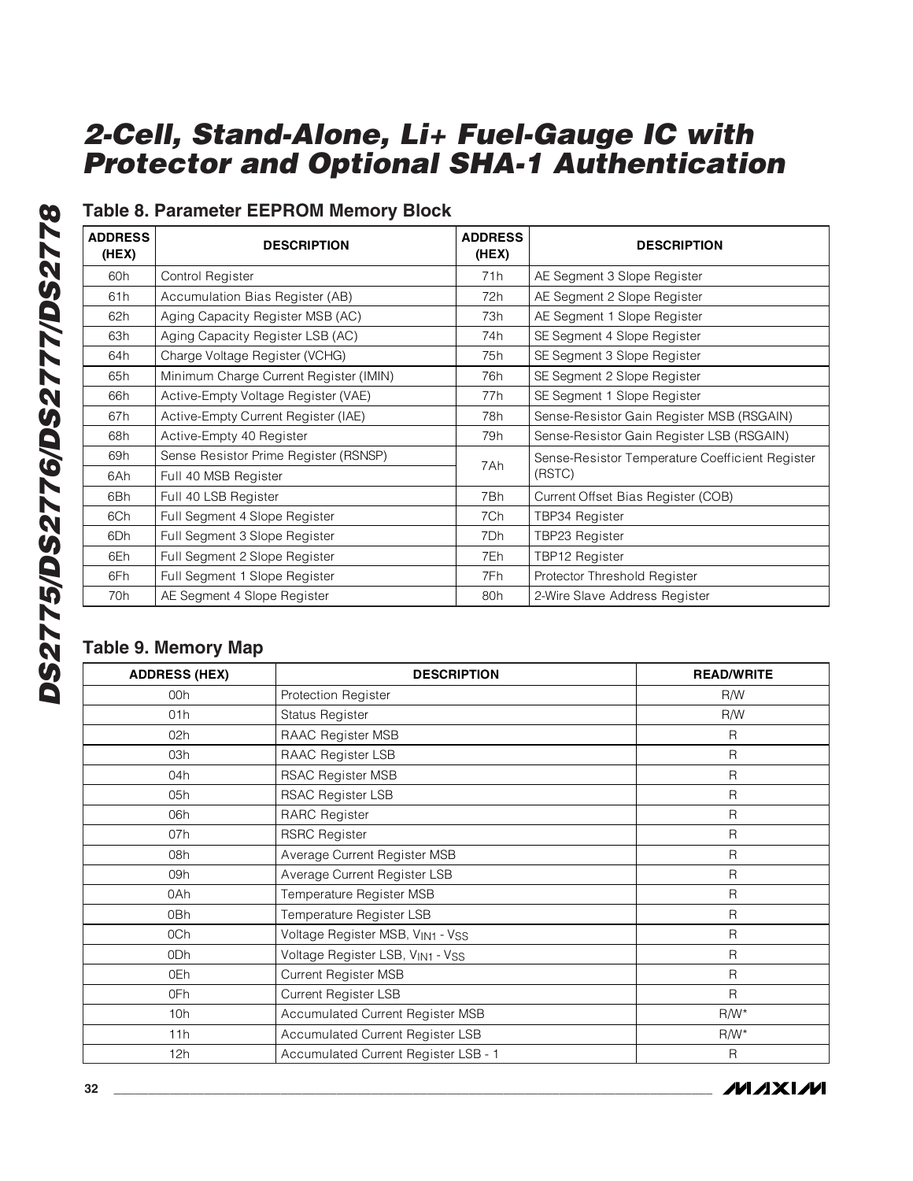### Table 8. Parameter EEPROM Memory Block

| ADDRESS (HEX) | DESCRIPTION | ADDRESS (HEX) | DESCRIPTION |
|---|---|---|---|
| 60h | Control Register | 71h | AE Segment 3 Slope Register |
| 61h | Accumulation Bias Register (AB) | 72h | AE Segment 2 Slope Register |
| 62h | Aging Capacity Register MSB (AC) | 73h | AE Segment 1 Slope Register |
| 63h | Aging Capacity Register LSB (AC) | 74h | SE Segment 4 Slope Register |
| 64h | Charge Voltage Register (VCHG) | 75h | SE Segment 3 Slope Register |
| 65h | Minimum Charge Current Register (IMIN) | 76h | SE Segment 2 Slope Register |
| 66h | Active-Empty Voltage Register (VAE) | 77h | SE Segment 1 Slope Register |
| 67h | Active-Empty Current Register (IAE) | 78h | Sense-Resistor Gain Register MSB (RSGAIN) |
| 68h | Active-Empty 40 Register | 79h | Sense-Resistor Gain Register LSB (RSGAIN) |
| 69h | Sense Resistor Prime Register (RSNSP) | 7Ah | Sense-Resistor Temperature Coefficient Register (RSTC) |
| 6Ah | Full 40 MSB Register | | |
| 6Bh | Full 40 LSB Register | 7Bh | Current Offset Bias Register (COB) |
| 6Ch | Full Segment 4 Slope Register | 7Ch | TBP34 Register |
| 6Dh | Full Segment 3 Slope Register | 7Dh | TBP23 Register |
| 6Eh | Full Segment 2 Slope Register | 7Eh | TBP12 Register |
| 6Fh | Full Segment 1 Slope Register | 7Fh | Protector Threshold Register |
| 70h | AE Segment 4 Slope Register | 80h | 2-Wire Slave Address Register |

### Table 9. Memory Map

| ADDRESS (HEX) | DESCRIPTION | READ/WRITE |
|---|---|---|
| 00h | Protection Register | R/W |
| 01h | Status Register | R/W |
| 02h | RAAC Register MSB | R |
| 03h | RAAC Register LSB | R |
| 04h | RSAC Register MSB | R |
| 05h | RSAC Register LSB | R |
| 06h | RARC Register | R |
| 07h | RSRC Register | R |
| 08h | Average Current Register MSB | R |
| 09h | Average Current Register LSB | R |
| 0Ah | Temperature Register MSB | R |
| 0Bh | Temperature Register LSB | R |
| 0Ch | Voltage Register MSB, $V_{IN1}$ - $V_{SS}$ | R |
| 0Dh | Voltage Register LSB, $V_{IN1}$ - $V_{SS}$ | R |
| 0Eh | Current Register MSB | R |
| 0Fh | Current Register LSB | R |
| 10h | Accumulated Current Register MSB | R/W* |
| 11h | Accumulated Current Register LSB | R/W* |
| 12h | Accumulated Current Register LSB - 1 | R |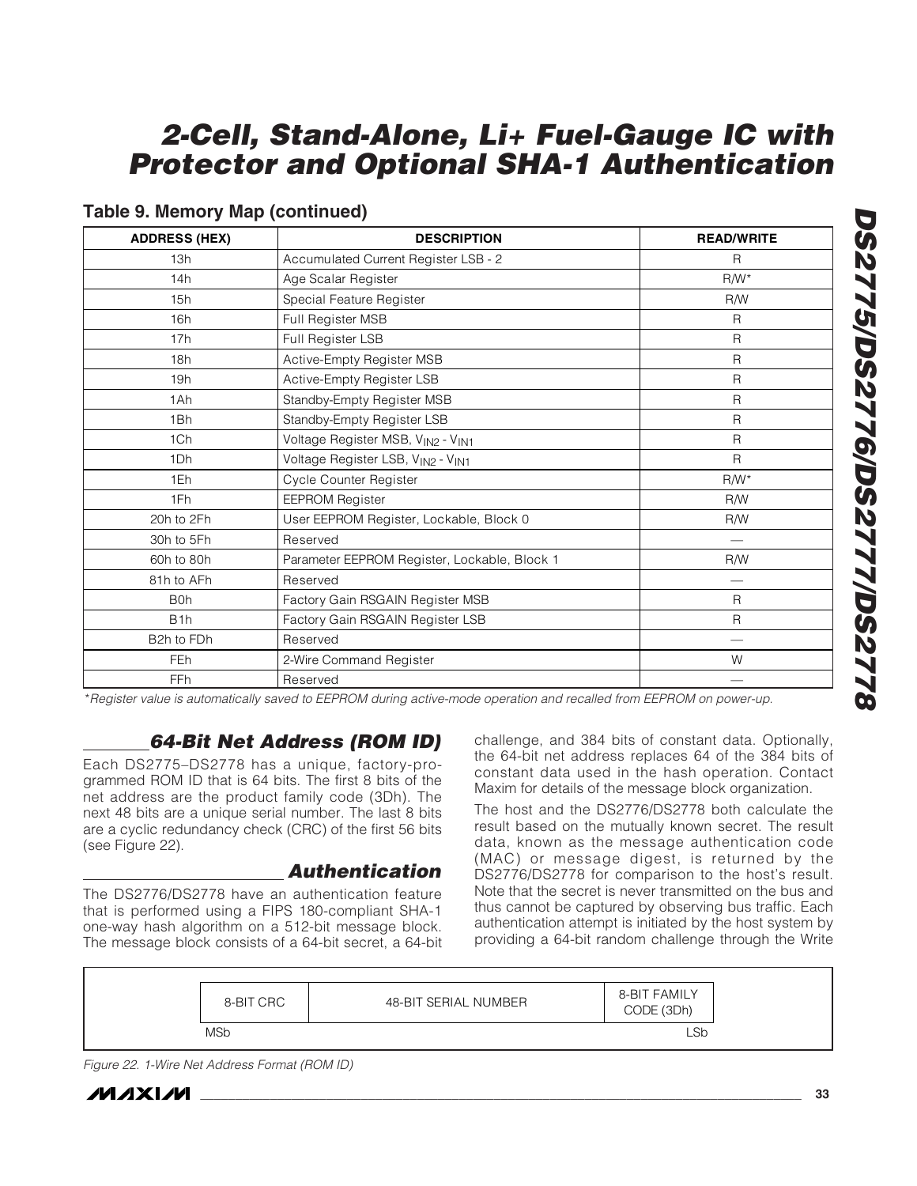## Table 9. Memory Map (continued)

| ADDRESS (HEX) | DESCRIPTION | READ/WRITE |
|---|---|---|
| 13h | Accumulated Current Register LSB - 2 | R |
| 14h | Age Scalar Register | R/W* |
| 15h | Special Feature Register | R/W |
| 16h | Full Register MSB | R |
| 17h | Full Register LSB | R |
| 18h | Active-Empty Register MSB | R |
| 19h | Active-Empty Register LSB | R |
| 1Ah | Standby-Empty Register MSB | R |
| 1Bh | Standby-Empty Register LSB | R |
| 1Ch | Voltage Register MSB, $V_{IN2}$ - $V_{IN1}$ | R |
| 1Dh | Voltage Register LSB, $V_{IN2}$ - $V_{IN1}$ | R |
| 1Eh | Cycle Counter Register | R/W* |
| 1Fh | EEPROM Register | R/W |
| 20h to 2Fh | User EEPROM Register, Lockable, Block 0 | R/W |
| 30h to 5Fh | Reserved | — |
| 60h to 80h | Parameter EEPROM Register, Lockable, Block 1 | R/W |
| 81h to AFh | Reserved | — |
| B0h | Factory Gain RSGAIN Register MSB | R |
| B1h | Factory Gain RSGAIN Register LSB | R |
| B2h to FDh | Reserved | — |
| FEh | 2-Wire Command Register | W |
| FFh | Reserved | — |

*Register value is automatically saved to EEPROM during active-mode operation and recalled from EEPROM on power-up.*

## 64-Bit Net Address (ROM ID)

Each DS2775–DS2778 has a unique, factory-programmed ROM ID that is 64 bits. The first 8 bits of the net address are the product family code (3Dh). The next 48 bits are a unique serial number. The last 8 bits are a cyclic redundancy check (CRC) of the first 56 bits (see Figure 22).

## Authentication

The DS2776/DS2778 have an authentication feature that is performed using a FIPS 180-compliant SHA-1 one-way hash algorithm on a 512-bit message block. The message block consists of a 64-bit secret, a 64-bit challenge, and 384 bits of constant data. Optionally, the 64-bit net address replaces 64 of the 384 bits of constant data used in the hash operation. Contact Maxim for details of the message block organization.

The host and the DS2776/DS2778 both calculate the result based on the mutually known secret. The result data, known as the message authentication code (MAC) or message digest, is returned by the DS2776/DS2778 for comparison to the host's result. Note that the secret is never transmitted on the bus and thus cannot be captured by observing bus traffic. Each authentication attempt is initiated by the host system by providing a 64-bit random challenge through the Write

| 8-BIT CRC | 48-BIT SERIAL NUMBER | 8-BIT FAMILY CODE (3Dh) |
|---|---|---|
| MSb | | LSb |

*Figure 22. 1-Wire Net Address Format (ROM ID)*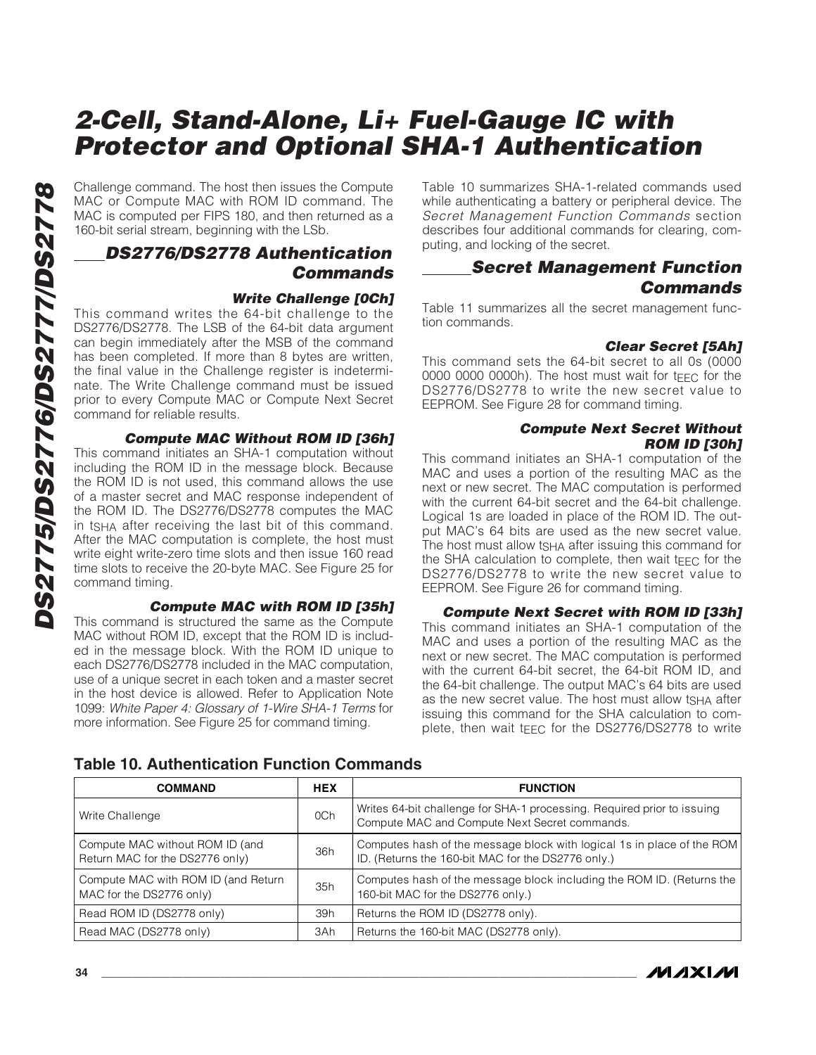Challenge command. The host then issues the Compute MAC or Compute MAC with ROM ID command. The MAC is computed per FIPS 180, and then returned as a 160-bit serial stream, beginning with the LSb.

## DS2776/DS2778 Authentication Commands

### Write Challenge [0Ch]

This command writes the 64-bit challenge to the DS2776/DS2778. The LSB of the 64-bit data argument can begin immediately after the MSB of the command has been completed. If more than 8 bytes are written, the final value in the Challenge register is indeterminate. The Write Challenge command must be issued prior to every Compute MAC or Compute Next Secret command for reliable results.

### Compute MAC Without ROM ID [36h]

This command initiates an SHA-1 computation without including the ROM ID in the message block. Because the ROM ID is not used, this command allows the use of a master secret and MAC response independent of the ROM ID. The DS2776/DS2778 computes the MAC in $t_{SHA}$ after receiving the last bit of this command. After the MAC computation is complete, the host must write eight write-zero time slots and then issue 160 read time slots to receive the 20-byte MAC. See Figure 25 for command timing.

### Compute MAC with ROM ID [35h]

This command is structured the same as the Compute MAC without ROM ID, except that the ROM ID is included in the message block. With the ROM ID unique to each DS2776/DS2778 included in the MAC computation, use of a unique secret in each token and a master secret in the host device is allowed. Refer to Application Note 1099: *White Paper 4: Glossary of 1-Wire SHA-1 Terms* for more information. See Figure 25 for command timing.

Table 10 summarizes SHA-1-related commands used while authenticating a battery or peripheral device. The *Secret Management Function Commands* section describes four additional commands for clearing, computing, and locking of the secret.

## Secret Management Function Commands

Table 11 summarizes all the secret management function commands.

### Clear Secret [5Ah]

This command sets the 64-bit secret to all 0s (0000 0000 0000 0000h). The host must wait for $t_{EEC}$ for the DS2776/DS2778 to write the new secret value to EEPROM. See Figure 28 for command timing.

### Compute Next Secret Without ROM ID [30h]

This command initiates an SHA-1 computation of the MAC and uses a portion of the resulting MAC as the next or new secret. The MAC computation is performed with the current 64-bit secret and the 64-bit challenge. Logical 1s are loaded in place of the ROM ID. The output MAC's 64 bits are used as the new secret value. The host must allow $t_{SHA}$ after issuing this command for the SHA calculation to complete, then wait $t_{EEC}$ for the DS2776/DS2778 to write the new secret value to EEPROM. See Figure 26 for command timing.

### Compute Next Secret with ROM ID [33h]

This command initiates an SHA-1 computation of the MAC and uses a portion of the resulting MAC as the next or new secret. The MAC computation is performed with the current 64-bit secret, the 64-bit ROM ID, and the 64-bit challenge. The output MAC's 64 bits are used as the new secret value. The host must allow $t_{SHA}$ after issuing this command for the SHA calculation to complete, then wait $t_{EEC}$ for the DS2776/DS2778 to write

**Table 10. Authentication Function Commands**

| COMMAND | HEX | FUNCTION |
|---|---|---|
| Write Challenge | 0Ch | Writes 64-bit challenge for SHA-1 processing. Required prior to issuing Compute MAC and Compute Next Secret commands. |
| Compute MAC without ROM ID (and Return MAC for the DS2776 only) | 36h | Computes hash of the message block with logical 1s in place of the ROM ID. (Returns the 160-bit MAC for the DS2776 only.) |
| Compute MAC with ROM ID (and Return MAC for the DS2776 only) | 35h | Computes hash of the message block including the ROM ID. (Returns the 160-bit MAC for the DS2776 only.) |
| Read ROM ID (DS2778 only) | 39h | Returns the ROM ID (DS2778 only). |
| Read MAC (DS2778 only) | 3Ah | Returns the 160-bit MAC (DS2778 only). |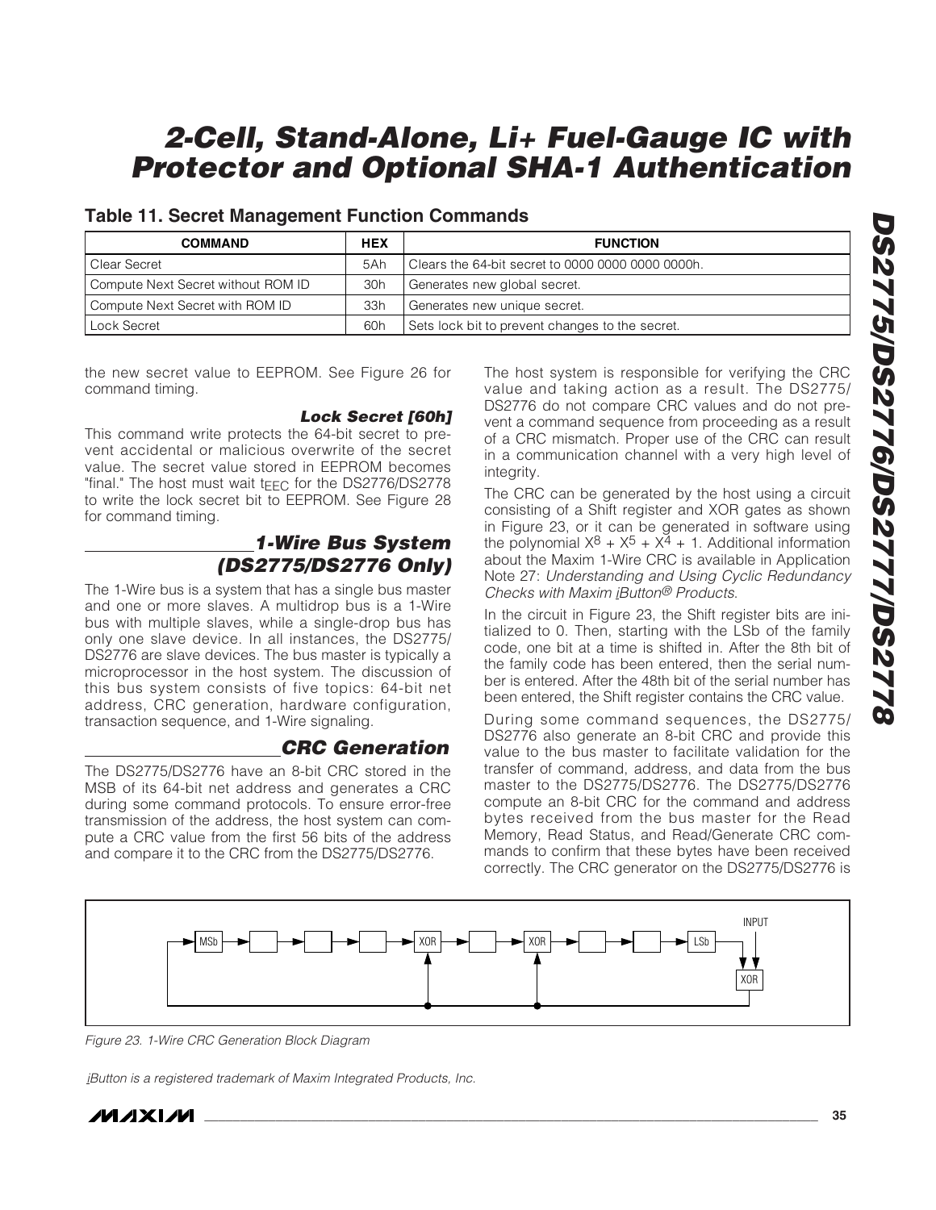**Table 11. Secret Management Function Commands**

| COMMAND | HEX | FUNCTION |
|---|---|---|
| Clear Secret | 5Ah | Clears the 64-bit secret to 0000 0000 0000 0000h. |
| Compute Next Secret without ROM ID | 30h | Generates new global secret. |
| Compute Next Secret with ROM ID | 33h | Generates new unique secret. |
| Lock Secret | 60h | Sets lock bit to prevent changes to the secret. |

the new secret value to EEPROM. See Figure 26 for command timing.

#### *Lock Secret [60h]*

This command write protects the 64-bit secret to prevent accidental or malicious overwrite of the secret value. The secret value stored in EEPROM becomes "final." The host must wait $t_{EEC}$ for the DS2776/DS2778 to write the lock secret bit to EEPROM. See Figure 28 for command timing.

## 1-Wire Bus System (DS2775/DS2776 Only)

The 1-Wire bus is a system that has a single bus master and one or more slaves. A multidrop bus is a 1-Wire bus with multiple slaves, while a single-drop bus has only one slave device. In all instances, the DS2775/DS2776 are slave devices. The bus master is typically a microprocessor in the host system. The discussion of this bus system consists of five topics: 64-bit net address, CRC generation, hardware configuration, transaction sequence, and 1-Wire signaling.

## CRC Generation

The DS2775/DS2776 have an 8-bit CRC stored in the MSB of its 64-bit net address and generates a CRC during some command protocols. To ensure error-free transmission of the address, the host system can compute a CRC value from the first 56 bits of the address and compare it to the CRC from the DS2775/DS2776.

The host system is responsible for verifying the CRC value and taking action as a result. The DS2775/DS2776 do not compare CRC values and do not prevent a command sequence from proceeding as a result of a CRC mismatch. Proper use of the CRC can result in a communication channel with a very high level of integrity.

The CRC can be generated by the host using a circuit consisting of a Shift register and XOR gates as shown in Figure 23, or it can be generated in software using the polynomial $X^8 + X^5 + X^4 + 1$. Additional information about the Maxim 1-Wire CRC is available in Application Note 27: *Understanding and Using Cyclic Redundancy Checks with Maxim iButton® Products*.

In the circuit in Figure 23, the Shift register bits are initialized to 0. Then, starting with the LSb of the family code, one bit at a time is shifted in. After the 8th bit of the family code has been entered, then the serial number is entered. After the 48th bit of the serial number has been entered, the Shift register contains the CRC value.

During some command sequences, the DS2775/DS2776 also generate an 8-bit CRC and provide this value to the bus master to facilitate validation for the transfer of command, address, and data from the bus master to the DS2775/DS2776. The DS2775/DS2776 compute an 8-bit CRC for the command and address bytes received from the bus master for the Read Memory, Read Status, and Read/Generate CRC commands to confirm that these bytes have been received correctly. The CRC generator on the DS2775/DS2776 is

*Figure 23. 1-Wire CRC Generation Block Diagram*

*iButton is a registered trademark of Maxim Integrated Products, Inc.*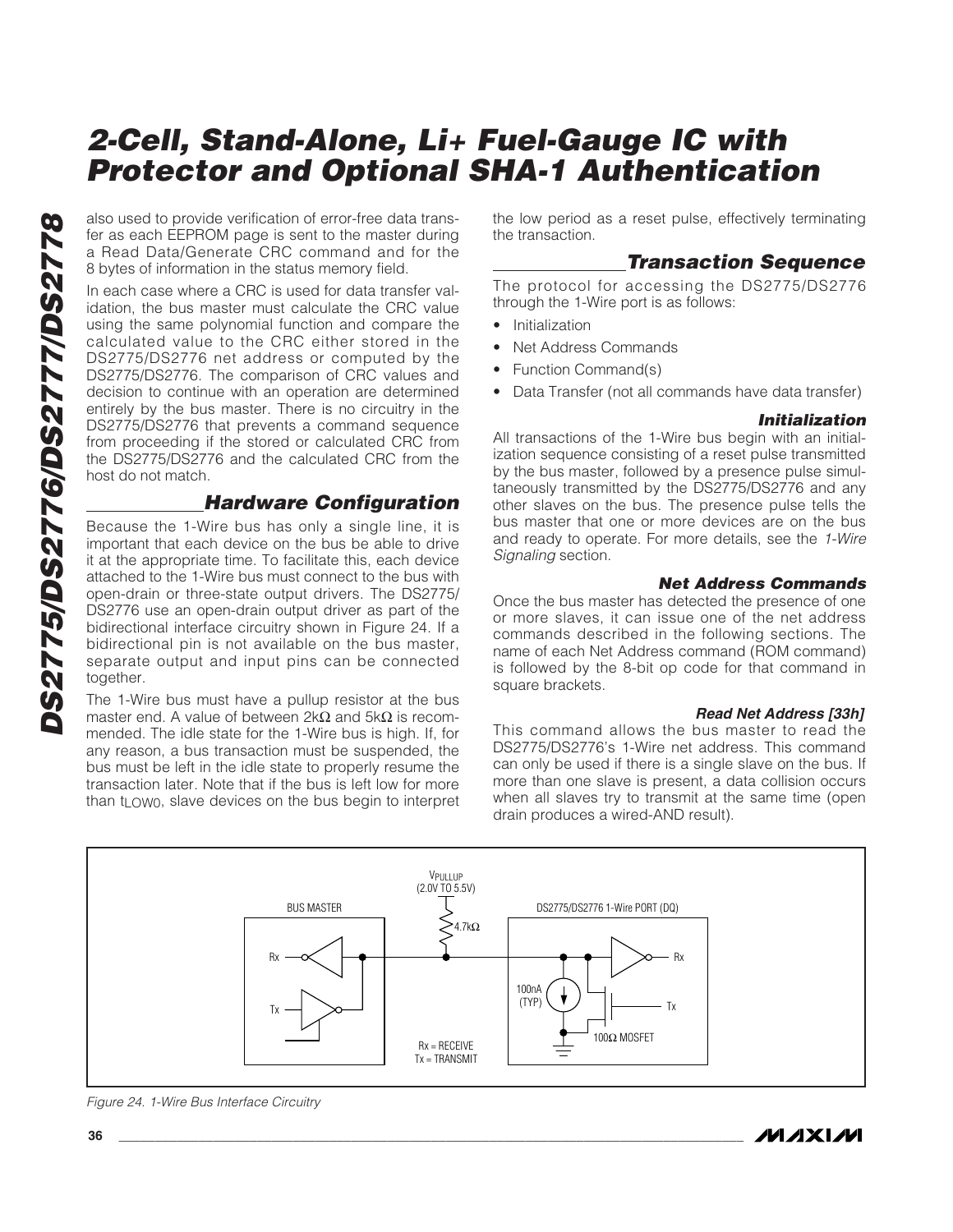also used to provide verification of error-free data transfer as each EEPROM page is sent to the master during a Read Data/Generate CRC command and for the 8 bytes of information in the status memory field.

In each case where a CRC is used for data transfer validation, the bus master must calculate the CRC value using the same polynomial function and compare the calculated value to the CRC either stored in the DS2775/DS2776 net address or computed by the DS2775/DS2776. The comparison of CRC values and decision to continue with an operation are determined entirely by the bus master. There is no circuitry in the DS2775/DS2776 that prevents a command sequence from proceeding if the stored or calculated CRC from the DS2775/DS2776 and the calculated CRC from the host do not match.

## Hardware Configuration

Because the 1-Wire bus has only a single line, it is important that each device on the bus be able to drive it at the appropriate time. To facilitate this, each device attached to the 1-Wire bus must connect to the bus with open-drain or three-state output drivers. The DS2775/DS2776 use an open-drain output driver as part of the bidirectional interface circuitry shown in Figure 24. If a bidirectional pin is not available on the bus master, separate output and input pins can be connected together.

The 1-Wire bus must have a pullup resistor at the bus master end. A value of between 2kΩ and 5kΩ is recommended. The idle state for the 1-Wire bus is high. If, for any reason, a bus transaction must be suspended, the bus must be left in the idle state to properly resume the transaction later. Note that if the bus is left low for more than $t_{LOW0}$, slave devices on the bus begin to interpret the low period as a reset pulse, effectively terminating the transaction.

## Transaction Sequence

The protocol for accessing the DS2775/DS2776 through the 1-Wire port is as follows:

- Initialization
- Net Address Commands
- Function Command(s)
- Data Transfer (not all commands have data transfer)

### Initialization

All transactions of the 1-Wire bus begin with an initialization sequence consisting of a reset pulse transmitted by the bus master, followed by a presence pulse simultaneously transmitted by the DS2775/DS2776 and any other slaves on the bus. The presence pulse tells the bus master that one or more devices are on the bus and ready to operate. For more details, see the *1-Wire Signaling* section.

### Net Address Commands

Once the bus master has detected the presence of one or more slaves, it can issue one of the net address commands described in the following sections. The name of each Net Address command (ROM command) is followed by the 8-bit op code for that command in square brackets.

### Read Net Address [33h]

This command allows the bus master to read the DS2775/DS2776's 1-Wire net address. This command can only be used if there is a single slave on the bus. If more than one slave is present, a data collision occurs when all slaves try to transmit at the same time (open drain produces a wired-AND result).

*Figure 24. 1-Wire Bus Interface Circuitry*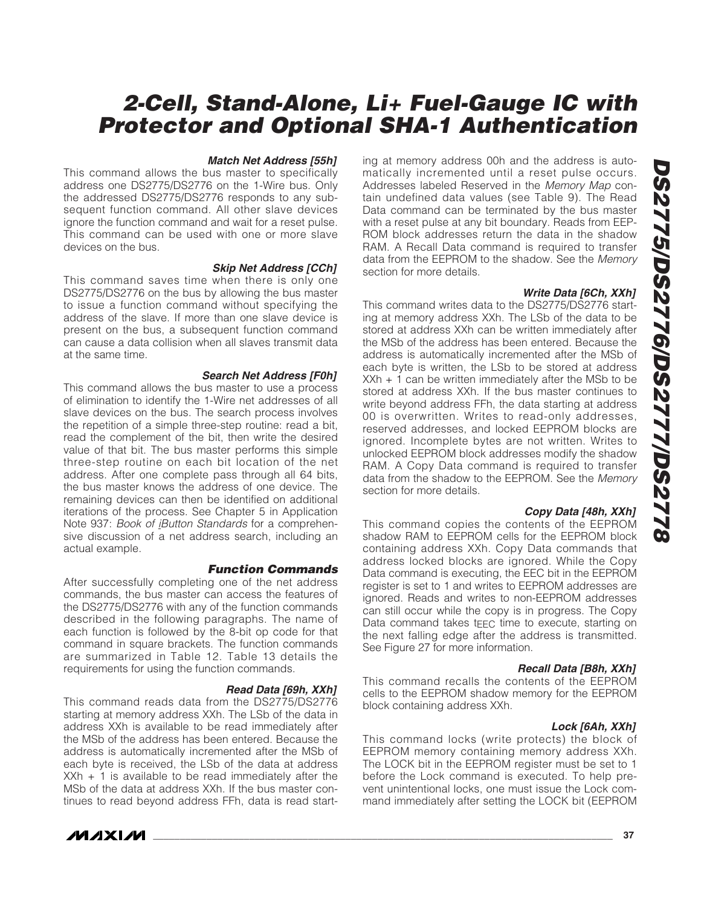#### *Match Net Address [55h]*

This command allows the bus master to specifically address one DS2775/DS2776 on the 1-Wire bus. Only the addressed DS2775/DS2776 responds to any subsequent function command. All other slave devices ignore the function command and wait for a reset pulse. This command can be used with one or more slave devices on the bus.

#### *Skip Net Address [CCh]*

This command saves time when there is only one DS2775/DS2776 on the bus by allowing the bus master to issue a function command without specifying the address of the slave. If more than one slave device is present on the bus, a subsequent function command can cause a data collision when all slaves transmit data at the same time.

#### *Search Net Address [F0h]*

This command allows the bus master to use a process of elimination to identify the 1-Wire net addresses of all slave devices on the bus. The search process involves the repetition of a simple three-step routine: read a bit, read the complement of the bit, then write the desired value of that bit. The bus master performs this simple three-step routine on each bit location of the net address. After one complete pass through all 64 bits, the bus master knows the address of one device. The remaining devices can then be identified on additional iterations of the process. See Chapter 5 in Application Note 937: *Book of iButton Standards* for a comprehensive discussion of a net address search, including an actual example.

### *Function Commands*

After successfully completing one of the net address commands, the bus master can access the features of the DS2775/DS2776 with any of the function commands described in the following paragraphs. The name of each function is followed by the 8-bit op code for that command in square brackets. The function commands are summarized in Table 12. Table 13 details the requirements for using the function commands.

#### *Read Data [69h, XXh]*

This command reads data from the DS2775/DS2776 starting at memory address XXh. The LSb of the data in address XXh is available to be read immediately after the MSb of the address has been entered. Because the address is automatically incremented after the MSb of each byte is received, the LSb of the data at address XXh + 1 is available to be read immediately after the MSb of the data at address XXh. If the bus master continues to read beyond address FFh, data is read starting at memory address 00h and the address is automatically incremented until a reset pulse occurs. Addresses labeled Reserved in the *Memory Map* contain undefined data values (see Table 9). The Read Data command can be terminated by the bus master with a reset pulse at any bit boundary. Reads from EEPROM block addresses return the data in the shadow RAM. A Recall Data command is required to transfer data from the EEPROM to the shadow. See the *Memory* section for more details.

#### *Write Data [6Ch, XXh]*

This command writes data to the DS2775/DS2776 starting at memory address XXh. The LSb of the data to be stored at address XXh can be written immediately after the MSb of the address has been entered. Because the address is automatically incremented after the MSb of each byte is written, the LSb to be stored at address XXh + 1 can be written immediately after the MSb to be stored at address XXh. If the bus master continues to write beyond address FFh, the data starting at address 00 is overwritten. Writes to read-only addresses, reserved addresses, and locked EEPROM blocks are ignored. Incomplete bytes are not written. Writes to unlocked EEPROM block addresses modify the shadow RAM. A Copy Data command is required to transfer data from the shadow to the EEPROM. See the *Memory* section for more details.

#### *Copy Data [48h, XXh]*

This command copies the contents of the EEPROM shadow RAM to EEPROM cells for the EEPROM block containing address XXh. Copy Data commands that address locked blocks are ignored. While the Copy Data command is executing, the EEC bit in the EEPROM register is set to 1 and writes to EEPROM addresses are ignored. Reads and writes to non-EEPROM addresses can still occur while the copy is in progress. The Copy Data command takes $t_{EEC}$ time to execute, starting on the next falling edge after the address is transmitted. See Figure 27 for more information.

#### *Recall Data [B8h, XXh]*

This command recalls the contents of the EEPROM cells to the EEPROM shadow memory for the EEPROM block containing address XXh.

#### *Lock [6Ah, XXh]*

This command locks (write protects) the block of EEPROM memory containing memory address XXh. The LOCK bit in the EEPROM register must be set to 1 before the Lock command is executed. To help prevent unintentional locks, one must issue the Lock command immediately after setting the LOCK bit (EEPROM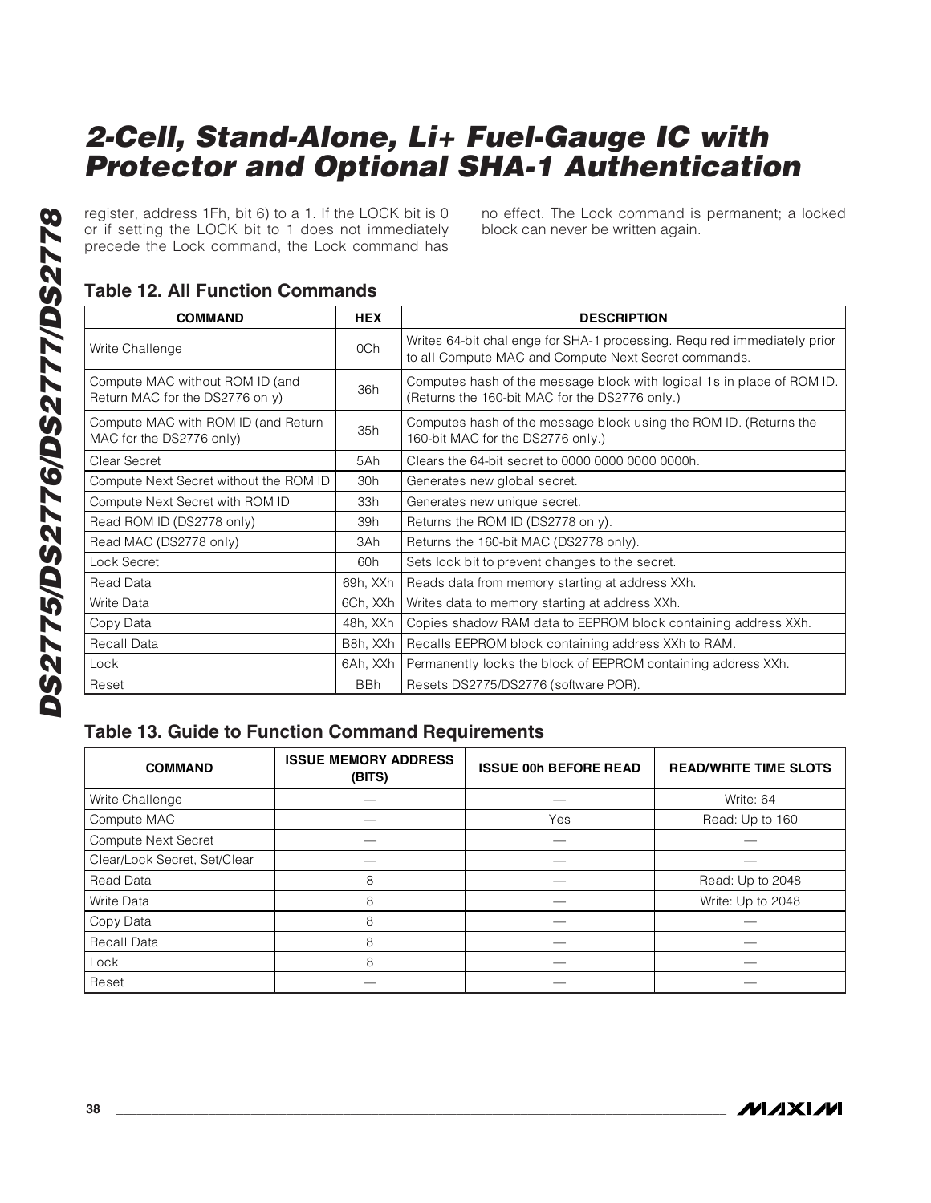register, address 1Fh, bit 6) to a 1. If the LOCK bit is 0 or if setting the LOCK bit to 1 does not immediately precede the Lock command, the Lock command has no effect. The Lock command is permanent; a locked block can never be written again.

### Table 12. All Function Commands

| COMMAND | HEX | DESCRIPTION |
|---|---|---|
| Write Challenge | 0Ch | Writes 64-bit challenge for SHA-1 processing. Required immediately prior to all Compute MAC and Compute Next Secret commands. |
| Compute MAC without ROM ID (and Return MAC for the DS2776 only) | 36h | Computes hash of the message block with logical 1s in place of ROM ID. (Returns the 160-bit MAC for the DS2776 only.) |
| Compute MAC with ROM ID (and Return MAC for the DS2776 only) | 35h | Computes hash of the message block using the ROM ID. (Returns the 160-bit MAC for the DS2776 only.) |
| Clear Secret | 5Ah | Clears the 64-bit secret to 0000 0000 0000 0000h. |
| Compute Next Secret without the ROM ID | 30h | Generates new global secret. |
| Compute Next Secret with ROM ID | 33h | Generates new unique secret. |
| Read ROM ID (DS2778 only) | 39h | Returns the ROM ID (DS2778 only). |
| Read MAC (DS2778 only) | 3Ah | Returns the 160-bit MAC (DS2778 only). |
| Lock Secret | 60h | Sets lock bit to prevent changes to the secret. |
| Read Data | 69h, XXh | Reads data from memory starting at address XXh. |
| Write Data | 6Ch, XXh | Writes data to memory starting at address XXh. |
| Copy Data | 48h, XXh | Copies shadow RAM data to EEPROM block containing address XXh. |
| Recall Data | B8h, XXh | Recalls EEPROM block containing address XXh to RAM. |
| Lock | 6Ah, XXh | Permanently locks the block of EEPROM containing address XXh. |
| Reset | BBh | Resets DS2775/DS2776 (software POR). |

### Table 13. Guide to Function Command Requirements

| COMMAND | ISSUE MEMORY ADDRESS (BITS) | ISSUE 00h BEFORE READ | READ/WRITE TIME SLOTS |
|---|---|---|---|
| Write Challenge | — | — | Write: 64 |
| Compute MAC | — | Yes | Read: Up to 160 |
| Compute Next Secret | — | — | — |
| Clear/Lock Secret, Set/Clear | — | — | — |
| Read Data | 8 | — | Read: Up to 2048 |
| Write Data | 8 | — | Write: Up to 2048 |
| Copy Data | 8 | — | — |
| Recall Data | 8 | — | — |
| Lock | 8 | — | — |
| Reset | — | — | — |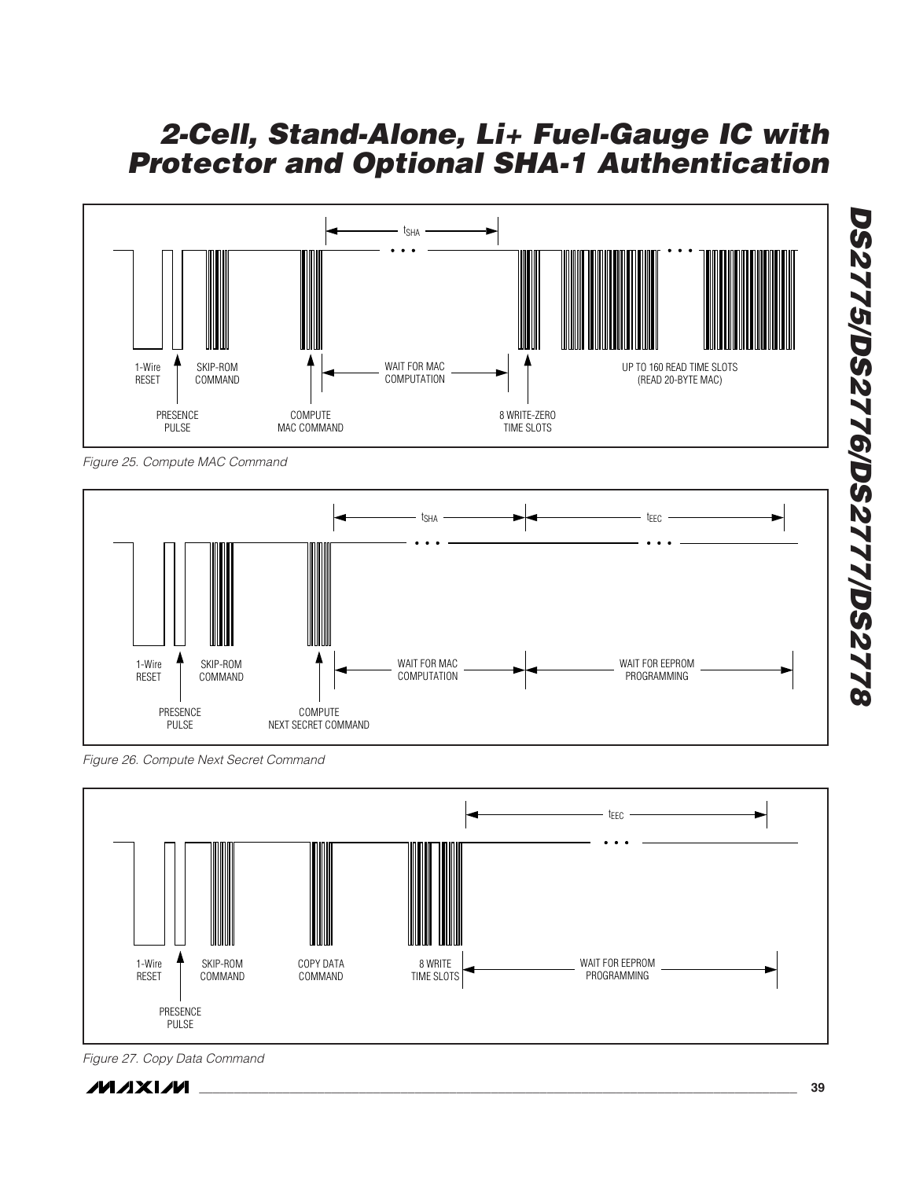1-Wire RESET

PRESENCE PULSE

SKIP-ROM COMMAND

COMPUTE MAC COMMAND

$t_{SHA}$

WAIT FOR MAC COMPUTATION

8 WRITE-ZERO TIME SLOTS

UP TO 160 READ TIME SLOTS (READ 20-BYTE MAC)

*Figure 25. Compute MAC Command*

1-Wire RESET

PRESENCE PULSE

SKIP-ROM COMMAND

COMPUTE NEXT SECRET COMMAND

$t_{SHA}$

$t_{EEC}$

WAIT FOR MAC COMPUTATION

WAIT FOR EEPROM PROGRAMMING

*Figure 26. Compute Next Secret Command*

1-Wire RESET

PRESENCE PULSE

SKIP-ROM COMMAND

COPY DATA COMMAND

8 WRITE TIME SLOTS

$t_{EEC}$

WAIT FOR EEPROM PROGRAMMING

*Figure 27. Copy Data Command*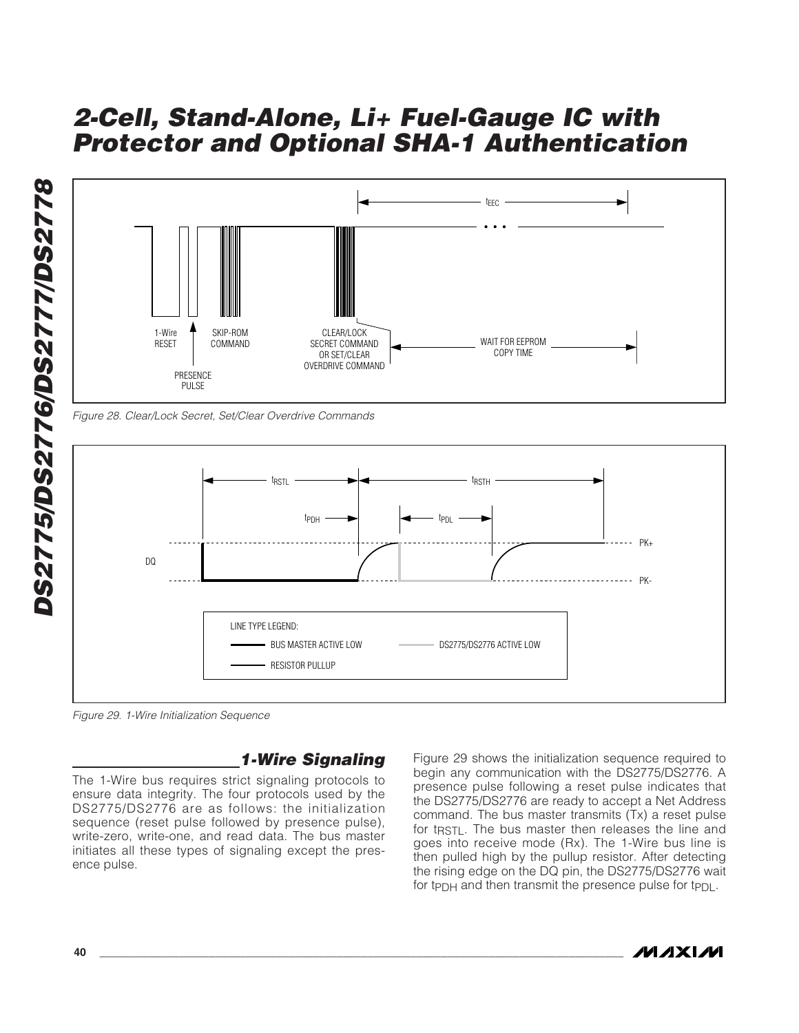Figure 28. Clear/Lock Secret, Set/Clear Overdrive Commands

Figure 29. 1-Wire Initialization Sequence

### 1-Wire Signaling

The 1-Wire bus requires strict signaling protocols to ensure data integrity. The four protocols used by the DS2775/DS2776 are as follows: the initialization sequence (reset pulse followed by presence pulse), write-zero, write-one, and read data. The bus master initiates all these types of signaling except the presence pulse.

Figure 29 shows the initialization sequence required to begin any communication with the DS2775/DS2776. A presence pulse following a reset pulse indicates that the DS2775/DS2776 are ready to accept a Net Address command. The bus master transmits (Tx) a reset pulse for $t_{RSTL}$. The bus master then releases the line and goes into receive mode (Rx). The 1-Wire bus line is then pulled high by the pullup resistor. After detecting the rising edge on the DQ pin, the DS2775/DS2776 wait for $t_{PDH}$ and then transmit the presence pulse for $t_{PDL}$.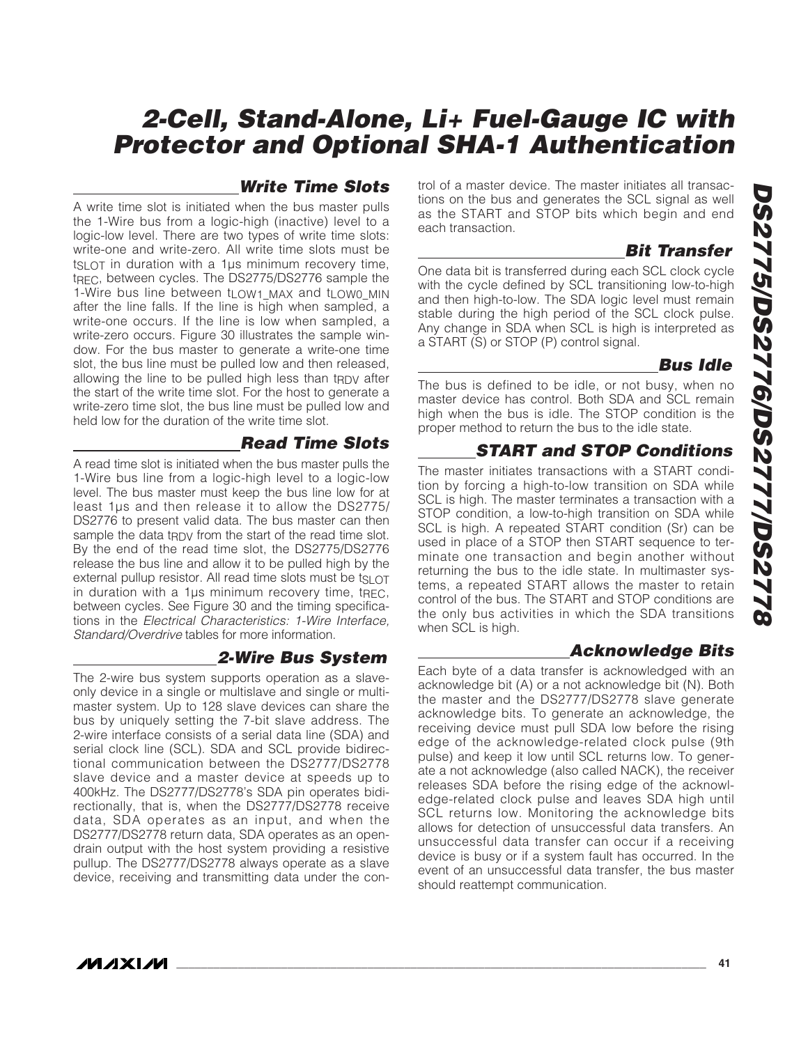### Write Time Slots

A write time slot is initiated when the bus master pulls the 1-Wire bus from a logic-high (inactive) level to a logic-low level. There are two types of write time slots: write-one and write-zero. All write time slots must be $t_{SLOT}$ in duration with a 1µs minimum recovery time, $t_{REC}$, between cycles. The DS2775/DS2776 sample the 1-Wire bus line between $t_{LOW1\_MAX}$ and $t_{LOW0\_MIN}$ after the line falls. If the line is high when sampled, a write-one occurs. If the line is low when sampled, a write-zero occurs. Figure 30 illustrates the sample window. For the bus master to generate a write-one time slot, the bus line must be pulled low and then released, allowing the line to be pulled high less than $t_{RDV}$ after the start of the write time slot. For the host to generate a write-zero time slot, the bus line must be pulled low and held low for the duration of the write time slot.

### Read Time Slots

A read time slot is initiated when the bus master pulls the 1-Wire bus line from a logic-high level to a logic-low level. The bus master must keep the bus line low for at least 1µs and then release it to allow the DS2775/DS2776 to present valid data. The bus master can then sample the data $t_{RDV}$ from the start of the read time slot. By the end of the read time slot, the DS2775/DS2776 release the bus line and allow it to be pulled high by the external pullup resistor. All read time slots must be $t_{SLOT}$ in duration with a 1µs minimum recovery time, $t_{REC}$, between cycles. See Figure 30 and the timing specifications in the *Electrical Characteristics: 1-Wire Interface, Standard/Overdrive* tables for more information.

### 2-Wire Bus System

The 2-wire bus system supports operation as a slave-only device in a single or multislave and single or multimaster system. Up to 128 slave devices can share the bus by uniquely setting the 7-bit slave address. The 2-wire interface consists of a serial data line (SDA) and serial clock line (SCL). SDA and SCL provide bidirectional communication between the DS2777/DS2778 slave device and a master device at speeds up to 400kHz. The DS2777/DS2778's SDA pin operates bidirectionally, that is, when the DS2777/DS2778 receive data, SDA operates as an input, and when the DS2777/DS2778 return data, SDA operates as an open-drain output with the host system providing a resistive pullup. The DS2777/DS2778 always operate as a slave device, receiving and transmitting data under the control of a master device. The master initiates all transactions on the bus and generates the SCL signal as well as the START and STOP bits which begin and end each transaction.

### Bit Transfer

One data bit is transferred during each SCL clock cycle with the cycle defined by SCL transitioning low-to-high and then high-to-low. The SDA logic level must remain stable during the high period of the SCL clock pulse. Any change in SDA when SCL is high is interpreted as a START (S) or STOP (P) control signal.

### Bus Idle

The bus is defined to be idle, or not busy, when no master device has control. Both SDA and SCL remain high when the bus is idle. The STOP condition is the proper method to return the bus to the idle state.

### START and STOP Conditions

The master initiates transactions with a START condition by forcing a high-to-low transition on SDA while SCL is high. The master terminates a transaction with a STOP condition, a low-to-high transition on SDA while SCL is high. A repeated START condition (Sr) can be used in place of a STOP then START sequence to terminate one transaction and begin another without returning the bus to the idle state. In multimaster systems, a repeated START allows the master to retain control of the bus. The START and STOP conditions are the only bus activities in which the SDA transitions when SCL is high.

### Acknowledge Bits

Each byte of a data transfer is acknowledged with an acknowledge bit (A) or a not acknowledge bit (N). Both the master and the DS2777/DS2778 slave generate acknowledge bits. To generate an acknowledge, the receiving device must pull SDA low before the rising edge of the acknowledge-related clock pulse (9th pulse) and keep it low until SCL returns low. To generate a not acknowledge (also called NACK), the receiver releases SDA before the rising edge of the acknowledge-related clock pulse and leaves SDA high until SCL returns low. Monitoring the acknowledge bits allows for detection of unsuccessful data transfers. An unsuccessful data transfer can occur if a receiving device is busy or if a system fault has occurred. In the event of an unsuccessful data transfer, the bus master should reattempt communication.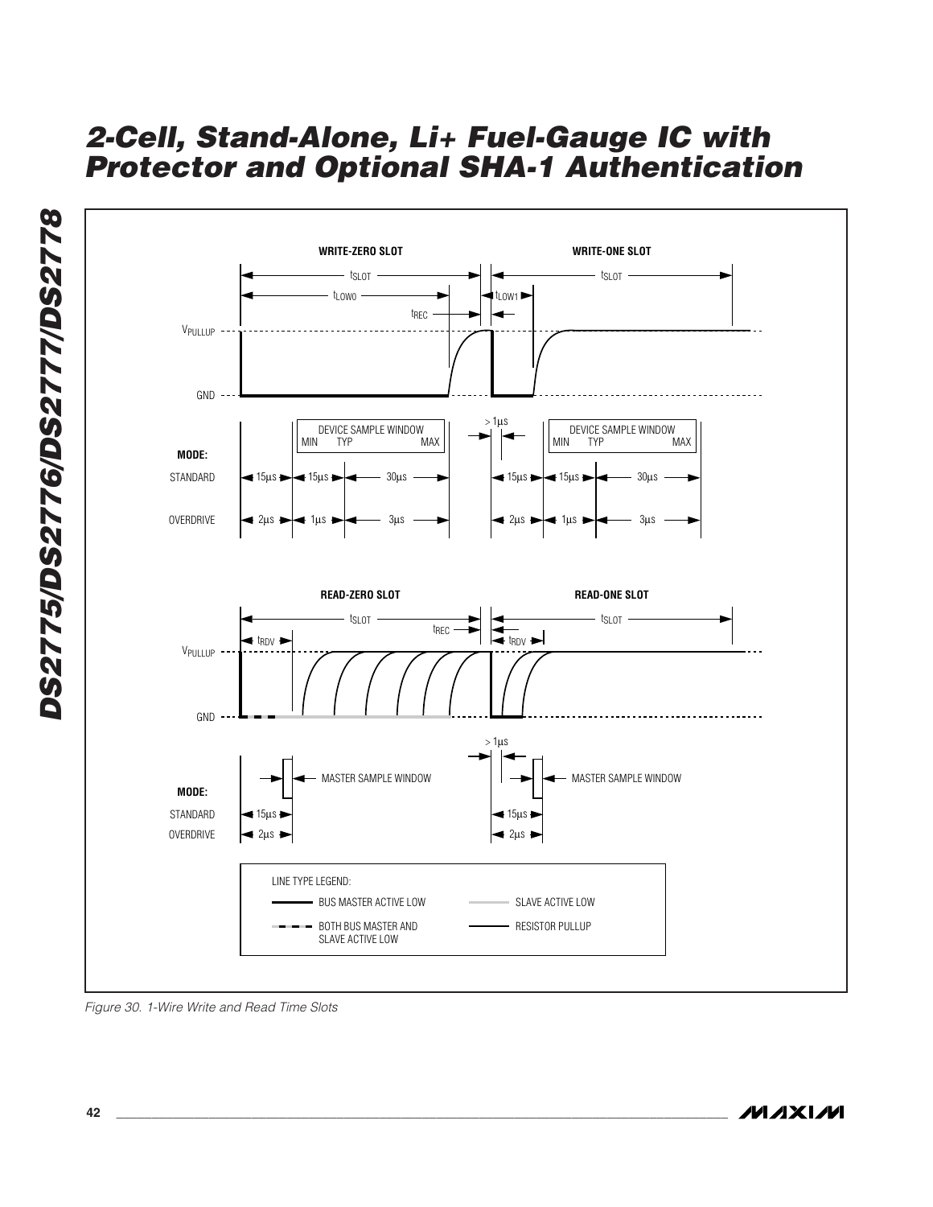Figure 30. 1-Wire Write and Read Time Slots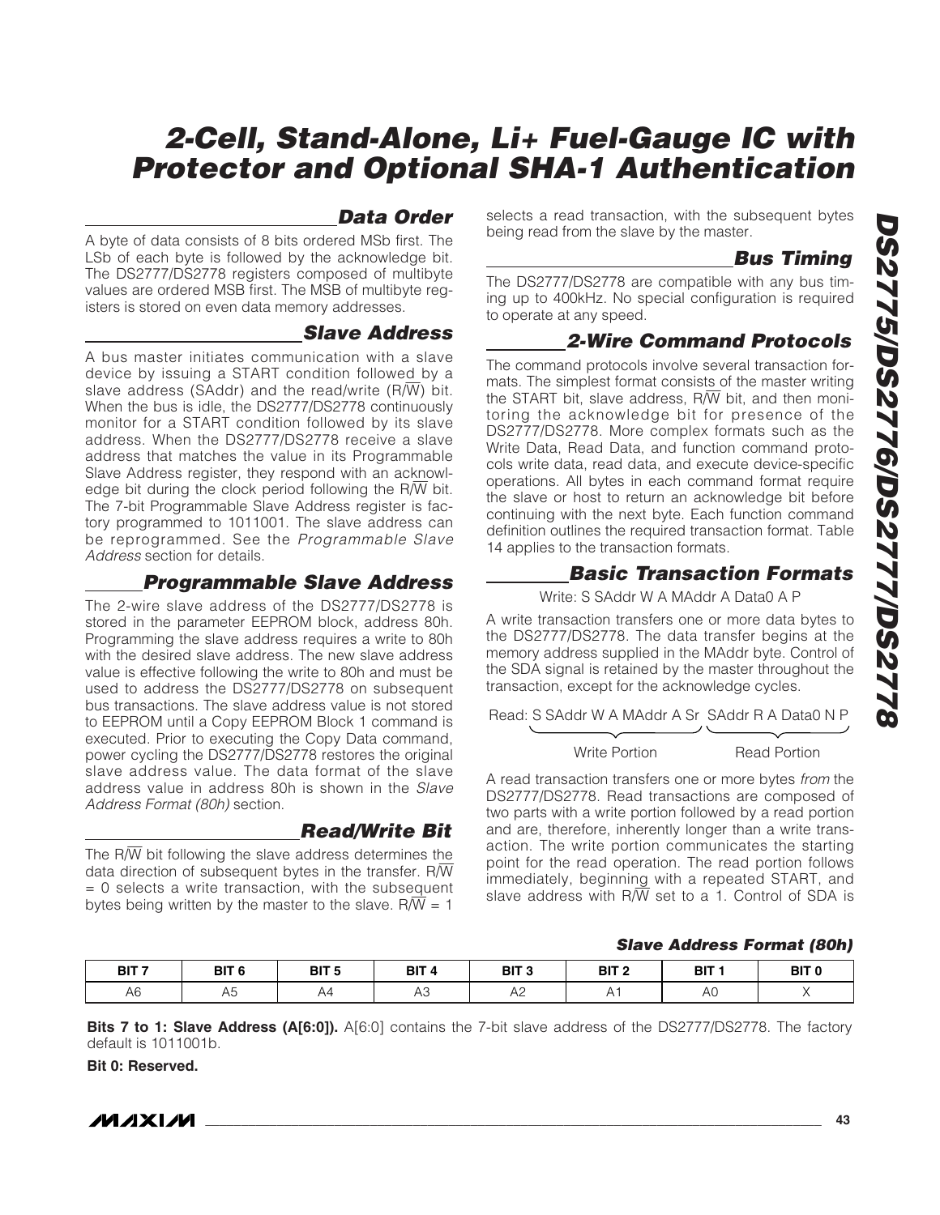## Data Order

A byte of data consists of 8 bits ordered MSb first. The LSb of each byte is followed by the acknowledge bit. The DS2777/DS2778 registers composed of multibyte values are ordered MSB first. The MSB of multibyte registers is stored on even data memory addresses.

## Slave Address

A bus master initiates communication with a slave device by issuing a START condition followed by a slave address (SAddr) and the read/write (R/$\overline{W}$) bit. When the bus is idle, the DS2777/DS2778 continuously monitor for a START condition followed by its slave address. When the DS2777/DS2778 receive a slave address that matches the value in its Programmable Slave Address register, they respond with an acknowledge bit during the clock period following the R/$\overline{W}$ bit. The 7-bit Programmable Slave Address register is factory programmed to 1011001. The slave address can be reprogrammed. See the *Programmable Slave Address* section for details.

## Programmable Slave Address

The 2-wire slave address of the DS2777/DS2778 is stored in the parameter EEPROM block, address 80h. Programming the slave address requires a write to 80h with the desired slave address. The new slave address value is effective following the write to 80h and must be used to address the DS2777/DS2778 on subsequent bus transactions. The slave address value is not stored to EEPROM until a Copy EEPROM Block 1 command is executed. Prior to executing the Copy Data command, power cycling the DS2777/DS2778 restores the original slave address value. The data format of the slave address value in address 80h is shown in the *Slave Address Format (80h)* section.

## Read/Write Bit

The R/$\overline{W}$ bit following the slave address determines the data direction of subsequent bytes in the transfer. R/$\overline{W}$ = 0 selects a write transaction, with the subsequent bytes being written by the master to the slave. R/$\overline{W}$ = 1 selects a read transaction, with the subsequent bytes being read from the slave by the master.

## Bus Timing

The DS2777/DS2778 are compatible with any bus timing up to 400kHz. No special configuration is required to operate at any speed.

## 2-Wire Command Protocols

The command protocols involve several transaction formats. The simplest format consists of the master writing the START bit, slave address, R/$\overline{W}$ bit, and then monitoring the acknowledge bit for presence of the DS2777/DS2778. More complex formats such as the Write Data, Read Data, and function command protocols write data, read data, and execute device-specific operations. All bytes in each command format require the slave or host to return an acknowledge bit before continuing with the next byte. Each function command definition outlines the required transaction format. Table 14 applies to the transaction formats.

## Basic Transaction Formats

Write: S SAddr W A MAddr A Data0 A P

A write transaction transfers one or more data bytes to the DS2777/DS2778. The data transfer begins at the memory address supplied in the MAddr byte. Control of the SDA signal is retained by the master throughout the transaction, except for the acknowledge cycles.

Read: S SAddr W A MAddr A Sr SAddr R A Data0 N P

(Write Portion: S SAddr W A MAddr A; Read Portion: Sr SAddr R A Data0 N P)

A read transaction transfers one or more bytes *from* the DS2777/DS2778. Read transactions are composed of two parts with a write portion followed by a read portion and are, therefore, inherently longer than a write transaction. The write portion communicates the starting point for the read operation. The read portion follows immediately, beginning with a repeated START, and slave address with R/$\overline{W}$ set to a 1. Control of SDA is

### Slave Address Format (80h)

| BIT 7 | BIT 6 | BIT 5 | BIT 4 | BIT 3 | BIT 2 | BIT 1 | BIT 0 |
|---|---|---|---|---|---|---|---|
| A6 | A5 | A4 | A3 | A2 | A1 | A0 | X |

**Bits 7 to 1: Slave Address (A[6:0]).** A[6:0] contains the 7-bit slave address of the DS2777/DS2778. The factory default is 1011001b.

**Bit 0: Reserved.**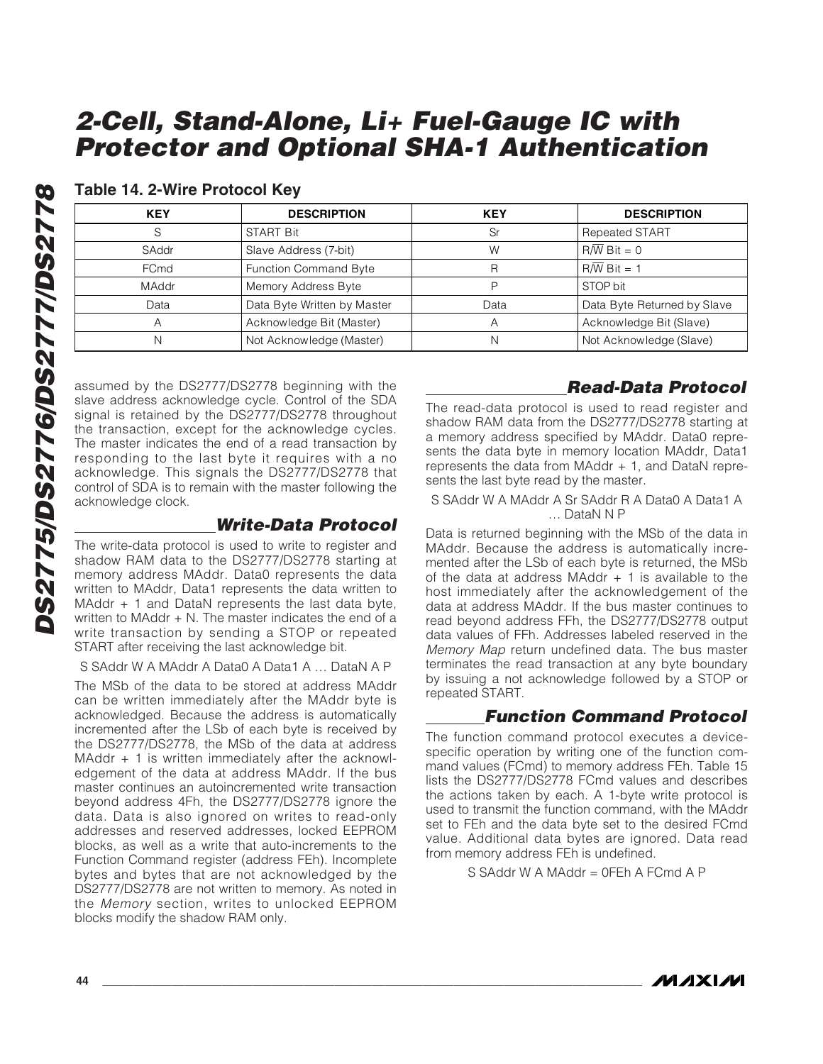### Table 14. 2-Wire Protocol Key

| KEY | DESCRIPTION | KEY | DESCRIPTION |
|---|---|---|---|
| S | START Bit | Sr | Repeated START |
| SAddr | Slave Address (7-bit) | W | $R/\overline{W}$ Bit = 0 |
| FCmd | Function Command Byte | R | $R/\overline{W}$ Bit = 1 |
| MAddr | Memory Address Byte | P | STOP bit |
| Data | Data Byte Written by Master | Data | Data Byte Returned by Slave |
| A | Acknowledge Bit (Master) | A | Acknowledge Bit (Slave) |
| N | Not Acknowledge (Master) | N | Not Acknowledge (Slave) |

assumed by the DS2777/DS2778 beginning with the slave address acknowledge cycle. Control of the SDA signal is retained by the DS2777/DS2778 throughout the transaction, except for the acknowledge cycles. The master indicates the end of a read transaction by responding to the last byte it requires with a no acknowledge. This signals the DS2777/DS2778 that control of SDA is to remain with the master following the acknowledge clock.

## Write-Data Protocol

The write-data protocol is used to write to register and shadow RAM data to the DS2777/DS2778 starting at memory address MAddr. Data0 represents the data written to MAddr, Data1 represents the data written to MAddr + 1 and DataN represents the last data byte, written to MAddr + N. The master indicates the end of a write transaction by sending a STOP or repeated START after receiving the last acknowledge bit.

S SAddr W A MAddr A Data0 A Data1 A … DataN A P

The MSb of the data to be stored at address MAddr can be written immediately after the MAddr byte is acknowledged. Because the address is automatically incremented after the LSb of each byte is received by the DS2777/DS2778, the MSb of the data at address MAddr + 1 is written immediately after the acknowledgement of the data at address MAddr. If the bus master continues an autoincremented write transaction beyond address 4Fh, the DS2777/DS2778 ignore the data. Data is also ignored on writes to read-only addresses and reserved addresses, locked EEPROM blocks, as well as a write that auto-increments to the Function Command register (address FEh). Incomplete bytes and bytes that are not acknowledged by the DS2777/DS2778 are not written to memory. As noted in the *Memory* section, writes to unlocked EEPROM blocks modify the shadow RAM only.

## Read-Data Protocol

The read-data protocol is used to read register and shadow RAM data from the DS2777/DS2778 starting at a memory address specified by MAddr. Data0 represents the data byte in memory location MAddr, Data1 represents the data from MAddr + 1, and DataN represents the last byte read by the master.

S SAddr W A MAddr A Sr SAddr R A Data0 A Data1 A … DataN N P

Data is returned beginning with the MSb of the data in MAddr. Because the address is automatically incremented after the LSb of each byte is returned, the MSb of the data at address MAddr + 1 is available to the host immediately after the acknowledgement of the data at address MAddr. If the bus master continues to read beyond address FFh, the DS2777/DS2778 output data values of FFh. Addresses labeled reserved in the *Memory Map* return undefined data. The bus master terminates the read transaction at any byte boundary by issuing a not acknowledge followed by a STOP or repeated START.

## Function Command Protocol

The function command protocol executes a device-specific operation by writing one of the function command values (FCmd) to memory address FEh. Table 15 lists the DS2777/DS2778 FCmd values and describes the actions taken by each. A 1-byte write protocol is used to transmit the function command, with the MAddr set to FEh and the data byte set to the desired FCmd value. Additional data bytes are ignored. Data read from memory address FEh is undefined.

S SAddr W A MAddr = 0FEh A FCmd A P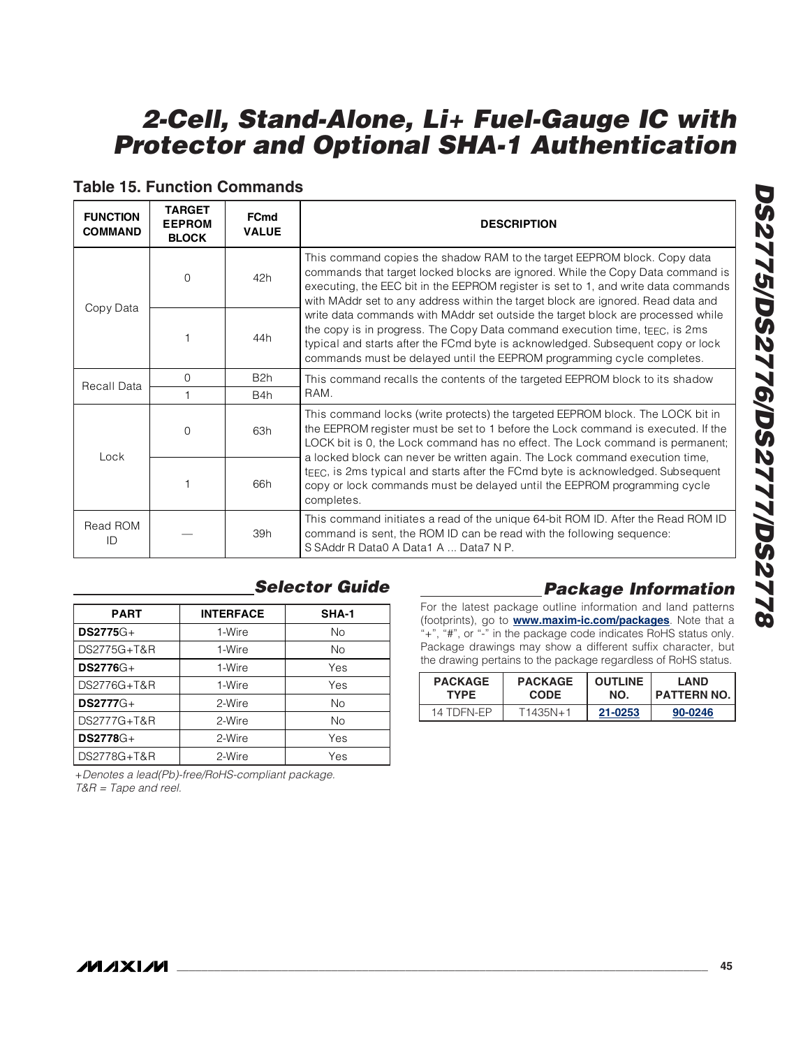### Table 15. Function Commands

| FUNCTION COMMAND | TARGET EEPROM BLOCK | FCmd VALUE | DESCRIPTION |
|---|---|---|---|
| Copy Data | 0 | 42h | This command copies the shadow RAM to the target EEPROM block. Copy data commands that target locked blocks are ignored. While the Copy Data command is executing, the EEC bit in the EEPROM register is set to 1, and write data commands with MAddr set to any address within the target block are ignored. Read data and write data commands with MAddr set outside the target block are processed while the copy is in progress. The Copy Data command execution time, $t_{EEC}$, is 2ms typical and starts after the FCmd byte is acknowledged. Subsequent copy or lock commands must be delayed until the EEPROM programming cycle completes. |
| | 1 | 44h | |
| Recall Data | 0 | B2h | This command recalls the contents of the targeted EEPROM block to its shadow RAM. |
| | 1 | B4h | |
| Lock | 0 | 63h | This command locks (write protects) the targeted EEPROM block. The LOCK bit in the EEPROM register must be set to 1 before the Lock command is executed. If the LOCK bit is 0, the Lock command has no effect. The Lock command is permanent; a locked block can never be written again. The Lock command execution time, $t_{EEC}$, is 2ms typical and starts after the FCmd byte is acknowledged. Subsequent copy or lock commands must be delayed until the EEPROM programming cycle completes. |
| | 1 | 66h | |
| Read ROM ID | — | 39h | This command initiates a read of the unique 64-bit ROM ID. After the Read ROM ID command is sent, the ROM ID can be read with the following sequence: S SAddr R Data0 A Data1 A ... Data7 N P. |

## Selector Guide

| PART | INTERFACE | SHA-1 |
|---|---|---|
| **DS2775**G+ | 1-Wire | No |
| DS2775G+T&R | 1-Wire | No |
| **DS2776**G+ | 1-Wire | Yes |
| DS2776G+T&R | 1-Wire | Yes |
| **DS2777**G+ | 2-Wire | No |
| DS2777G+T&R | 2-Wire | No |
| **DS2778**G+ | 2-Wire | Yes |
| DS2778G+T&R | 2-Wire | Yes |

*+Denotes a lead(Pb)-free/RoHS-compliant package.*
*T&R = Tape and reel.*

## Package Information

For the latest package outline information and land patterns (footprints), go to **www.maxim-ic.com/packages**. Note that a "+", "#", or "-" in the package code indicates RoHS status only. Package drawings may show a different suffix character, but the drawing pertains to the package regardless of RoHS status.

| PACKAGE TYPE | PACKAGE CODE | OUTLINE NO. | LAND PATTERN NO. |
|---|---|---|---|
| 14 TDFN-EP | T1435N+1 | 21-0253 | 90-0246 |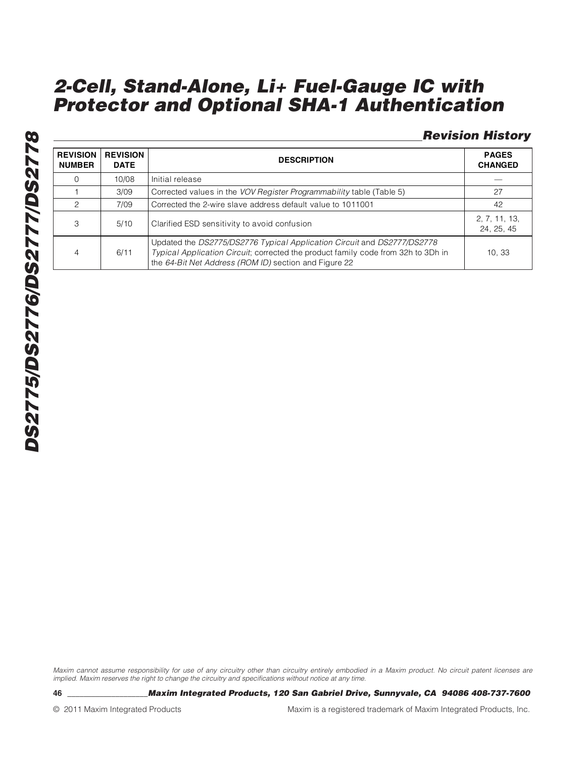# 2-Cell, Stand-Alone, Li+ Fuel-Gauge IC with Protector and Optional SHA-1 Authentication

## Revision History

| REVISION NUMBER | REVISION DATE | DESCRIPTION | PAGES CHANGED |
|---|---|---|---|
| 0 | 10/08 | Initial release | — |
| 1 | 3/09 | Corrected values in the *VOV Register Programmability* table (Table 5) | 27 |
| 2 | 7/09 | Corrected the 2-wire slave address default value to 1011001 | 42 |
| 3 | 5/10 | Clarified ESD sensitivity to avoid confusion | 2, 7, 11, 13, 24, 25, 45 |
| 4 | 6/11 | Updated the *DS2775/DS2776 Typical Application Circuit* and *DS2777/DS2778 Typical Application Circuit*; corrected the product family code from 32h to 3Dh in the *64-Bit Net Address (ROM ID)* section and Figure 22 | 10, 33 |

*Maxim cannot assume responsibility for use of any circuitry other than circuitry entirely embodied in a Maxim product. No circuit patent licenses are implied. Maxim reserves the right to change the circuitry and specifications without notice at any time.*

***Maxim Integrated Products, 120 San Gabriel Drive, Sunnyvale, CA 94086 408-737-7600***

© 2011 Maxim Integrated Products

Maxim is a registered trademark of Maxim Integrated Products, Inc.